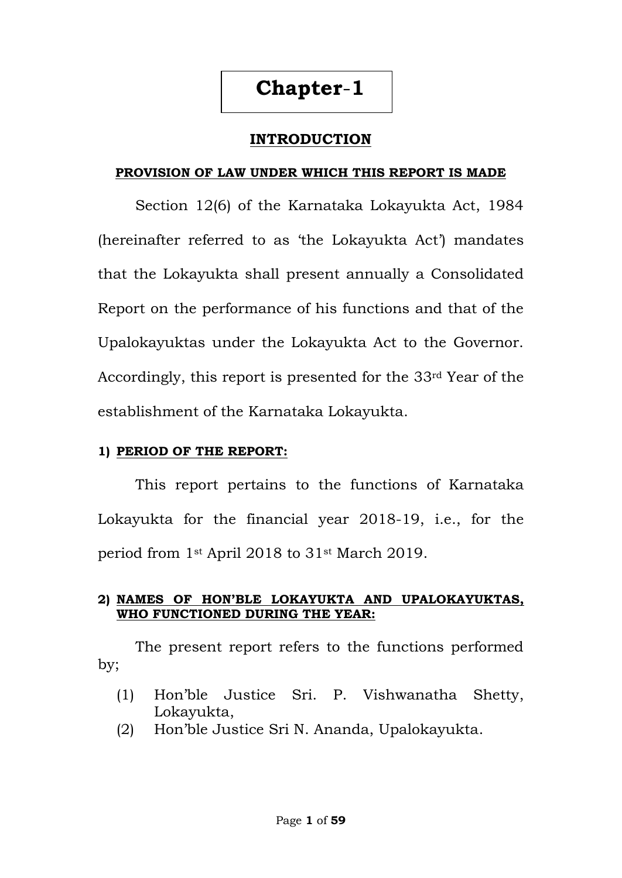# Chapter-1

## INTRODUCTION

### PROVISION OF LAW UNDER WHICH THIS REPORT IS MADE

Section 12(6) of the Karnataka Lokayukta Act, 1984 (hereinafter referred to as 'the Lokayukta Act') mandates that the Lokayukta shall present annually a Consolidated Report on the performance of his functions and that of the Upalokayuktas under the Lokayukta Act to the Governor. Accordingly, this report is presented for the 33rd Year of the establishment of the Karnataka Lokayukta.

### 1) PERIOD OF THE REPORT:

This report pertains to the functions of Karnataka Lokayukta for the financial year 2018-19, i.e., for the period from 1st April 2018 to 31st March 2019.

### 2) NAMES OF HON'BLE LOKAYUKTA AND UPALOKAYUKTAS, WHO FUNCTIONED DURING THE YEAR:

The present report refers to the functions performed by;

(1) Hon'ble Justice Sri. P. Vishwanatha Shetty, Lokayukta,

(2) Hon'ble Justice Sri N. Ananda, Upalokayukta.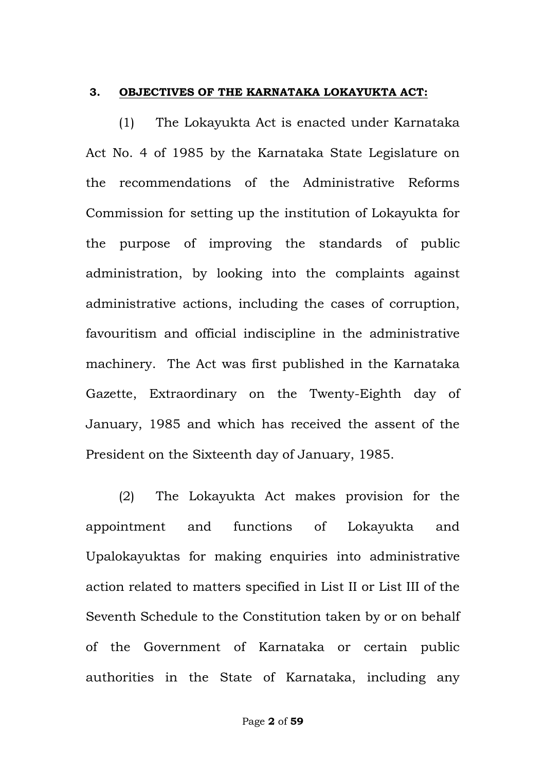### 3. **<u>OBJECTIVES OF THE KARNATAKA LOKAYUKTA ACT:</u>**

(1) The Lokayukta Act is enacted under Karnataka Act No. 4 of 1985 by the Karnataka State Legislature on the recommendations of the Administrative Reforms Commission for setting up the institution of Lokayukta for the purpose of improving the standards of public administration, by looking into the complaints against administrative actions, including the cases of corruption, favouritism and official indiscipline in the administrative machinery. The Act was first published in the Karnataka Gazette, Extraordinary on the Twenty-Eighth day of January, 1985 and which has received the assent of the President on the Sixteenth day of January, 1985.

(2) The Lokayukta Act makes provision for the appointment and functions of Lokayukta and Upalokayuktas for making enquiries into administrative action related to matters specified in List II or List III of the Seventh Schedule to the Constitution taken by or on behalf of the Government of Karnataka or certain public authorities in the State of Karnataka, including any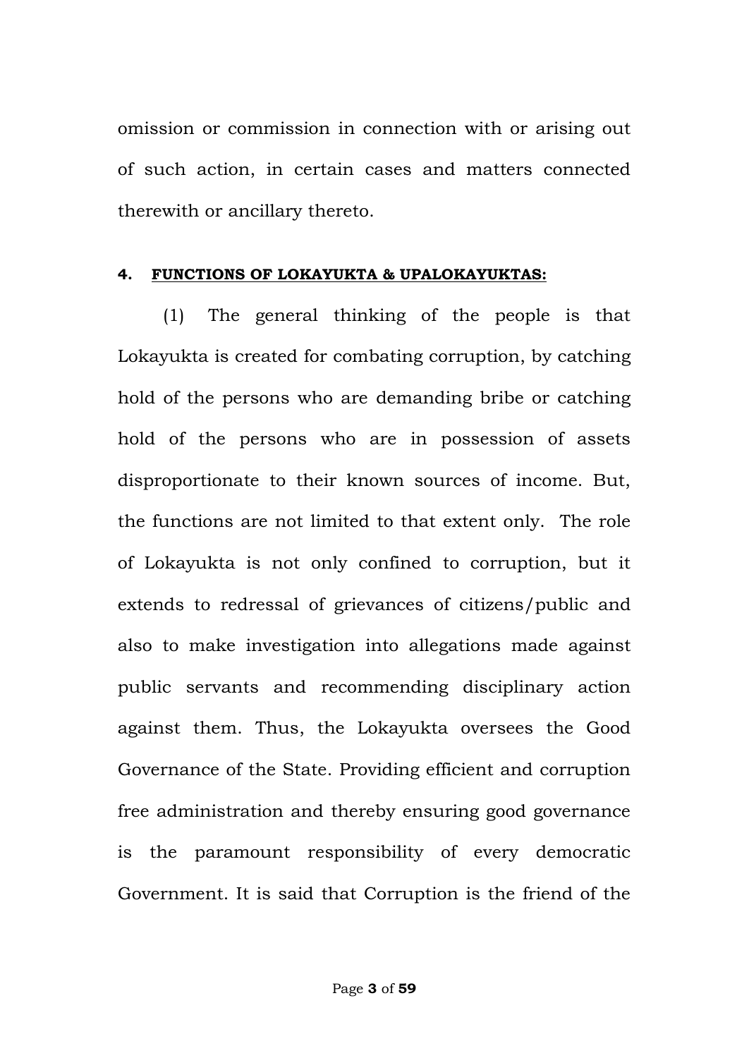omission or commission in connection with or arising out of such action, in certain cases and matters connected therewith or ancillary thereto.

**4. <u>FUNCTIONS OF LOKAYUKTA & UPALOKAYUKTAS:</u>**

(1) The general thinking of the people is that Lokayukta is created for combating corruption, by catching hold of the persons who are demanding bribe or catching hold of the persons who are in possession of assets disproportionate to their known sources of income. But, the functions are not limited to that extent only. The role of Lokayukta is not only confined to corruption, but it extends to redressal of grievances of citizens/public and also to make investigation into allegations made against public servants and recommending disciplinary action against them. Thus, the Lokayukta oversees the Good Governance of the State. Providing efficient and corruption free administration and thereby ensuring good governance is the paramount responsibility of every democratic Government. It is said that Corruption is the friend of the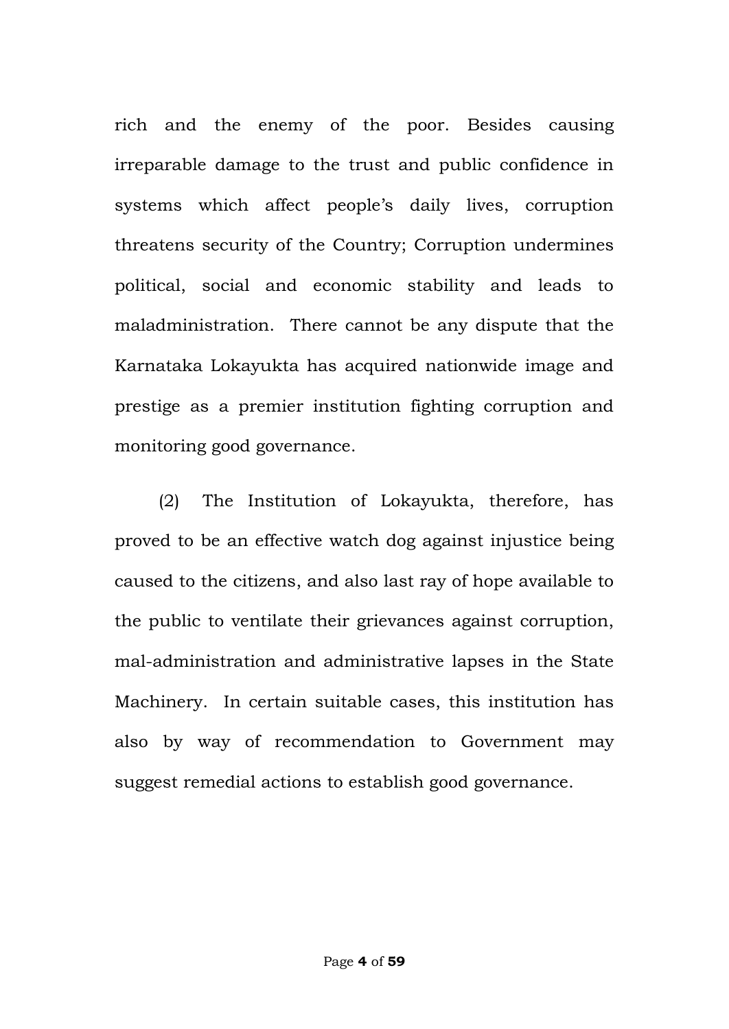rich and the enemy of the poor. Besides causing irreparable damage to the trust and public confidence in systems which affect people's daily lives, corruption threatens security of the Country; Corruption undermines political, social and economic stability and leads to maladministration. There cannot be any dispute that the Karnataka Lokayukta has acquired nationwide image and prestige as a premier institution fighting corruption and monitoring good governance.

(2) The Institution of Lokayukta, therefore, has proved to be an effective watch dog against injustice being caused to the citizens, and also last ray of hope available to the public to ventilate their grievances against corruption, mal-administration and administrative lapses in the State Machinery. In certain suitable cases, this institution has also by way of recommendation to Government may suggest remedial actions to establish good governance.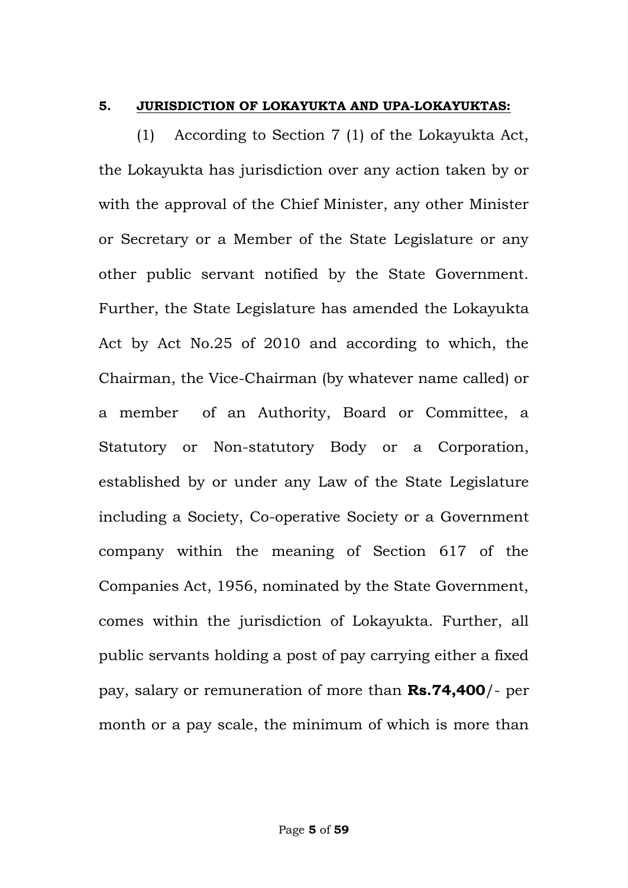**5. <u>JURISDICTION OF LOKAYUKTA AND UPA-LOKAYUKTAS:</u>**

(1) According to Section 7 (1) of the Lokayukta Act, the Lokayukta has jurisdiction over any action taken by or with the approval of the Chief Minister, any other Minister or Secretary or a Member of the State Legislature or any other public servant notified by the State Government. Further, the State Legislature has amended the Lokayukta Act by Act No.25 of 2010 and according to which, the Chairman, the Vice-Chairman (by whatever name called) or a member of an Authority, Board or Committee, a Statutory or Non-statutory Body or a Corporation, established by or under any Law of the State Legislature including a Society, Co-operative Society or a Government company within the meaning of Section 617 of the Companies Act, 1956, nominated by the State Government, comes within the jurisdiction of Lokayukta. Further, all public servants holding a post of pay carrying either a fixed pay, salary or remuneration of more than **Rs.74,400**/- per month or a pay scale, the minimum of which is more than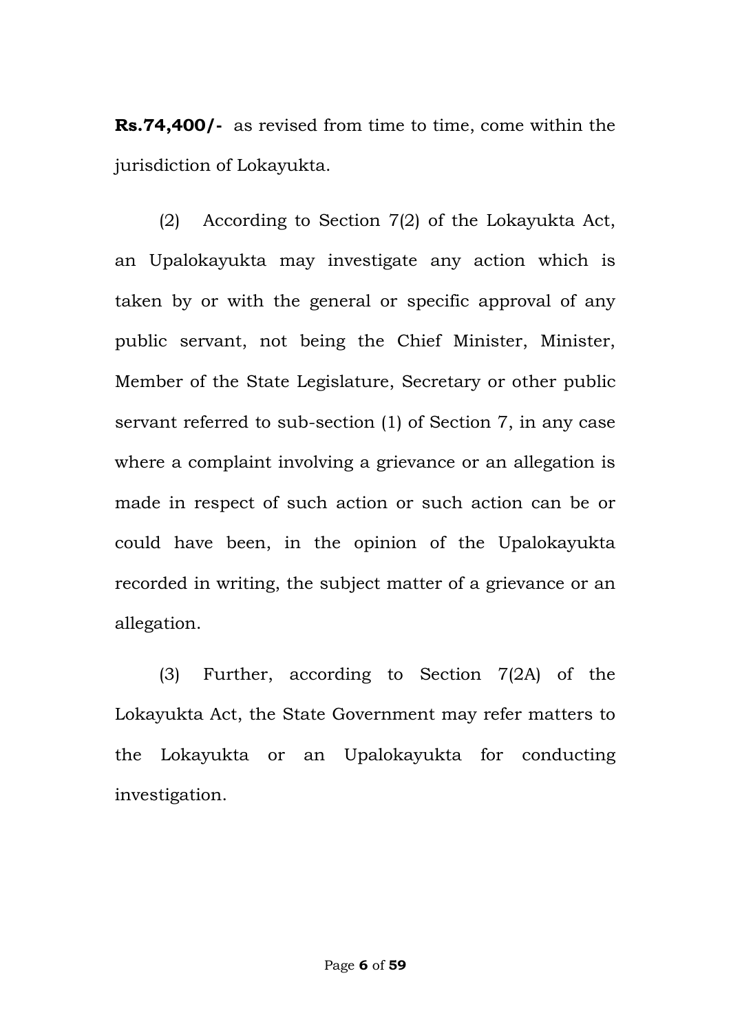**Rs.74,400/-** as revised from time to time, come within the jurisdiction of Lokayukta.

(2) According to Section 7(2) of the Lokayukta Act, an Upalokayukta may investigate any action which is taken by or with the general or specific approval of any public servant, not being the Chief Minister, Minister, Member of the State Legislature, Secretary or other public servant referred to sub-section (1) of Section 7, in any case where a complaint involving a grievance or an allegation is made in respect of such action or such action can be or could have been, in the opinion of the Upalokayukta recorded in writing, the subject matter of a grievance or an allegation.

(3) Further, according to Section 7(2A) of the Lokayukta Act, the State Government may refer matters to the Lokayukta or an Upalokayukta for conducting investigation.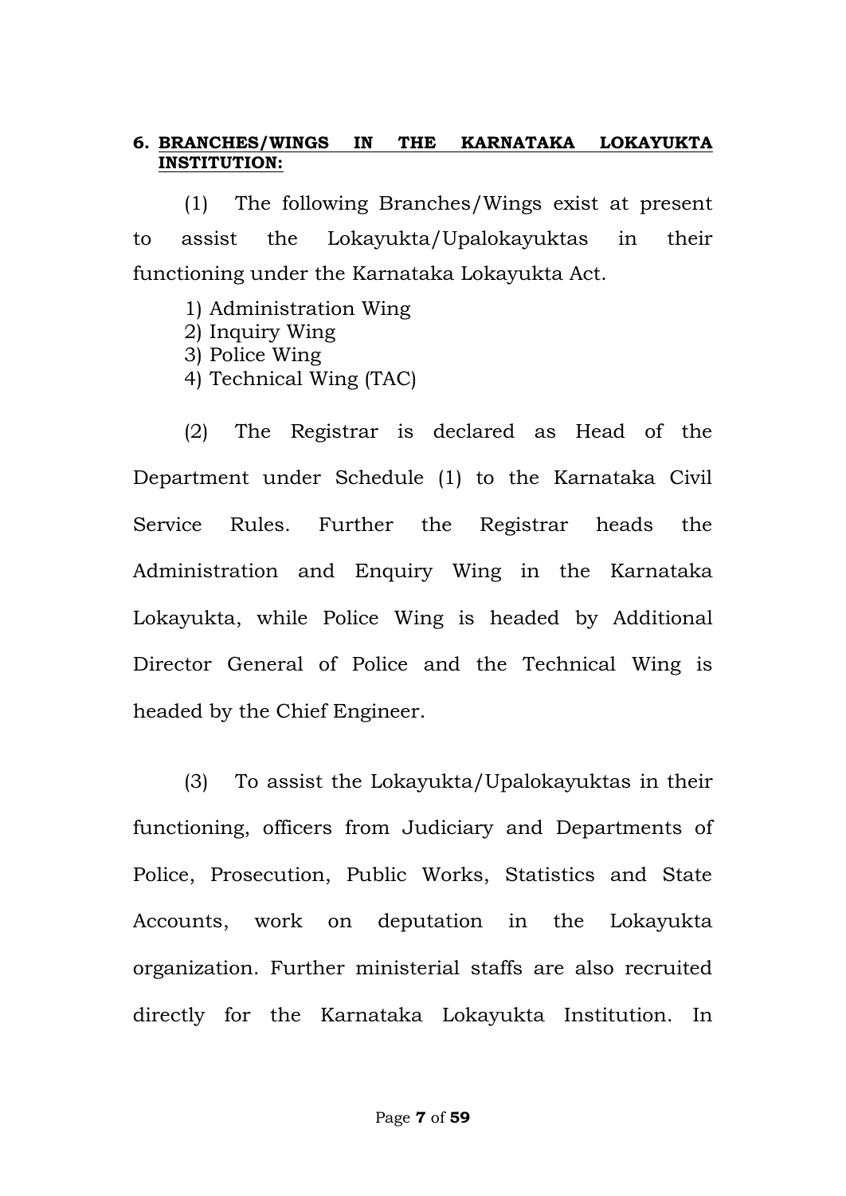## 6. **BRANCHES/WINGS IN THE KARNATAKA LOKAYUKTA INSTITUTION:**

(1) The following Branches/Wings exist at present to assist the Lokayukta/Upalokayuktas in their functioning under the Karnataka Lokayukta Act.

1) Administration Wing
2) Inquiry Wing
3) Police Wing
4) Technical Wing (TAC)

(2) The Registrar is declared as Head of the Department under Schedule (1) to the Karnataka Civil Service Rules. Further the Registrar heads the Administration and Enquiry Wing in the Karnataka Lokayukta, while Police Wing is headed by Additional Director General of Police and the Technical Wing is headed by the Chief Engineer.

(3) To assist the Lokayukta/Upalokayuktas in their functioning, officers from Judiciary and Departments of Police, Prosecution, Public Works, Statistics and State Accounts, work on deputation in the Lokayukta organization. Further ministerial staffs are also recruited directly for the Karnataka Lokayukta Institution. In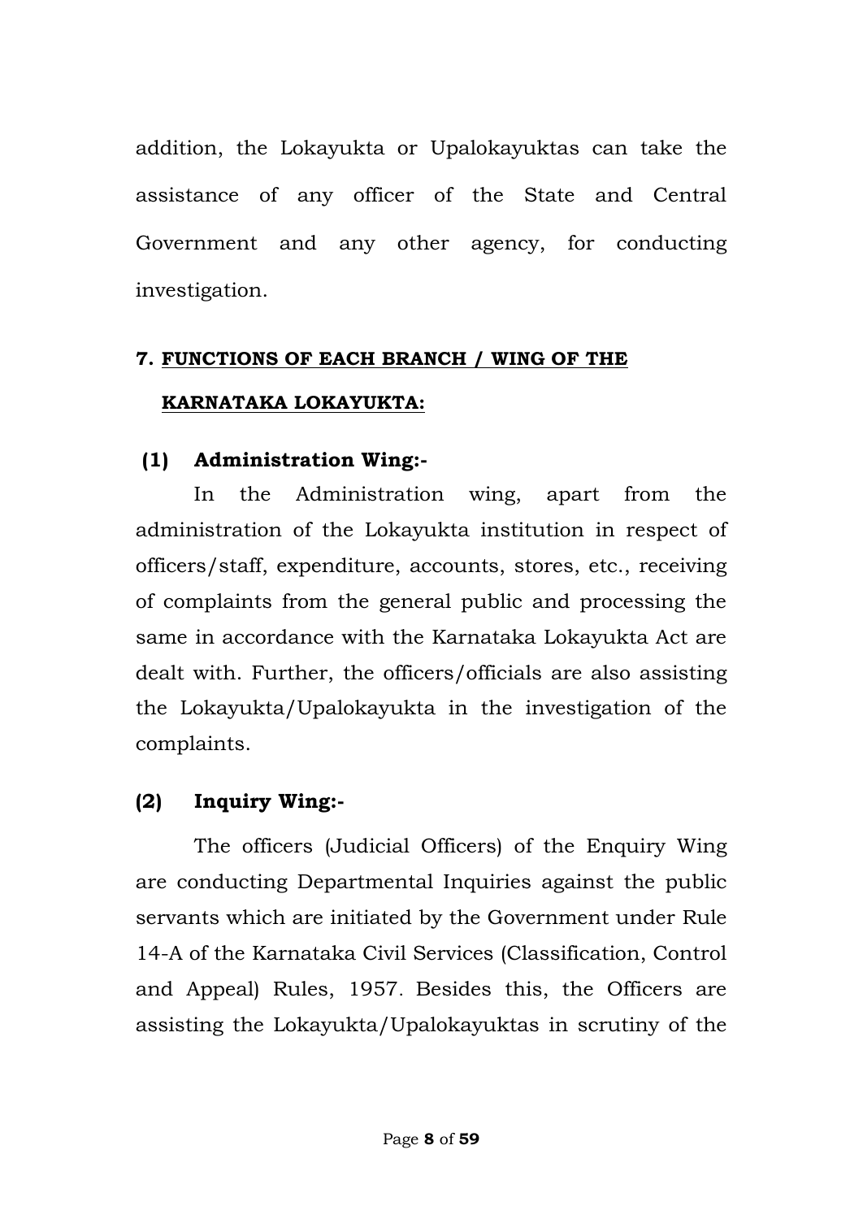addition, the Lokayukta or Upalokayuktas can take the assistance of any officer of the State and Central Government and any other agency, for conducting investigation.

## 7. FUNCTIONS OF EACH BRANCH / WING OF THE KARNATAKA LOKAYUKTA:

### (1) Administration Wing:-

In the Administration wing, apart from the administration of the Lokayukta institution in respect of officers/staff, expenditure, accounts, stores, etc., receiving of complaints from the general public and processing the same in accordance with the Karnataka Lokayukta Act are dealt with. Further, the officers/officials are also assisting the Lokayukta/Upalokayukta in the investigation of the complaints.

### (2) Inquiry Wing:-

The officers (Judicial Officers) of the Enquiry Wing are conducting Departmental Inquiries against the public servants which are initiated by the Government under Rule 14-A of the Karnataka Civil Services (Classification, Control and Appeal) Rules, 1957. Besides this, the Officers are assisting the Lokayukta/Upalokayuktas in scrutiny of the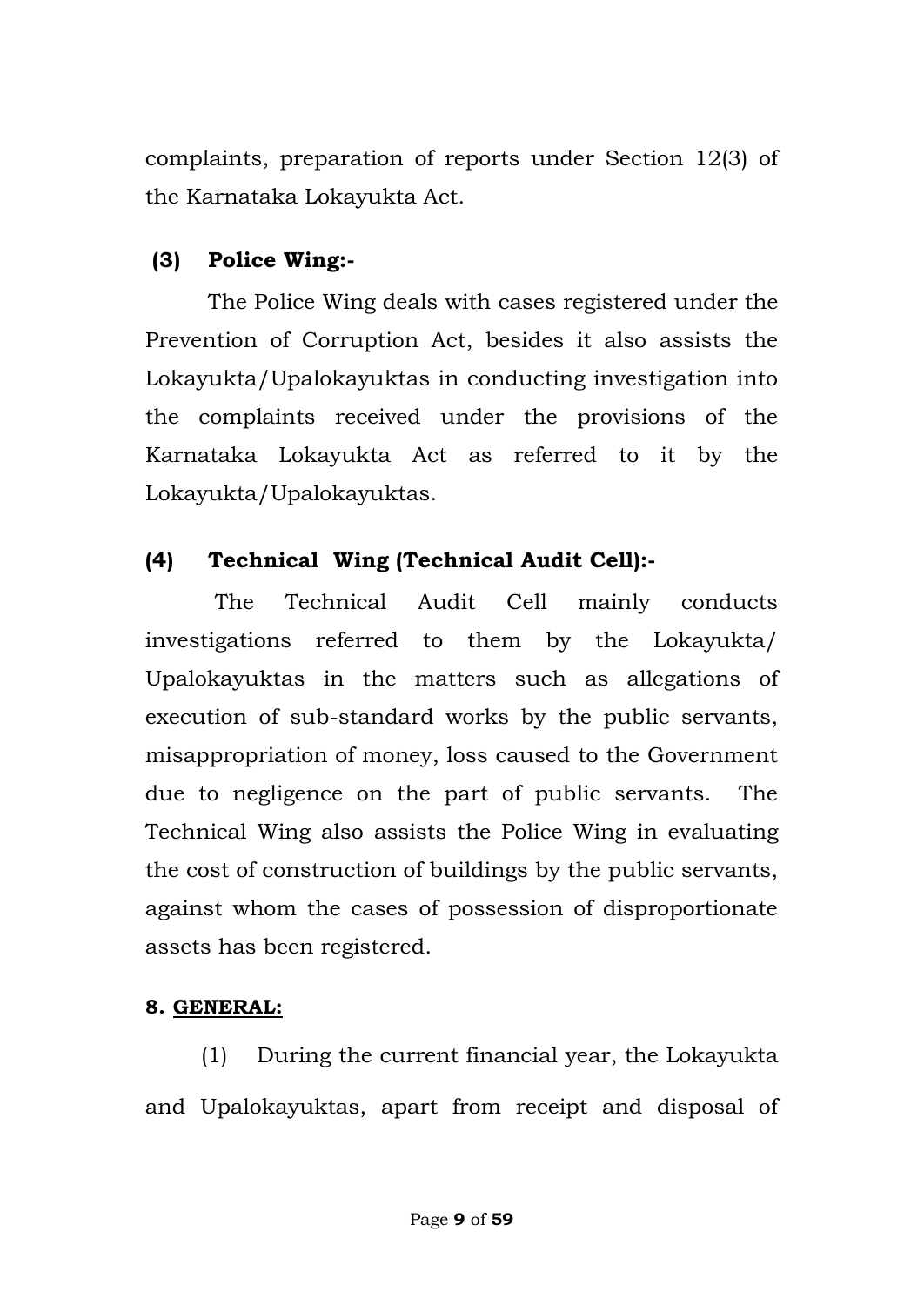complaints, preparation of reports under Section 12(3) of the Karnataka Lokayukta Act.

**(3) Police Wing:-**

The Police Wing deals with cases registered under the Prevention of Corruption Act, besides it also assists the Lokayukta/Upalokayuktas in conducting investigation into the complaints received under the provisions of the Karnataka Lokayukta Act as referred to it by the Lokayukta/Upalokayuktas.

**(4) Technical Wing (Technical Audit Cell):-**

The Technical Audit Cell mainly conducts investigations referred to them by the Lokayukta/ Upalokayuktas in the matters such as allegations of execution of sub-standard works by the public servants, misappropriation of money, loss caused to the Government due to negligence on the part of public servants. The Technical Wing also assists the Police Wing in evaluating the cost of construction of buildings by the public servants, against whom the cases of possession of disproportionate assets has been registered.

**8. <u>GENERAL:</u>**

(1) During the current financial year, the Lokayukta and Upalokayuktas, apart from receipt and disposal of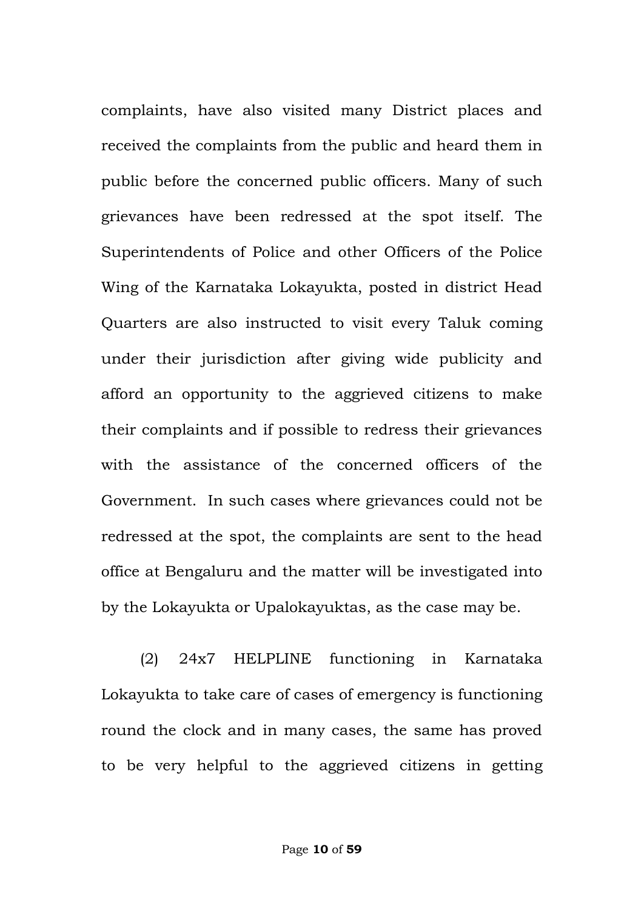complaints, have also visited many District places and received the complaints from the public and heard them in public before the concerned public officers. Many of such grievances have been redressed at the spot itself. The Superintendents of Police and other Officers of the Police Wing of the Karnataka Lokayukta, posted in district Head Quarters are also instructed to visit every Taluk coming under their jurisdiction after giving wide publicity and afford an opportunity to the aggrieved citizens to make their complaints and if possible to redress their grievances with the assistance of the concerned officers of the Government. In such cases where grievances could not be redressed at the spot, the complaints are sent to the head office at Bengaluru and the matter will be investigated into by the Lokayukta or Upalokayuktas, as the case may be.

(2) 24x7 HELPLINE functioning in Karnataka Lokayukta to take care of cases of emergency is functioning round the clock and in many cases, the same has proved to be very helpful to the aggrieved citizens in getting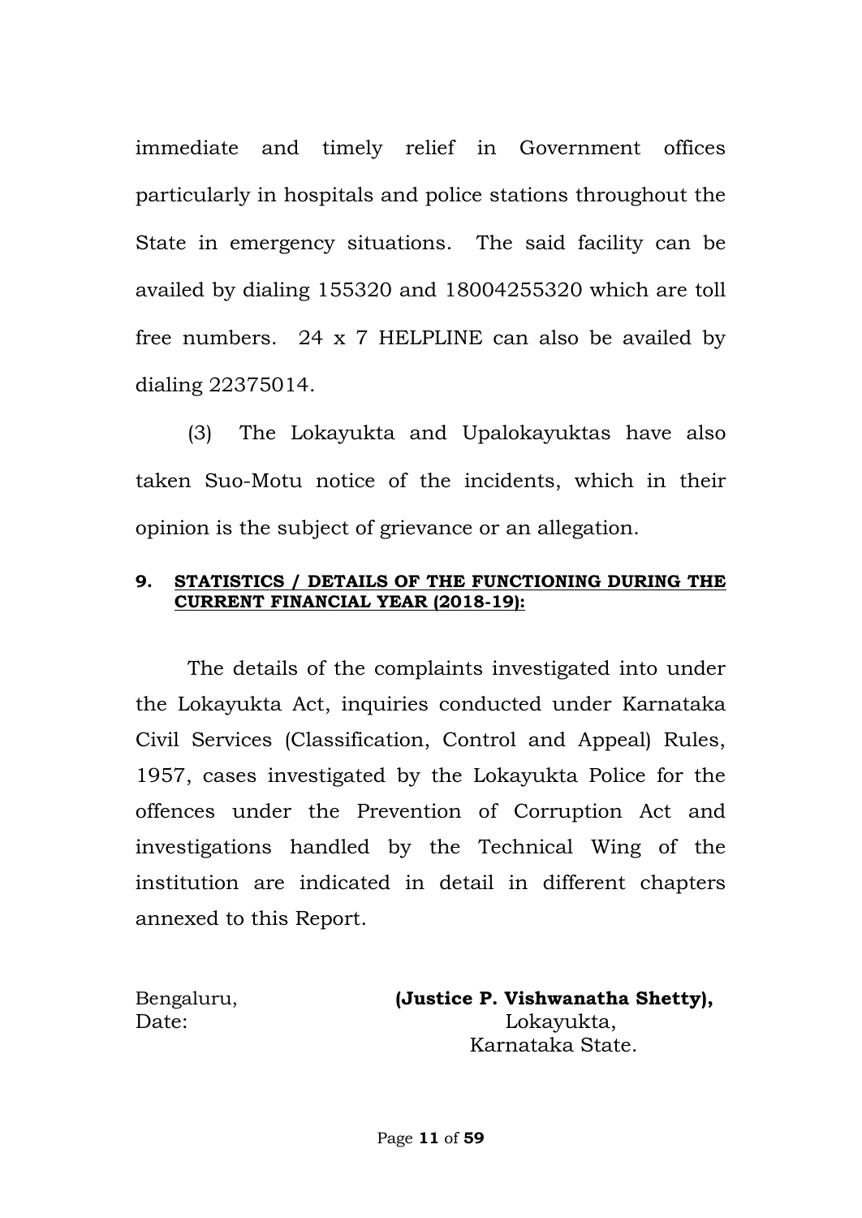immediate and timely relief in Government offices particularly in hospitals and police stations throughout the State in emergency situations. The said facility can be availed by dialing 155320 and 18004255320 which are toll free numbers. 24 x 7 HELPLINE can also be availed by dialing 22375014.

(3) The Lokayukta and Upalokayuktas have also taken Suo-Motu notice of the incidents, which in their opinion is the subject of grievance or an allegation.

**9. STATISTICS / DETAILS OF THE FUNCTIONING DURING THE CURRENT FINANCIAL YEAR (2018-19):**

The details of the complaints investigated into under the Lokayukta Act, inquiries conducted under Karnataka Civil Services (Classification, Control and Appeal) Rules, 1957, cases investigated by the Lokayukta Police for the offences under the Prevention of Corruption Act and investigations handled by the Technical Wing of the institution are indicated in detail in different chapters annexed to this Report.

Bengaluru,
Date:

**(Justice P. Vishwanatha Shetty),**
Lokayukta,
Karnataka State.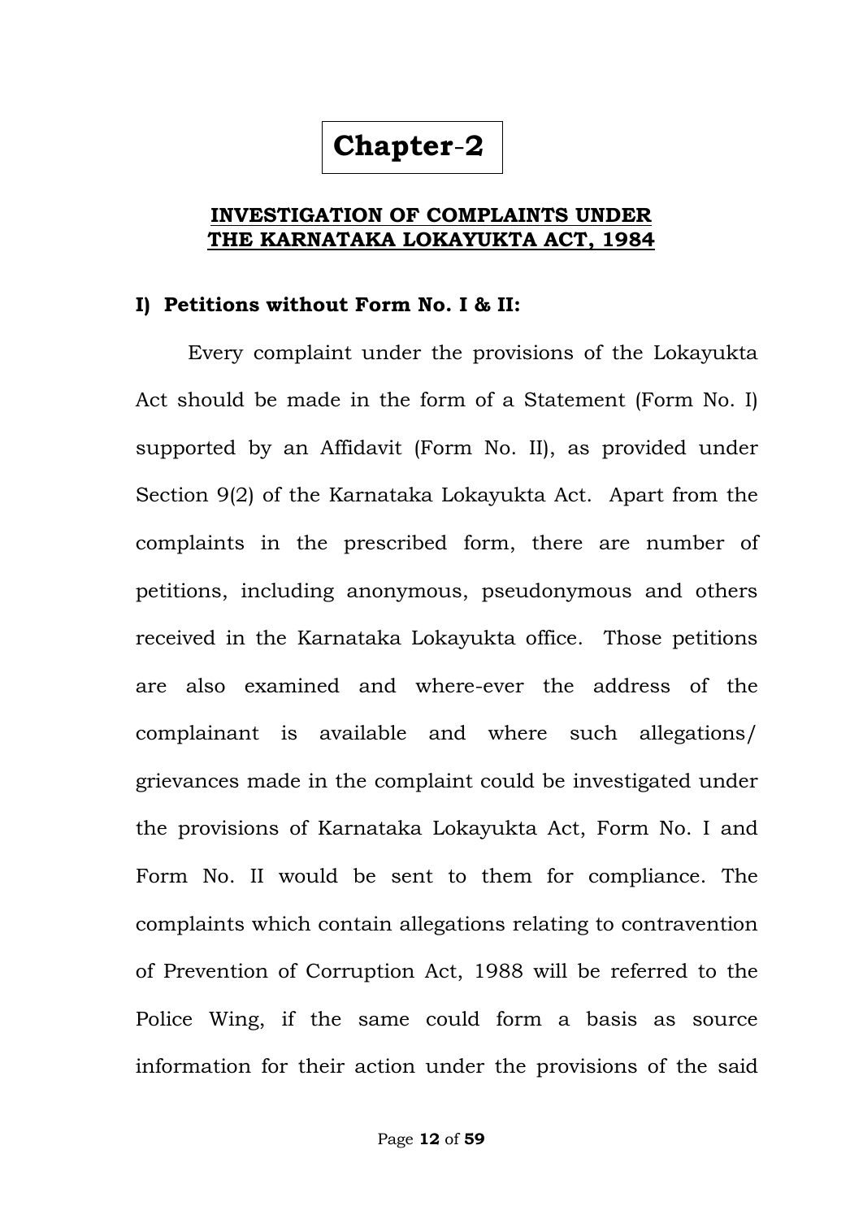# Chapter-2

## INVESTIGATION OF COMPLAINTS UNDER THE KARNATAKA LOKAYUKTA ACT, 1984

### I) Petitions without Form No. I & II:

Every complaint under the provisions of the Lokayukta Act should be made in the form of a Statement (Form No. I) supported by an Affidavit (Form No. II), as provided under Section 9(2) of the Karnataka Lokayukta Act. Apart from the complaints in the prescribed form, there are number of petitions, including anonymous, pseudonymous and others received in the Karnataka Lokayukta office. Those petitions are also examined and where-ever the address of the complainant is available and where such allegations/ grievances made in the complaint could be investigated under the provisions of Karnataka Lokayukta Act, Form No. I and Form No. II would be sent to them for compliance. The complaints which contain allegations relating to contravention of Prevention of Corruption Act, 1988 will be referred to the Police Wing, if the same could form a basis as source information for their action under the provisions of the said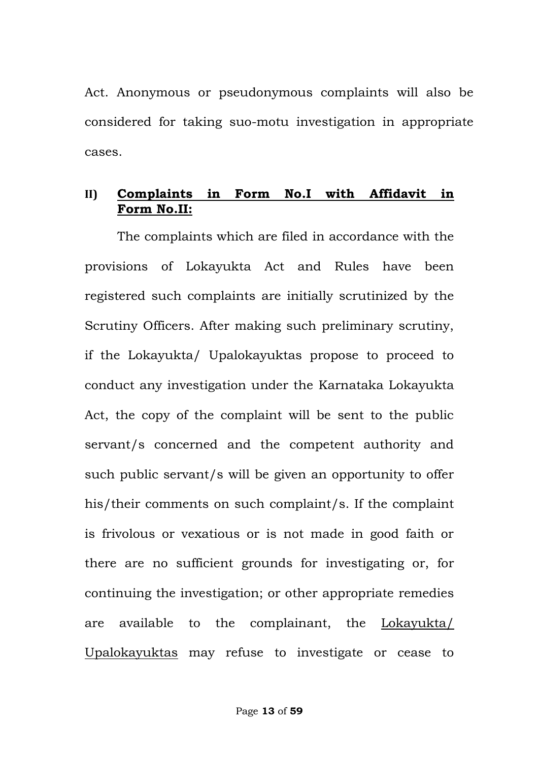Act. Anonymous or pseudonymous complaints will also be considered for taking suo-motu investigation in appropriate cases.

**II) <u>Complaints in Form No.I with Affidavit in Form No.II:</u>**

The complaints which are filed in accordance with the provisions of Lokayukta Act and Rules have been registered such complaints are initially scrutinized by the Scrutiny Officers. After making such preliminary scrutiny, if the Lokayukta/ Upalokayuktas propose to proceed to conduct any investigation under the Karnataka Lokayukta Act, the copy of the complaint will be sent to the public servant/s concerned and the competent authority and such public servant/s will be given an opportunity to offer his/their comments on such complaint/s. If the complaint is frivolous or vexatious or is not made in good faith or there are no sufficient grounds for investigating or, for continuing the investigation; or other appropriate remedies are available to the complainant, the <u>Lokayukta/ Upalokayuktas</u> may refuse to investigate or cease to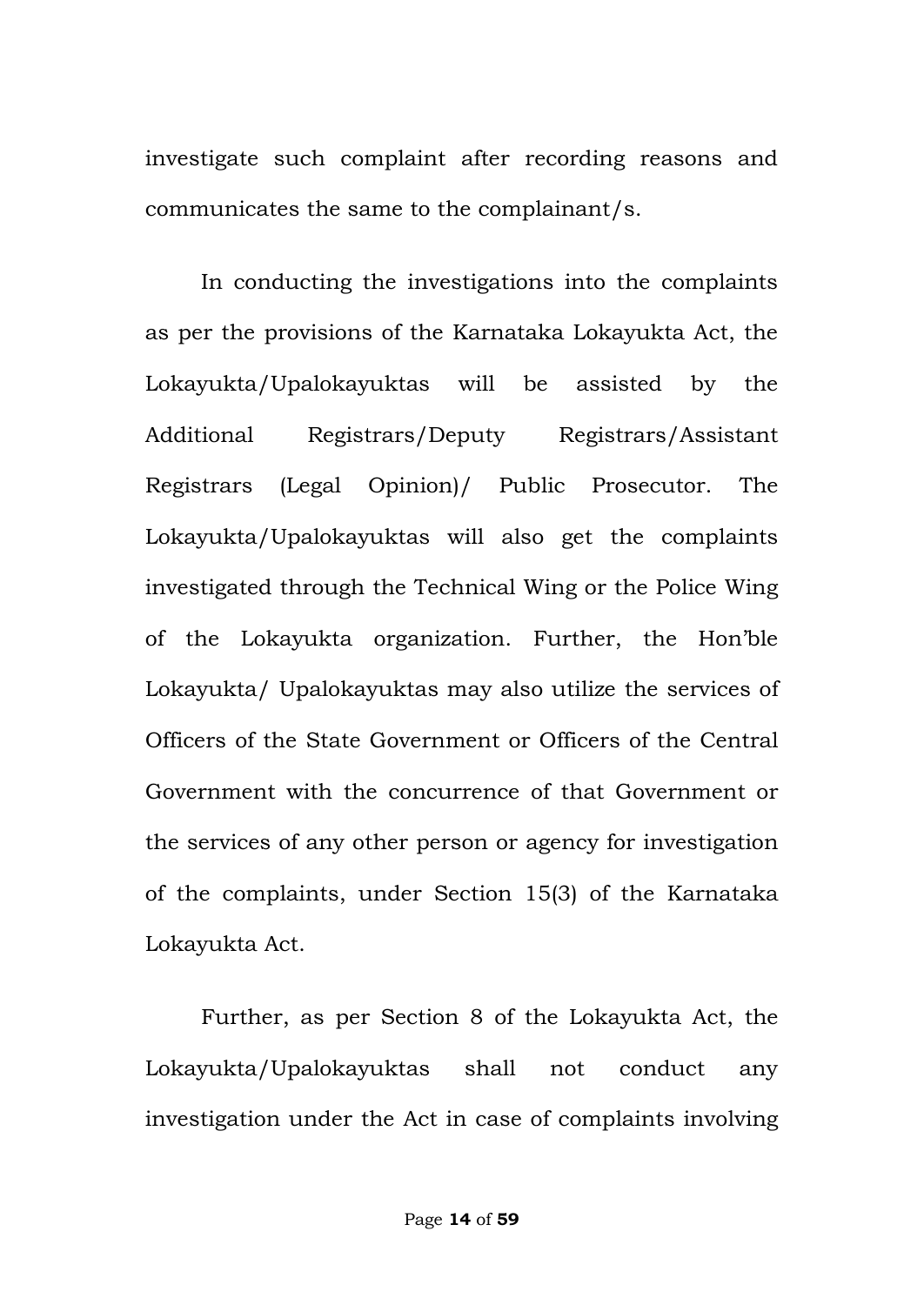investigate such complaint after recording reasons and communicates the same to the complainant/s.

In conducting the investigations into the complaints as per the provisions of the Karnataka Lokayukta Act, the Lokayukta/Upalokayuktas will be assisted by the Additional Registrars/Deputy Registrars/Assistant Registrars (Legal Opinion)/ Public Prosecutor. The Lokayukta/Upalokayuktas will also get the complaints investigated through the Technical Wing or the Police Wing of the Lokayukta organization. Further, the Hon'ble Lokayukta/ Upalokayuktas may also utilize the services of Officers of the State Government or Officers of the Central Government with the concurrence of that Government or the services of any other person or agency for investigation of the complaints, under Section 15(3) of the Karnataka Lokayukta Act.

Further, as per Section 8 of the Lokayukta Act, the Lokayukta/Upalokayuktas shall not conduct any investigation under the Act in case of complaints involving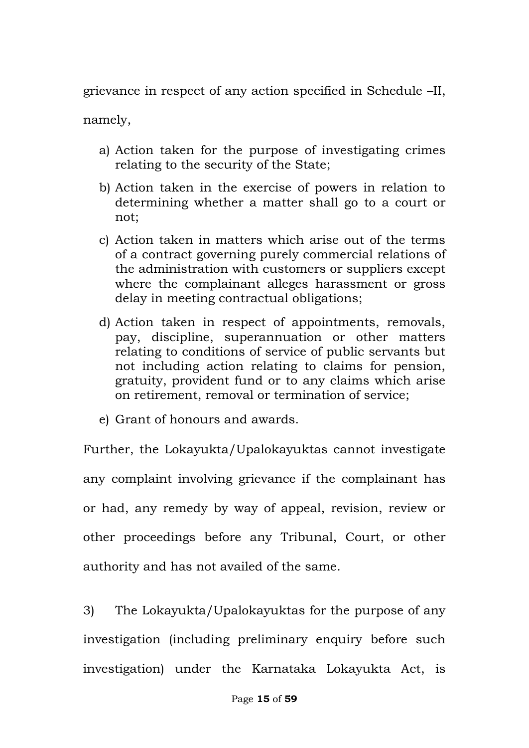grievance in respect of any action specified in Schedule –II, namely,

a) Action taken for the purpose of investigating crimes relating to the security of the State;

b) Action taken in the exercise of powers in relation to determining whether a matter shall go to a court or not;

c) Action taken in matters which arise out of the terms of a contract governing purely commercial relations of the administration with customers or suppliers except where the complainant alleges harassment or gross delay in meeting contractual obligations;

d) Action taken in respect of appointments, removals, pay, discipline, superannuation or other matters relating to conditions of service of public servants but not including action relating to claims for pension, gratuity, provident fund or to any claims which arise on retirement, removal or termination of service;

e) Grant of honours and awards.

Further, the Lokayukta/Upalokayuktas cannot investigate any complaint involving grievance if the complainant has or had, any remedy by way of appeal, revision, review or other proceedings before any Tribunal, Court, or other authority and has not availed of the same.

3) The Lokayukta/Upalokayuktas for the purpose of any investigation (including preliminary enquiry before such investigation) under the Karnataka Lokayukta Act, is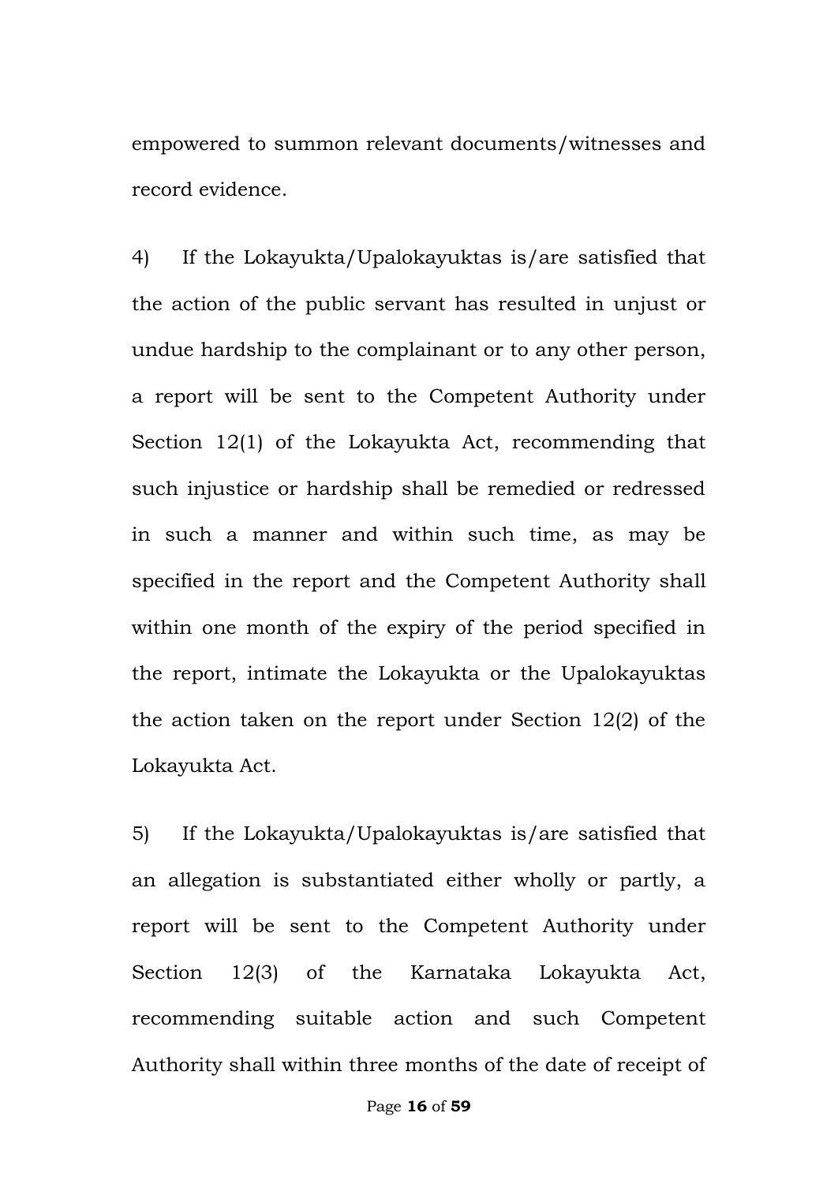empowered to summon relevant documents/witnesses and record evidence.

4) If the Lokayukta/Upalokayuktas is/are satisfied that the action of the public servant has resulted in unjust or undue hardship to the complainant or to any other person, a report will be sent to the Competent Authority under Section 12(1) of the Lokayukta Act, recommending that such injustice or hardship shall be remedied or redressed in such a manner and within such time, as may be specified in the report and the Competent Authority shall within one month of the expiry of the period specified in the report, intimate the Lokayukta or the Upalokayuktas the action taken on the report under Section 12(2) of the Lokayukta Act.

5) If the Lokayukta/Upalokayuktas is/are satisfied that an allegation is substantiated either wholly or partly, a report will be sent to the Competent Authority under Section 12(3) of the Karnataka Lokayukta Act, recommending suitable action and such Competent Authority shall within three months of the date of receipt of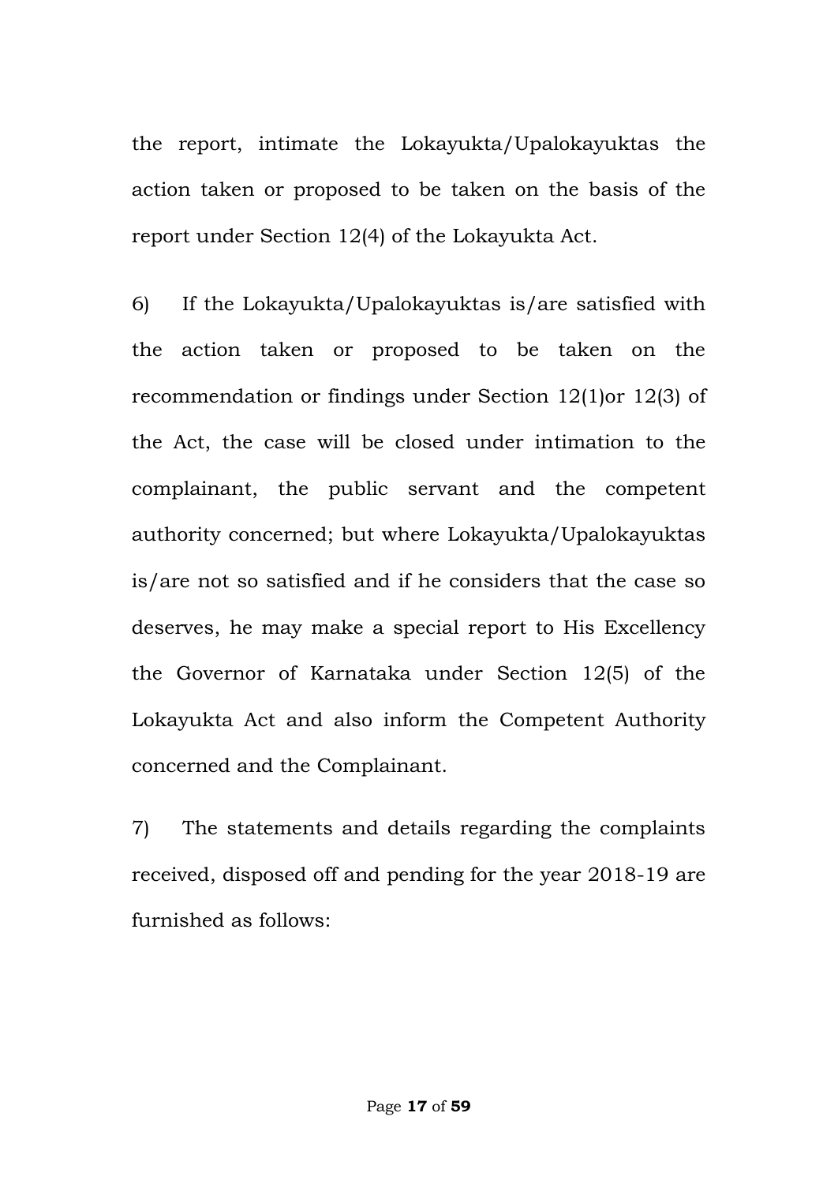the report, intimate the Lokayukta/Upalokayuktas the action taken or proposed to be taken on the basis of the report under Section 12(4) of the Lokayukta Act.

6) If the Lokayukta/Upalokayuktas is/are satisfied with the action taken or proposed to be taken on the recommendation or findings under Section 12(1)or 12(3) of the Act, the case will be closed under intimation to the complainant, the public servant and the competent authority concerned; but where Lokayukta/Upalokayuktas is/are not so satisfied and if he considers that the case so deserves, he may make a special report to His Excellency the Governor of Karnataka under Section 12(5) of the Lokayukta Act and also inform the Competent Authority concerned and the Complainant.

7) The statements and details regarding the complaints received, disposed off and pending for the year 2018-19 are furnished as follows: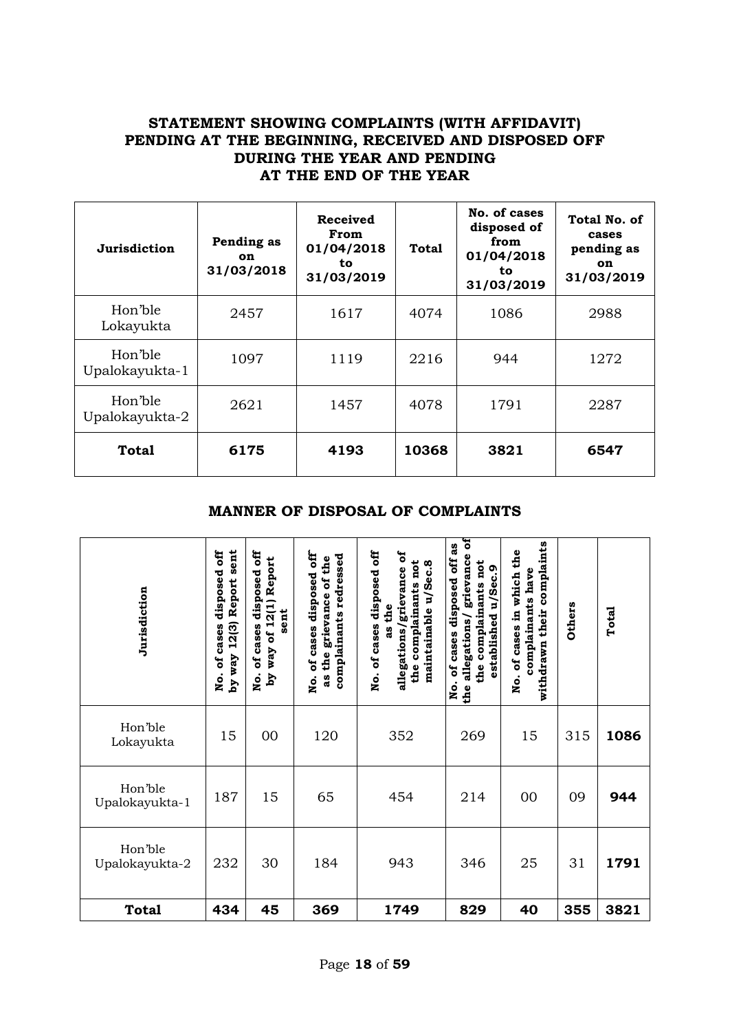## STATEMENT SHOWING COMPLAINTS (WITH AFFIDAVIT) PENDING AT THE BEGINNING, RECEIVED AND DISPOSED OFF DURING THE YEAR AND PENDING AT THE END OF THE YEAR

| Jurisdiction | Pending as on 31/03/2018 | Received From 01/04/2018 to 31/03/2019 | Total | No. of cases disposed of from 01/04/2018 to 31/03/2019 | Total No. of cases pending as on 31/03/2019 |
|---|---|---|---|---|---|
| Hon'ble Lokayukta | 2457 | 1617 | 4074 | 1086 | 2988 |
| Hon'ble Upalokayukta-1 | 1097 | 1119 | 2216 | 944 | 1272 |
| Hon'ble Upalokayukta-2 | 2621 | 1457 | 4078 | 1791 | 2287 |
| **Total** | **6175** | **4193** | **10368** | **3821** | **6547** |

## MANNER OF DISPOSAL OF COMPLAINTS

| Jurisdiction | No. of cases disposed off by way 12(3) Report sent | No. of cases disposed off by way of 12(1) Report sent | No. of cases disposed off as the grievance of the complainants redressed | No. of cases disposed off as the allegations/grievance of the complainants not maintainable u/Sec.8 | No. of cases disposed off as the allegations/ grievance of the complainants not established u/Sec.9 | No. of cases in which the complainants have withdrawn their complaints | Others | Total |
|---|---|---|---|---|---|---|---|---|
| Hon'ble Lokayukta | 15 | 00 | 120 | 352 | 269 | 15 | 315 | **1086** |
| Hon'ble Upalokayukta-1 | 187 | 15 | 65 | 454 | 214 | 00 | 09 | **944** |
| Hon'ble Upalokayukta-2 | 232 | 30 | 184 | 943 | 346 | 25 | 31 | **1791** |
| **Total** | **434** | **45** | **369** | **1749** | **829** | **40** | **355** | **3821** |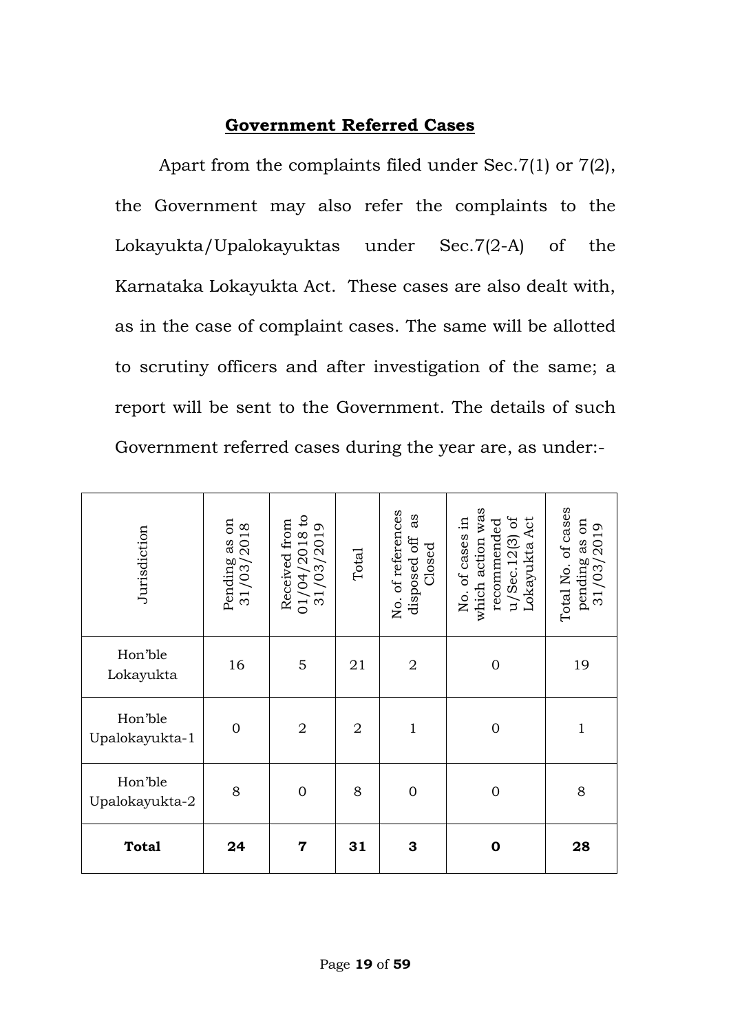## Government Referred Cases

Apart from the complaints filed under Sec.7(1) or 7(2), the Government may also refer the complaints to the Lokayukta/Upalokayuktas under Sec.7(2-A) of the Karnataka Lokayukta Act. These cases are also dealt with, as in the case of complaint cases. The same will be allotted to scrutiny officers and after investigation of the same; a report will be sent to the Government. The details of such Government referred cases during the year are, as under:-

| Jurisdiction | Pending as on 31/03/2018 | Received from 01/04/2018 to 31/03/2019 | Total | No. of references disposed off as Closed | No. of cases in which action was recommended u/Sec.12(3) of Lokayukta Act | Total No. of cases pending as on 31/03/2019 |
|---|---|---|---|---|---|---|
| Hon'ble Lokayukta | 16 | 5 | 21 | 2 | 0 | 19 |
| Hon'ble Upalokayukta-1 | 0 | 2 | 2 | 1 | 0 | 1 |
| Hon'ble Upalokayukta-2 | 8 | 0 | 8 | 0 | 0 | 8 |
| **Total** | **24** | **7** | **31** | **3** | **0** | **28** |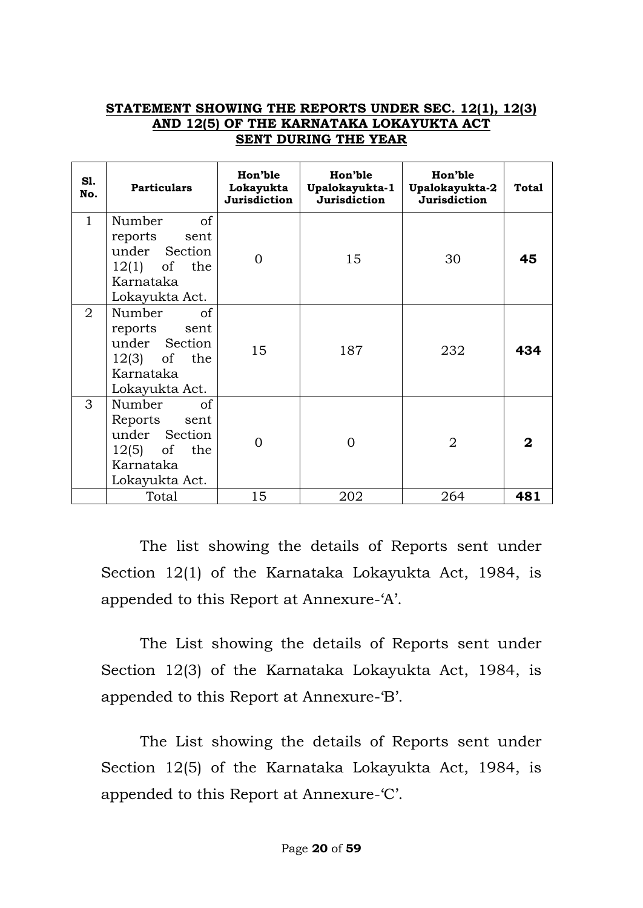**STATEMENT SHOWING THE REPORTS UNDER SEC. 12(1), 12(3) AND 12(5) OF THE KARNATAKA LOKAYUKTA ACT SENT DURING THE YEAR**

| Sl. No. | Particulars | Hon'ble Lokayukta Jurisdiction | Hon'ble Upalokayukta-1 Jurisdiction | Hon'ble Upalokayukta-2 Jurisdiction | Total |
|---|---|---|---|---|---|
| 1 | Number of reports sent under Section 12(1) of the Karnataka Lokayukta Act. | 0 | 15 | 30 | **45** |
| 2 | Number of reports sent under Section 12(3) of the Karnataka Lokayukta Act. | 15 | 187 | 232 | **434** |
| 3 | Number of Reports sent under Section 12(5) of the Karnataka Lokayukta Act. | 0 | 0 | 2 | **2** |
| | Total | 15 | 202 | 264 | **481** |

The list showing the details of Reports sent under Section 12(1) of the Karnataka Lokayukta Act, 1984, is appended to this Report at Annexure-'A'.

The List showing the details of Reports sent under Section 12(3) of the Karnataka Lokayukta Act, 1984, is appended to this Report at Annexure-'B'.

The List showing the details of Reports sent under Section 12(5) of the Karnataka Lokayukta Act, 1984, is appended to this Report at Annexure-'C'.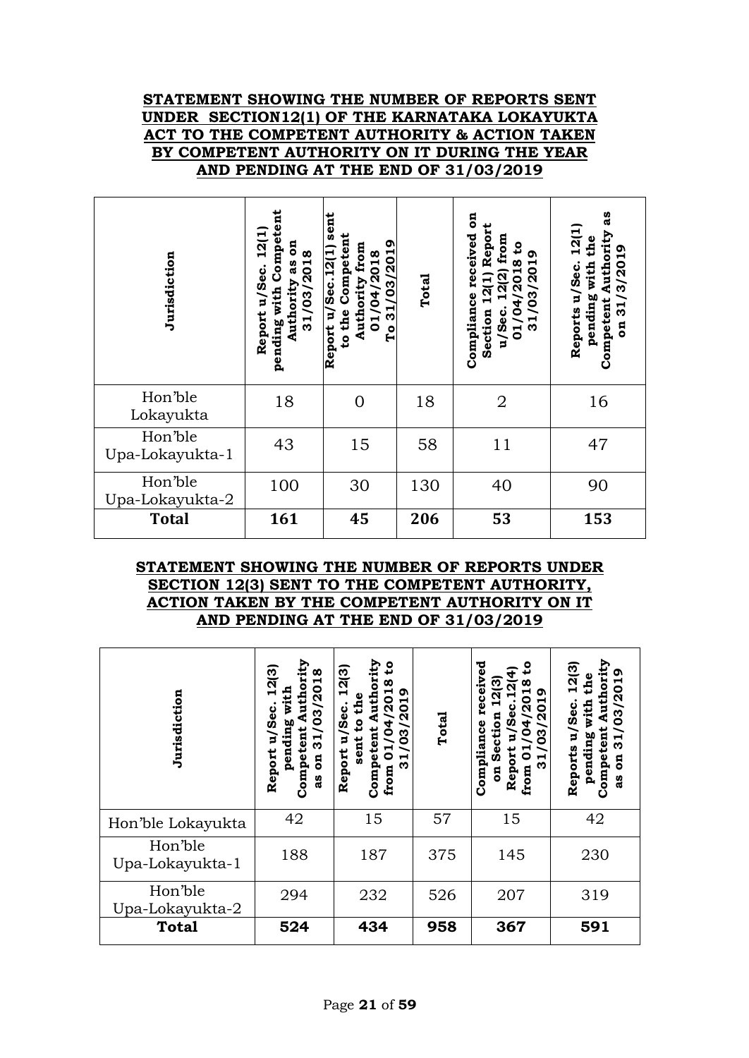**STATEMENT SHOWING THE NUMBER OF REPORTS SENT UNDER SECTION12(1) OF THE KARNATAKA LOKAYUKTA ACT TO THE COMPETENT AUTHORITY & ACTION TAKEN BY COMPETENT AUTHORITY ON IT DURING THE YEAR AND PENDING AT THE END OF 31/03/2019**

| Jurisdiction | Report u/Sec. 12(1) pending with Competent Authority as on 31/03/2018 | Report u/Sec.12(1) sent to the Competent Authority from 01/04/2018 To 31/03/2019 | Total | Compliance received on Section 12(1) Report u/Sec. 12(2) from 01/04/2018 to 31/03/2019 | Reports u/Sec. 12(1) pending with the Competent Authority as on 31/3/2019 |
|---|---|---|---|---|---|
| Hon'ble Lokayukta | 18 | 0 | 18 | 2 | 16 |
| Hon'ble Upa-Lokayukta-1 | 43 | 15 | 58 | 11 | 47 |
| Hon'ble Upa-Lokayukta-2 | 100 | 30 | 130 | 40 | 90 |
| **Total** | **161** | **45** | **206** | **53** | **153** |

**STATEMENT SHOWING THE NUMBER OF REPORTS UNDER SECTION 12(3) SENT TO THE COMPETENT AUTHORITY, ACTION TAKEN BY THE COMPETENT AUTHORITY ON IT AND PENDING AT THE END OF 31/03/2019**

| Jurisdiction | Report u/Sec. 12(3) pending with Competent Authority as on 31/03/2018 | Report u/Sec. 12(3) sent to the Competent Authority from 01/04/2018 to 31/03/2019 | Total | Compliance received on Section 12(3) Report u/Sec.12(4) from 01/04/2018 to 31/03/2019 | Reports u/Sec. 12(3) pending with the Competent Authority as on 31/03/2019 |
|---|---|---|---|---|---|
| Hon'ble Lokayukta | 42 | 15 | 57 | 15 | 42 |
| Hon'ble Upa-Lokayukta-1 | 188 | 187 | 375 | 145 | 230 |
| Hon'ble Upa-Lokayukta-2 | 294 | 232 | 526 | 207 | 319 |
| **Total** | **524** | **434** | **958** | **367** | **591** |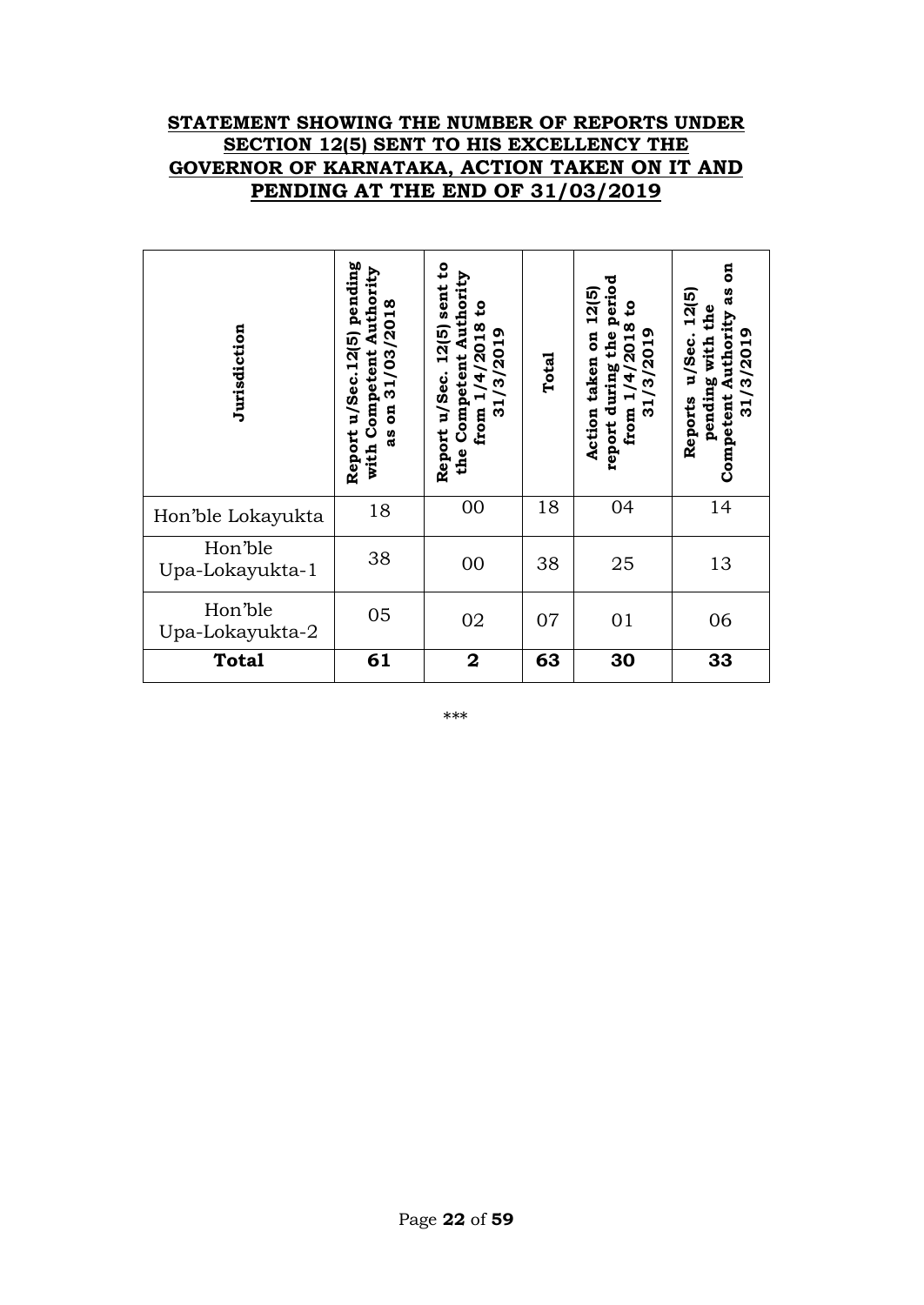**STATEMENT SHOWING THE NUMBER OF REPORTS UNDER SECTION 12(5) SENT TO HIS EXCELLENCY THE GOVERNOR OF KARNATAKA, ACTION TAKEN ON IT AND PENDING AT THE END OF 31/03/2019**

| Jurisdiction | Report u/Sec.12(5) pending with Competent Authority as on 31/03/2018 | Report u/Sec. 12(5) sent to the Competent Authority from 1/4/2018 to 31/3/2019 | Total | Action taken on 12(5) report during the period from 1/4/2018 to 31/3/2019 | Reports u/Sec. 12(5) pending with the Competent Authority as on 31/3/2019 |
|---|---|---|---|---|---|
| Hon'ble Lokayukta | 18 | 00 | 18 | 04 | 14 |
| Hon'ble Upa-Lokayukta-1 | 38 | 00 | 38 | 25 | 13 |
| Hon'ble Upa-Lokayukta-2 | 05 | 02 | 07 | 01 | 06 |
| **Total** | **61** | **2** | **63** | **30** | **33** |

***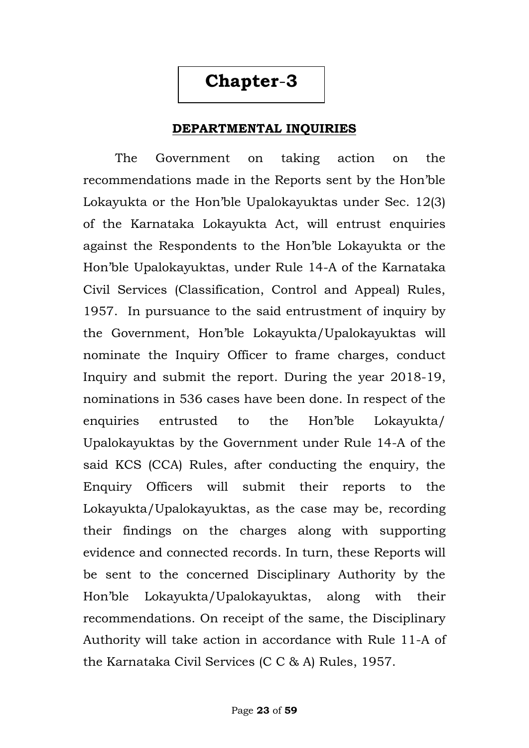# Chapter-3

## DEPARTMENTAL INQUIRIES

The Government on taking action on the recommendations made in the Reports sent by the Hon'ble Lokayukta or the Hon'ble Upalokayuktas under Sec. 12(3) of the Karnataka Lokayukta Act, will entrust enquiries against the Respondents to the Hon'ble Lokayukta or the Hon'ble Upalokayuktas, under Rule 14-A of the Karnataka Civil Services (Classification, Control and Appeal) Rules, 1957. In pursuance to the said entrustment of inquiry by the Government, Hon'ble Lokayukta/Upalokayuktas will nominate the Inquiry Officer to frame charges, conduct Inquiry and submit the report. During the year 2018-19, nominations in 536 cases have been done. In respect of the enquiries entrusted to the Hon'ble Lokayukta/ Upalokayuktas by the Government under Rule 14-A of the said KCS (CCA) Rules, after conducting the enquiry, the Enquiry Officers will submit their reports to the Lokayukta/Upalokayuktas, as the case may be, recording their findings on the charges along with supporting evidence and connected records. In turn, these Reports will be sent to the concerned Disciplinary Authority by the Hon'ble Lokayukta/Upalokayuktas, along with their recommendations. On receipt of the same, the Disciplinary Authority will take action in accordance with Rule 11-A of the Karnataka Civil Services (C C & A) Rules, 1957.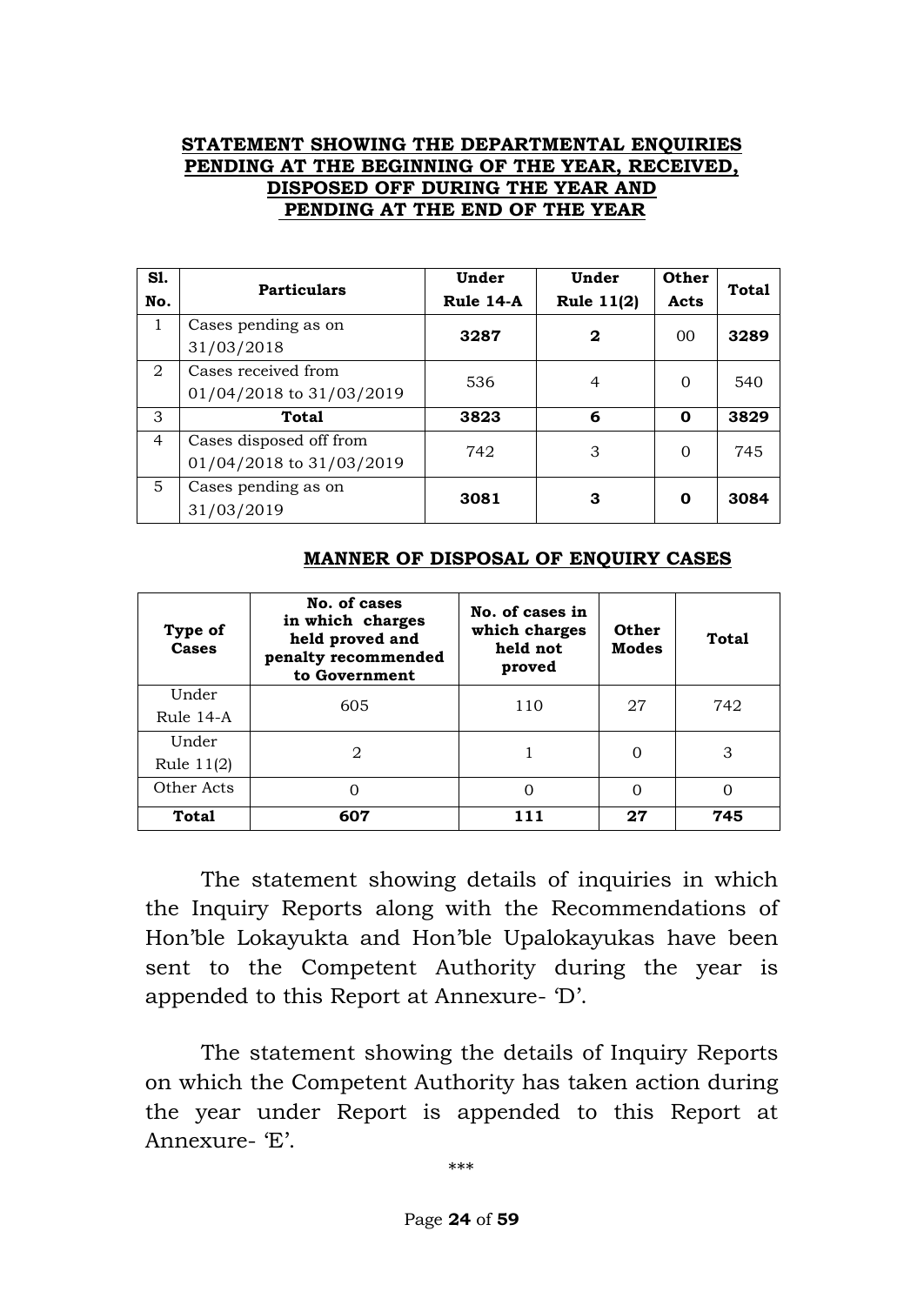**STATEMENT SHOWING THE DEPARTMENTAL ENQUIRIES PENDING AT THE BEGINNING OF THE YEAR, RECEIVED, DISPOSED OFF DURING THE YEAR AND PENDING AT THE END OF THE YEAR**

| Sl. No. | Particulars | Under Rule 14-A | Under Rule 11(2) | Other Acts | Total |
|---|---|---|---|---|---|
| 1 | Cases pending as on 31/03/2018 | **3287** | **2** | 00 | **3289** |
| 2 | Cases received from 01/04/2018 to 31/03/2019 | 536 | 4 | 0 | 540 |
| 3 | **Total** | **3823** | **6** | **0** | **3829** |
| 4 | Cases disposed off from 01/04/2018 to 31/03/2019 | 742 | 3 | 0 | 745 |
| 5 | Cases pending as on 31/03/2019 | **3081** | **3** | **0** | **3084** |

**MANNER OF DISPOSAL OF ENQUIRY CASES**

| Type of Cases | No. of cases in which charges held proved and penalty recommended to Government | No. of cases in which charges held not proved | Other Modes | Total |
|---|---|---|---|---|
| Under Rule 14-A | 605 | 110 | 27 | 742 |
| Under Rule 11(2) | 2 | 1 | 0 | 3 |
| Other Acts | 0 | 0 | 0 | 0 |
| **Total** | **607** | **111** | **27** | **745** |

The statement showing details of inquiries in which the Inquiry Reports along with the Recommendations of Hon'ble Lokayukta and Hon'ble Upalokayukas have been sent to the Competent Authority during the year is appended to this Report at Annexure- 'D'.

The statement showing the details of Inquiry Reports on which the Competent Authority has taken action during the year under Report is appended to this Report at Annexure- 'E'.

\*\*\*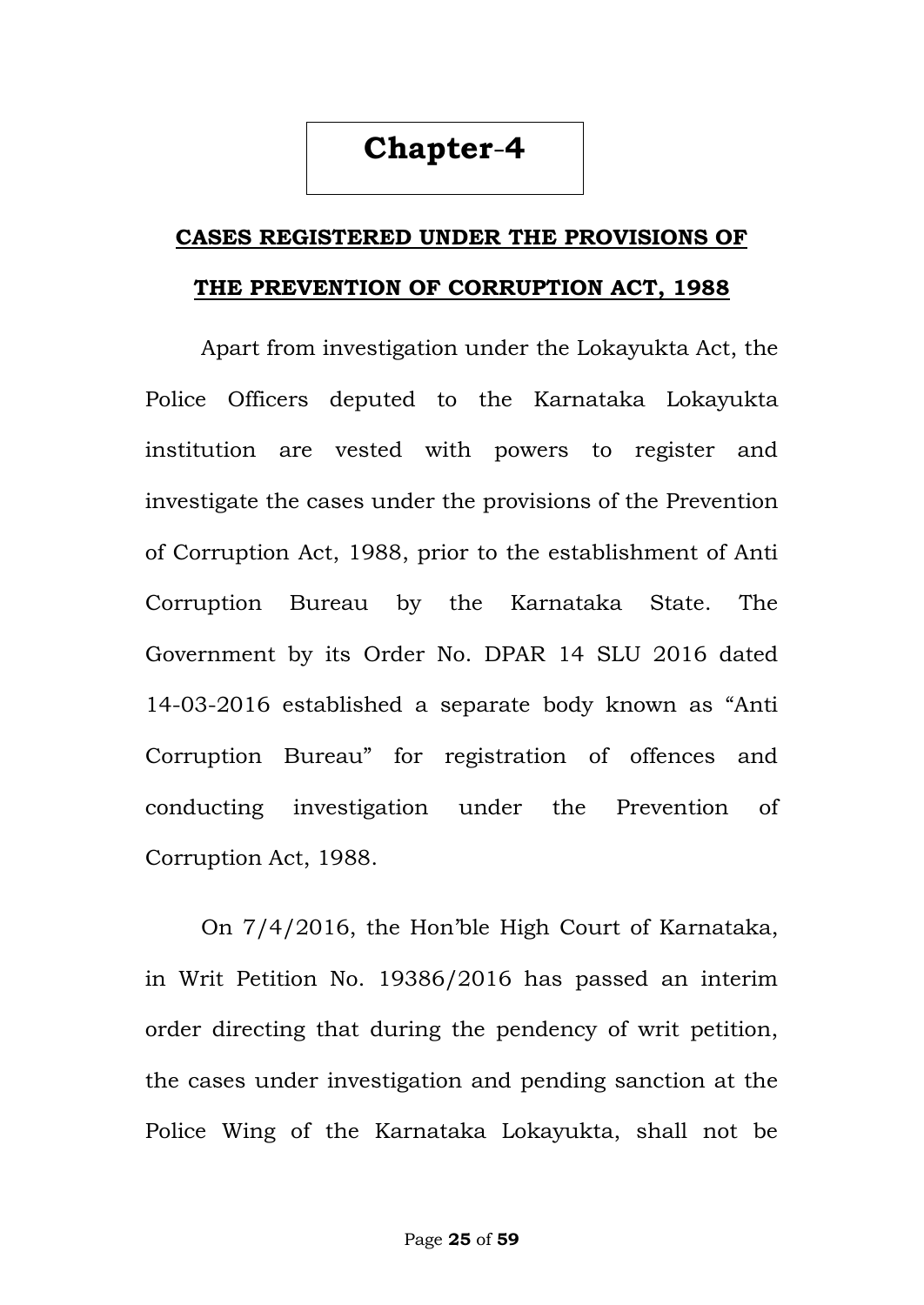# Chapter-4

## CASES REGISTERED UNDER THE PROVISIONS OF THE PREVENTION OF CORRUPTION ACT, 1988

Apart from investigation under the Lokayukta Act, the Police Officers deputed to the Karnataka Lokayukta institution are vested with powers to register and investigate the cases under the provisions of the Prevention of Corruption Act, 1988, prior to the establishment of Anti Corruption Bureau by the Karnataka State. The Government by its Order No. DPAR 14 SLU 2016 dated 14-03-2016 established a separate body known as "Anti Corruption Bureau" for registration of offences and conducting investigation under the Prevention of Corruption Act, 1988.

On 7/4/2016, the Hon'ble High Court of Karnataka, in Writ Petition No. 19386/2016 has passed an interim order directing that during the pendency of writ petition, the cases under investigation and pending sanction at the Police Wing of the Karnataka Lokayukta, shall not be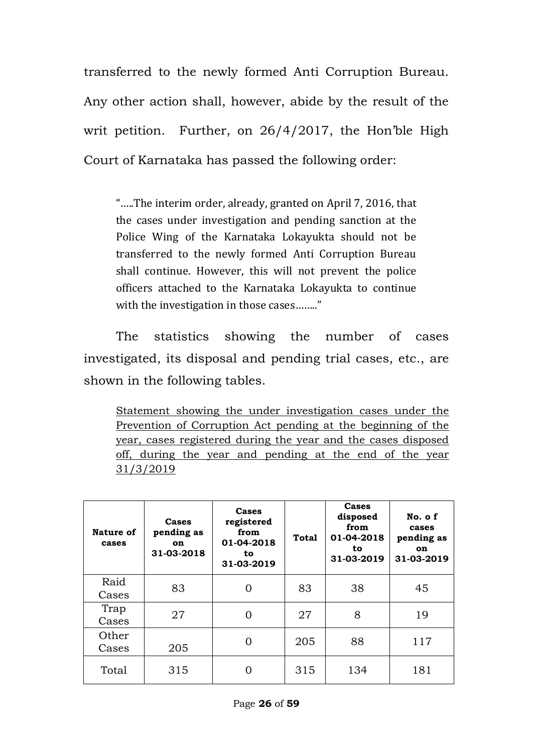transferred to the newly formed Anti Corruption Bureau. Any other action shall, however, abide by the result of the writ petition. Further, on 26/4/2017, the Hon'ble High Court of Karnataka has passed the following order:

> "…..The interim order, already, granted on April 7, 2016, that the cases under investigation and pending sanction at the Police Wing of the Karnataka Lokayukta should not be transferred to the newly formed Anti Corruption Bureau shall continue. However, this will not prevent the police officers attached to the Karnataka Lokayukta to continue with the investigation in those cases…….."

The statistics showing the number of cases investigated, its disposal and pending trial cases, etc., are shown in the following tables.

<u>Statement showing the under investigation cases under the Prevention of Corruption Act pending at the beginning of the year, cases registered during the year and the cases disposed off, during the year and pending at the end of the year 31/3/2019</u>

| Nature of cases | Cases pending as on 31-03-2018 | Cases registered from 01-04-2018 to 31-03-2019 | Total | Cases disposed from 01-04-2018 to 31-03-2019 | No. o f cases pending as on 31-03-2019 |
|---|---|---|---|---|---|
| Raid Cases | 83 | 0 | 83 | 38 | 45 |
| Trap Cases | 27 | 0 | 27 | 8 | 19 |
| Other Cases | 205 | 0 | 205 | 88 | 117 |
| Total | 315 | 0 | 315 | 134 | 181 |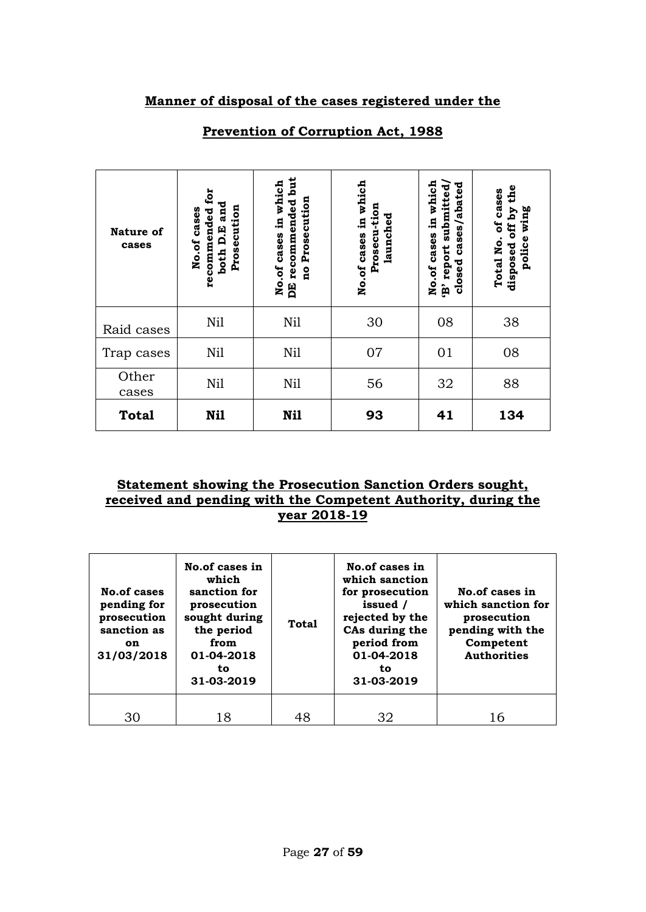**Manner of disposal of the cases registered under the**

**Prevention of Corruption Act, 1988**

| Nature of cases | No.of cases recommended for both D.E and Prosecution | No.of cases in which DE recommended but no Prosecution | No.of cases in which Prosecu-tion launched | No.of cases in which 'B' report submitted/ closed cases/abated | Total No. of cases disposed off by the police wing |
|---|---|---|---|---|---|
| Raid cases | Nil | Nil | 30 | 08 | 38 |
| Trap cases | Nil | Nil | 07 | 01 | 08 |
| Other cases | Nil | Nil | 56 | 32 | 88 |
| **Total** | **Nil** | **Nil** | **93** | **41** | **134** |

**Statement showing the Prosecution Sanction Orders sought, received and pending with the Competent Authority, during the year 2018-19**

| No.of cases pending for prosecution sanction as on 31/03/2018 | No.of cases in which sanction for prosecution sought during the period from 01-04-2018 to 31-03-2019 | Total | No.of cases in which sanction for prosecution issued / rejected by the CAs during the period from 01-04-2018 to 31-03-2019 | No.of cases in which sanction for prosecution pending with the Competent Authorities |
|---|---|---|---|---|
| 30 | 18 | 48 | 32 | 16 |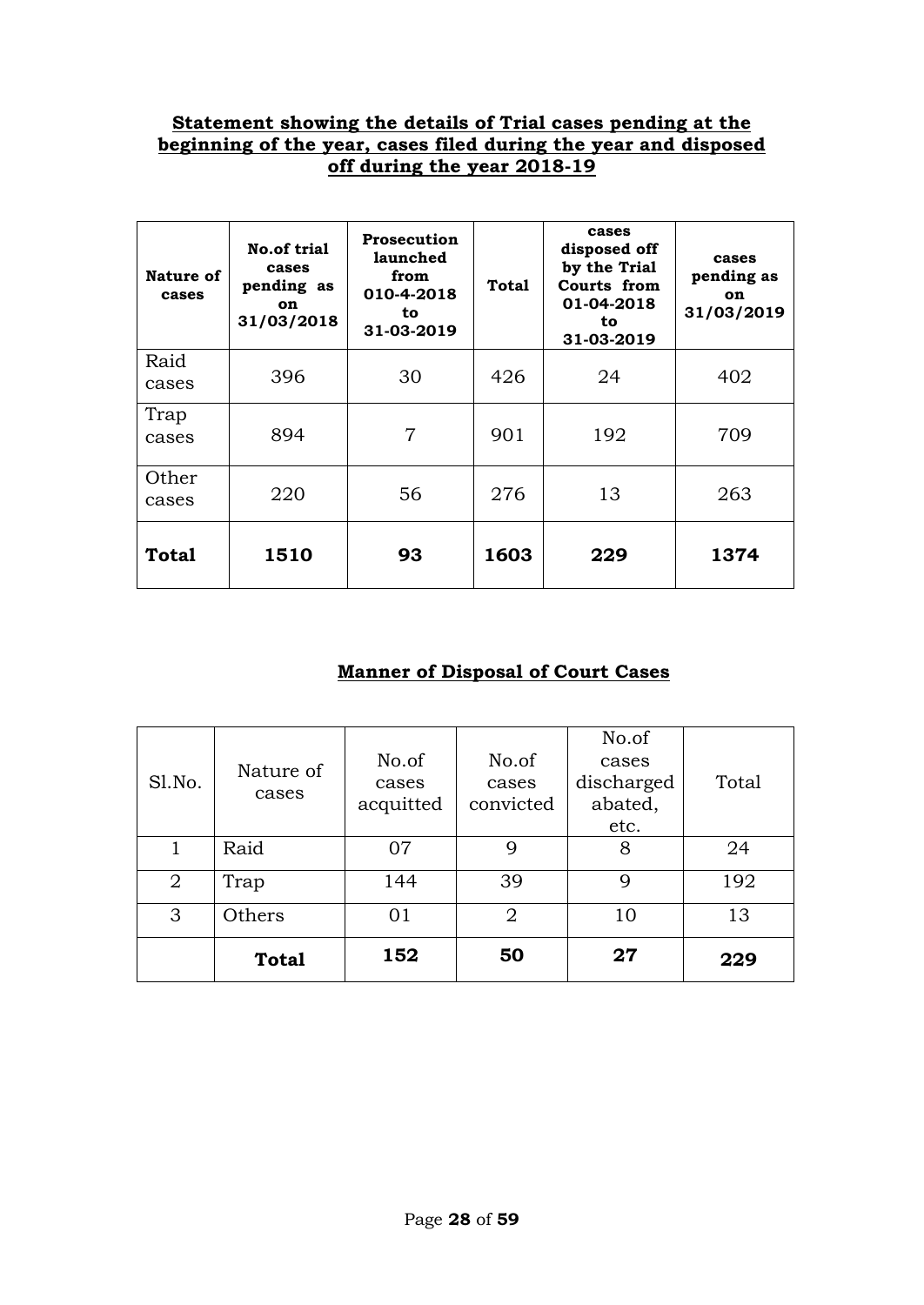**Statement showing the details of Trial cases pending at the beginning of the year, cases filed during the year and disposed off during the year 2018-19**

| Nature of cases | No.of trial cases pending as on 31/03/2018 | Prosecution launched from 010-4-2018 to 31-03-2019 | Total | cases disposed off by the Trial Courts from 01-04-2018 to 31-03-2019 | cases pending as on 31/03/2019 |
|---|---|---|---|---|---|
| Raid cases | 396 | 30 | 426 | 24 | 402 |
| Trap cases | 894 | 7 | 901 | 192 | 709 |
| Other cases | 220 | 56 | 276 | 13 | 263 |
| **Total** | **1510** | **93** | **1603** | **229** | **1374** |

**Manner of Disposal of Court Cases**

| Sl.No. | Nature of cases | No.of cases acquitted | No.of cases convicted | No.of cases discharged abated, etc. | Total |
|---|---|---|---|---|---|
| 1 | Raid | 07 | 9 | 8 | 24 |
| 2 | Trap | 144 | 39 | 9 | 192 |
| 3 | Others | 01 | 2 | 10 | 13 |
| | **Total** | **152** | **50** | **27** | **229** |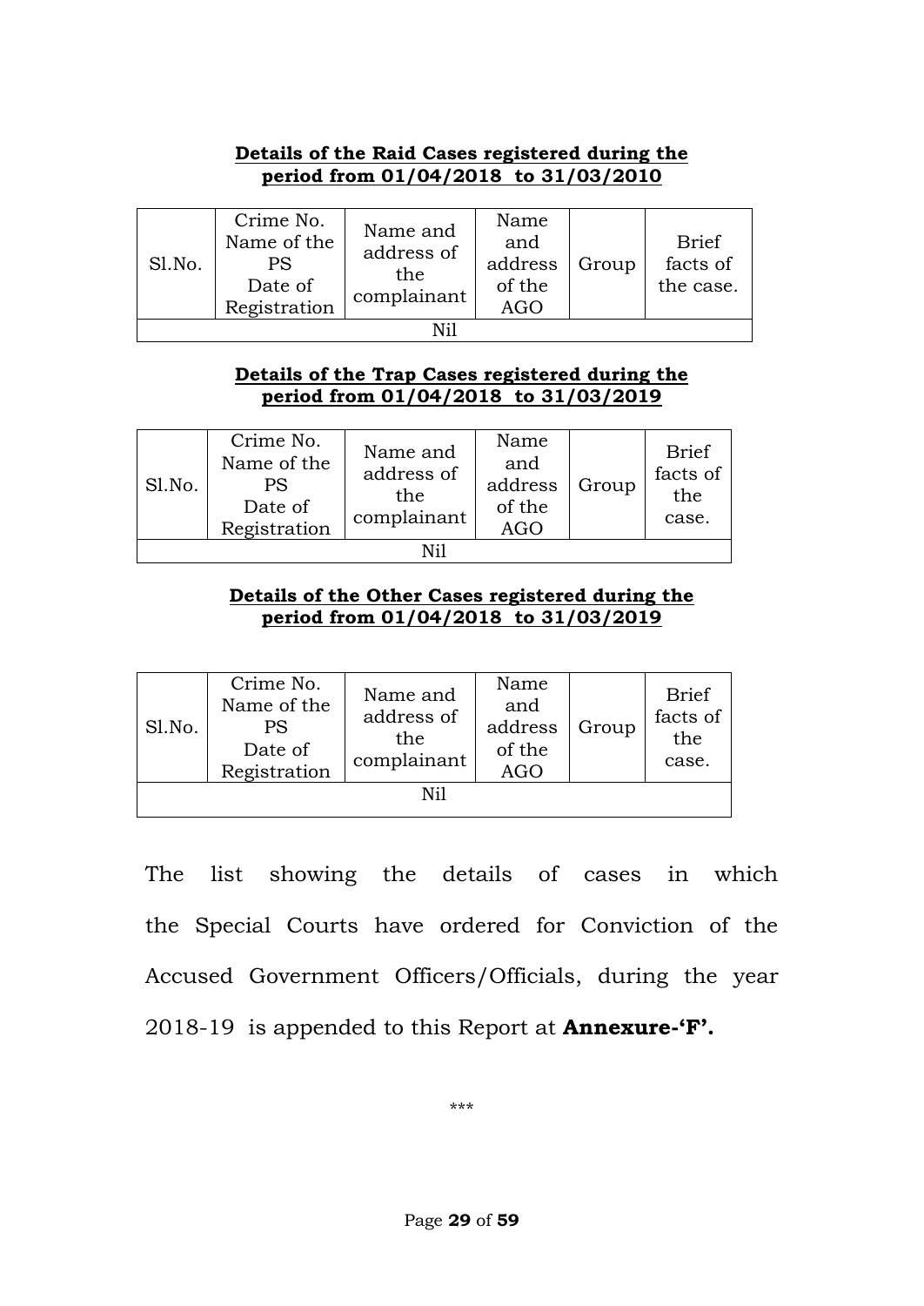**Details of the Raid Cases registered during the period from 01/04/2018 to 31/03/2010**

| Sl.No. | Crime No. Name of the PS Date of Registration | Name and address of the complainant | Name and address of the AGO | Group | Brief facts of the case. |
|---|---|---|---|---|---|
| Nil | | | | | |

**Details of the Trap Cases registered during the period from 01/04/2018 to 31/03/2019**

| Sl.No. | Crime No. Name of the PS Date of Registration | Name and address of the complainant | Name and address of the AGO | Group | Brief facts of the case. |
|---|---|---|---|---|---|
| Nil | | | | | |

**Details of the Other Cases registered during the period from 01/04/2018 to 31/03/2019**

| Sl.No. | Crime No. Name of the PS Date of Registration | Name and address of the complainant | Name and address of the AGO | Group | Brief facts of the case. |
|---|---|---|---|---|---|
| Nil | | | | | |

The list showing the details of cases in which the Special Courts have ordered for Conviction of the Accused Government Officers/Officials, during the year 2018-19 is appended to this Report at **Annexure-'F'.**

***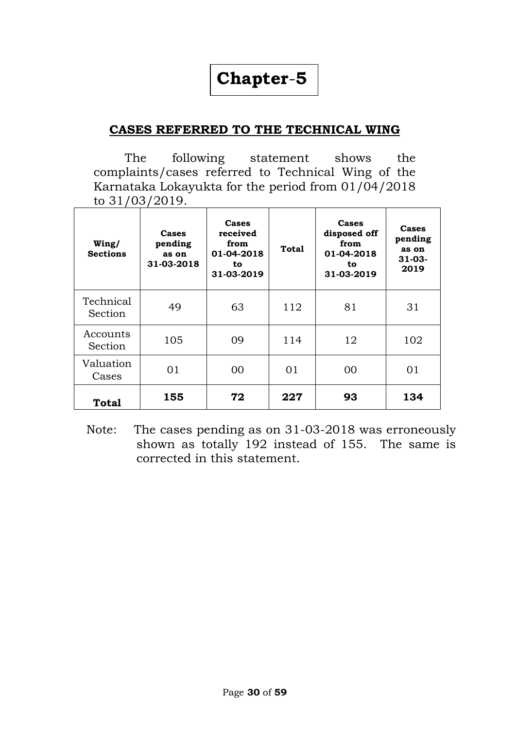# Chapter-5

## CASES REFERRED TO THE TECHNICAL WING

The following statement shows the complaints/cases referred to Technical Wing of the Karnataka Lokayukta for the period from 01/04/2018 to 31/03/2019.

| Wing/ Sections | Cases pending as on 31-03-2018 | Cases received from 01-04-2018 to 31-03-2019 | Total | Cases disposed off from 01-04-2018 to 31-03-2019 | Cases pending as on 31-03-2019 |
|---|---|---|---|---|---|
| Technical Section | 49 | 63 | 112 | 81 | 31 |
| Accounts Section | 105 | 09 | 114 | 12 | 102 |
| Valuation Cases | 01 | 00 | 01 | 00 | 01 |
| **Total** | **155** | **72** | **227** | **93** | **134** |

Note: The cases pending as on 31-03-2018 was erroneously shown as totally 192 instead of 155. The same is corrected in this statement.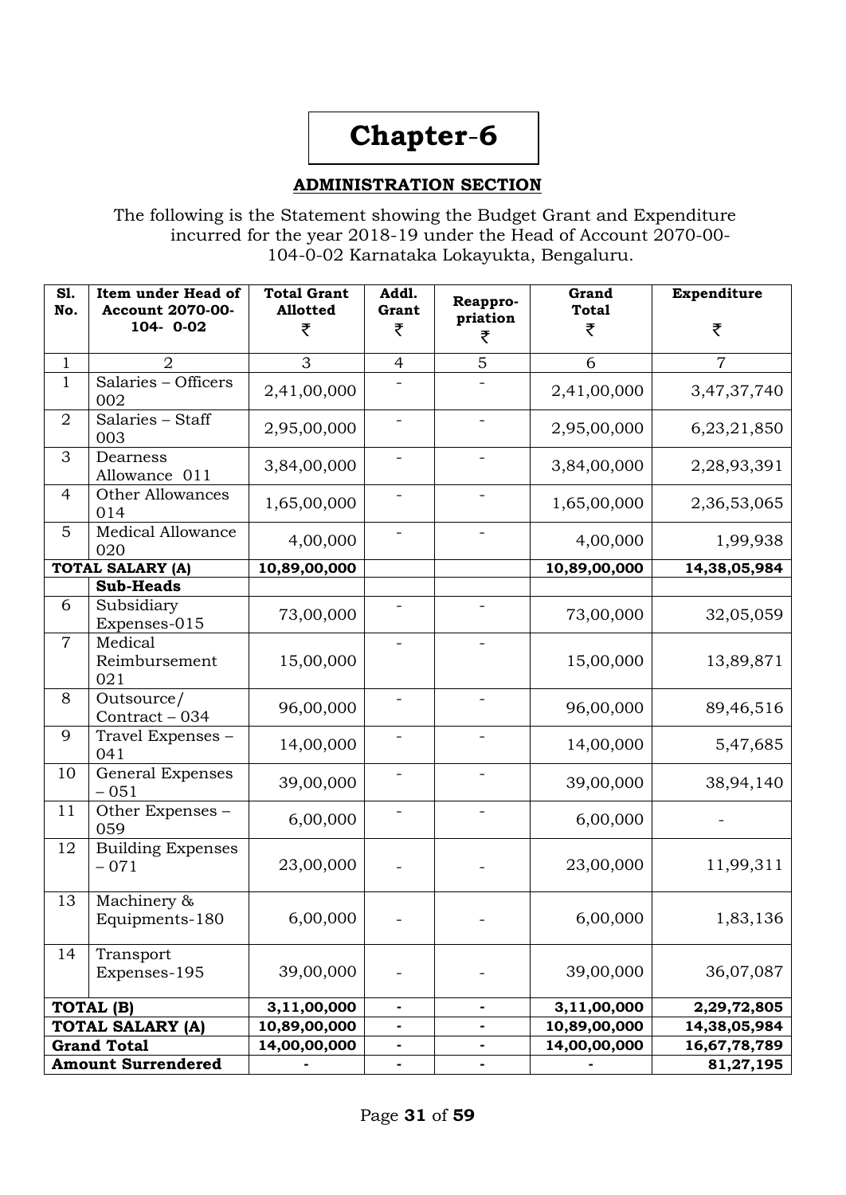# Chapter-6

## ADMINISTRATION SECTION

The following is the Statement showing the Budget Grant and Expenditure incurred for the year 2018-19 under the Head of Account 2070-00-104-0-02 Karnataka Lokayukta, Bengaluru.

| Sl. No. | Item under Head of Account 2070-00-104- 0-02 | Total Grant Allotted ₹ | Addl. Grant ₹ | Reappro-priation ₹ | Grand Total ₹ | Expenditure ₹ |
|---|---|---|---|---|---|---|
| 1 | 2 | 3 | 4 | 5 | 6 | 7 |
| 1 | Salaries – Officers 002 | 2,41,00,000 | - | - | 2,41,00,000 | 3,47,37,740 |
| 2 | Salaries – Staff 003 | 2,95,00,000 | - | - | 2,95,00,000 | 6,23,21,850 |
| 3 | Dearness Allowance 011 | 3,84,00,000 | - | - | 3,84,00,000 | 2,28,93,391 |
| 4 | Other Allowances 014 | 1,65,00,000 | - | - | 1,65,00,000 | 2,36,53,065 |
| 5 | Medical Allowance 020 | 4,00,000 | - | - | 4,00,000 | 1,99,938 |
| **TOTAL SALARY (A)** | | **10,89,00,000** | | | **10,89,00,000** | **14,38,05,984** |
| | **Sub-Heads** | | | | | |
| 6 | Subsidiary Expenses-015 | 73,00,000 | - | - | 73,00,000 | 32,05,059 |
| 7 | Medical Reimbursement 021 | 15,00,000 | - | - | 15,00,000 | 13,89,871 |
| 8 | Outsource/ Contract – 034 | 96,00,000 | - | - | 96,00,000 | 89,46,516 |
| 9 | Travel Expenses – 041 | 14,00,000 | - | - | 14,00,000 | 5,47,685 |
| 10 | General Expenses – 051 | 39,00,000 | - | - | 39,00,000 | 38,94,140 |
| 11 | Other Expenses – 059 | 6,00,000 | - | - | 6,00,000 | - |
| 12 | Building Expenses – 071 | 23,00,000 | - | - | 23,00,000 | 11,99,311 |
| 13 | Machinery & Equipments-180 | 6,00,000 | - | - | 6,00,000 | 1,83,136 |
| 14 | Transport Expenses-195 | 39,00,000 | - | - | 39,00,000 | 36,07,087 |
| **TOTAL (B)** | | **3,11,00,000** | **-** | **-** | **3,11,00,000** | **2,29,72,805** |
| **TOTAL SALARY (A)** | | **10,89,00,000** | **-** | **-** | **10,89,00,000** | **14,38,05,984** |
| **Grand Total** | | **14,00,00,000** | **-** | **-** | **14,00,00,000** | **16,67,78,789** |
| **Amount Surrendered** | | **-** | **-** | **-** | **-** | **81,27,195** |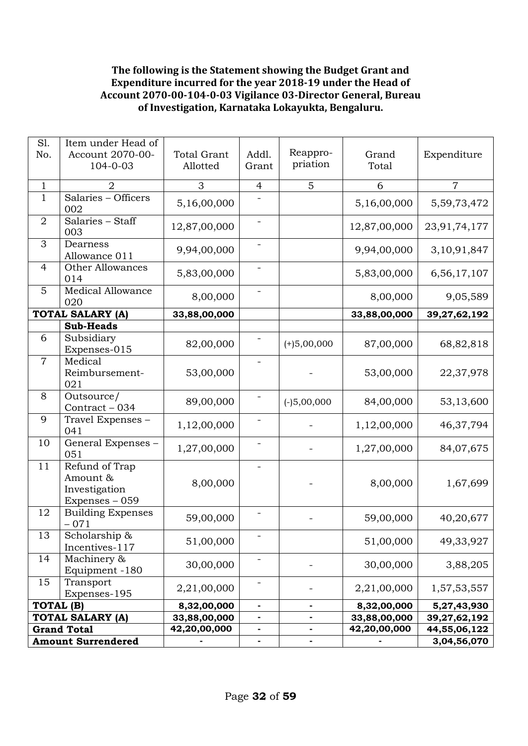**The following is the Statement showing the Budget Grant and Expenditure incurred for the year 2018-19 under the Head of Account 2070-00-104-0-03 Vigilance 03-Director General, Bureau of Investigation, Karnataka Lokayukta, Bengaluru.**

| Sl. No. | Item under Head of Account 2070-00-104-0-03 | Total Grant Allotted | Addl. Grant | Reappro-priation | Grand Total | Expenditure |
|---|---|---|---|---|---|---|
| 1 | 2 | 3 | 4 | 5 | 6 | 7 |
| 1 | Salaries – Officers 002 | 5,16,00,000 | - | | 5,16,00,000 | 5,59,73,472 |
| 2 | Salaries – Staff 003 | 12,87,00,000 | - | | 12,87,00,000 | 23,91,74,177 |
| 3 | Dearness Allowance 011 | 9,94,00,000 | - | | 9,94,00,000 | 3,10,91,847 |
| 4 | Other Allowances 014 | 5,83,00,000 | - | | 5,83,00,000 | 6,56,17,107 |
| 5 | Medical Allowance 020 | 8,00,000 | - | | 8,00,000 | 9,05,589 |
| **TOTAL SALARY (A)** | | **33,88,00,000** | | | **33,88,00,000** | **39,27,62,192** |
| | **Sub-Heads** | | | | | |
| 6 | Subsidiary Expenses-015 | 82,00,000 | - | (+)5,00,000 | 87,00,000 | 68,82,818 |
| 7 | Medical Reimbursement-021 | 53,00,000 | - | - | 53,00,000 | 22,37,978 |
| 8 | Outsource/ Contract – 034 | 89,00,000 | - | (-)5,00,000 | 84,00,000 | 53,13,600 |
| 9 | Travel Expenses – 041 | 1,12,00,000 | - | - | 1,12,00,000 | 46,37,794 |
| 10 | General Expenses – 051 | 1,27,00,000 | - | - | 1,27,00,000 | 84,07,675 |
| 11 | Refund of Trap Amount & Investigation Expenses – 059 | 8,00,000 | - | - | 8,00,000 | 1,67,699 |
| 12 | Building Expenses – 071 | 59,00,000 | - | - | 59,00,000 | 40,20,677 |
| 13 | Scholarship & Incentives-117 | 51,00,000 | - | | 51,00,000 | 49,33,927 |
| 14 | Machinery & Equipment -180 | 30,00,000 | - | - | 30,00,000 | 3,88,205 |
| 15 | Transport Expenses-195 | 2,21,00,000 | - | - | 2,21,00,000 | 1,57,53,557 |
| **TOTAL (B)** | | **8,32,00,000** | **-** | **-** | **8,32,00,000** | **5,27,43,930** |
| **TOTAL SALARY (A)** | | **33,88,00,000** | **-** | **-** | **33,88,00,000** | **39,27,62,192** |
| **Grand Total** | | **42,20,00,000** | **-** | **-** | **42,20,00,000** | **44,55,06,122** |
| **Amount Surrendered** | | **-** | **-** | **-** | **-** | **3,04,56,070** |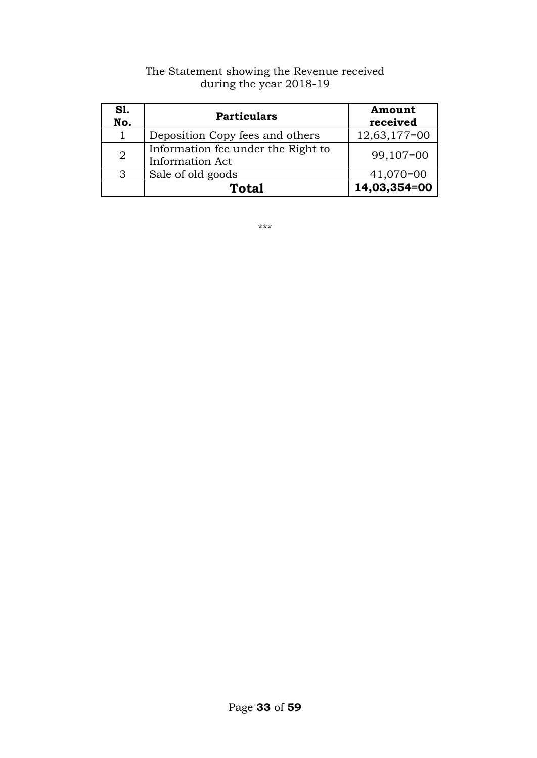The Statement showing the Revenue received during the year 2018-19

| Sl. No. | Particulars | Amount received |
|---|---|---|
| 1 | Deposition Copy fees and others | 12,63,177=00 |
| 2 | Information fee under the Right to Information Act | 99,107=00 |
| 3 | Sale of old goods | 41,070=00 |
| | **Total** | **14,03,354=00** |

***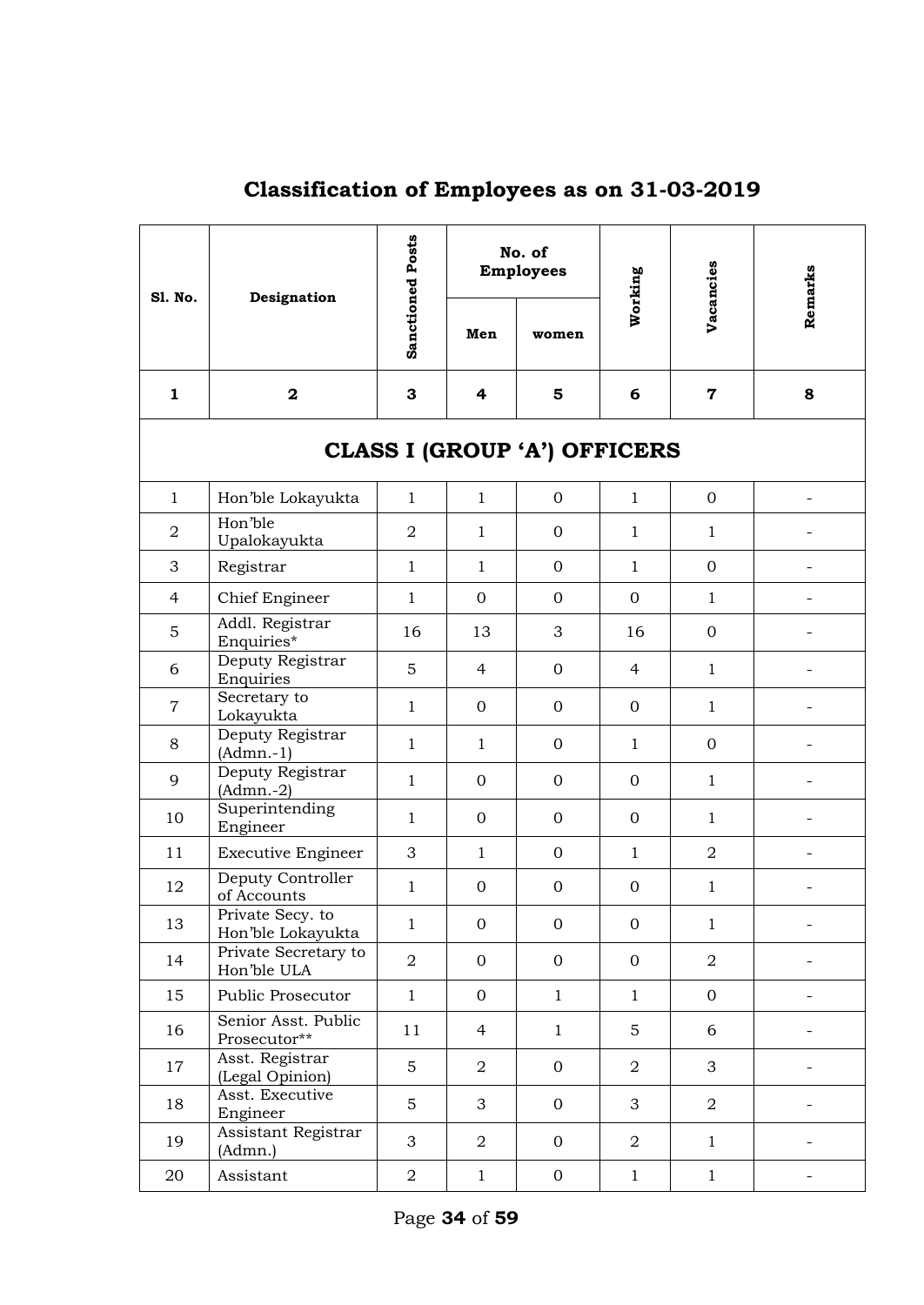## Classification of Employees as on 31-03-2019

| Sl. No. | Designation | Sanctioned Posts | No. of Employees | | Working | Vacancies | Remarks |
|---|---|---|---|---|---|---|---|
| | | | Men | women | | | |
| 1 | 2 | 3 | 4 | 5 | 6 | 7 | 8 |
| **CLASS I (GROUP 'A') OFFICERS** | | | | | | | |
| 1 | Hon'ble Lokayukta | 1 | 1 | 0 | 1 | 0 | - |
| 2 | Hon'ble Upalokayukta | 2 | 1 | 0 | 1 | 1 | - |
| 3 | Registrar | 1 | 1 | 0 | 1 | 0 | - |
| 4 | Chief Engineer | 1 | 0 | 0 | 0 | 1 | - |
| 5 | Addl. Registrar Enquiries* | 16 | 13 | 3 | 16 | 0 | - |
| 6 | Deputy Registrar Enquiries | 5 | 4 | 0 | 4 | 1 | - |
| 7 | Secretary to Lokayukta | 1 | 0 | 0 | 0 | 1 | - |
| 8 | Deputy Registrar (Admn.-1) | 1 | 1 | 0 | 1 | 0 | - |
| 9 | Deputy Registrar (Admn.-2) | 1 | 0 | 0 | 0 | 1 | - |
| 10 | Superintending Engineer | 1 | 0 | 0 | 0 | 1 | - |
| 11 | Executive Engineer | 3 | 1 | 0 | 1 | 2 | - |
| 12 | Deputy Controller of Accounts | 1 | 0 | 0 | 0 | 1 | - |
| 13 | Private Secy. to Hon'ble Lokayukta | 1 | 0 | 0 | 0 | 1 | - |
| 14 | Private Secretary to Hon'ble ULA | 2 | 0 | 0 | 0 | 2 | - |
| 15 | Public Prosecutor | 1 | 0 | 1 | 1 | 0 | - |
| 16 | Senior Asst. Public Prosecutor** | 11 | 4 | 1 | 5 | 6 | - |
| 17 | Asst. Registrar (Legal Opinion) | 5 | 2 | 0 | 2 | 3 | - |
| 18 | Asst. Executive Engineer | 5 | 3 | 0 | 3 | 2 | - |
| 19 | Assistant Registrar (Admn.) | 3 | 2 | 0 | 2 | 1 | - |
| 20 | Assistant | 2 | 1 | 0 | 1 | 1 | - |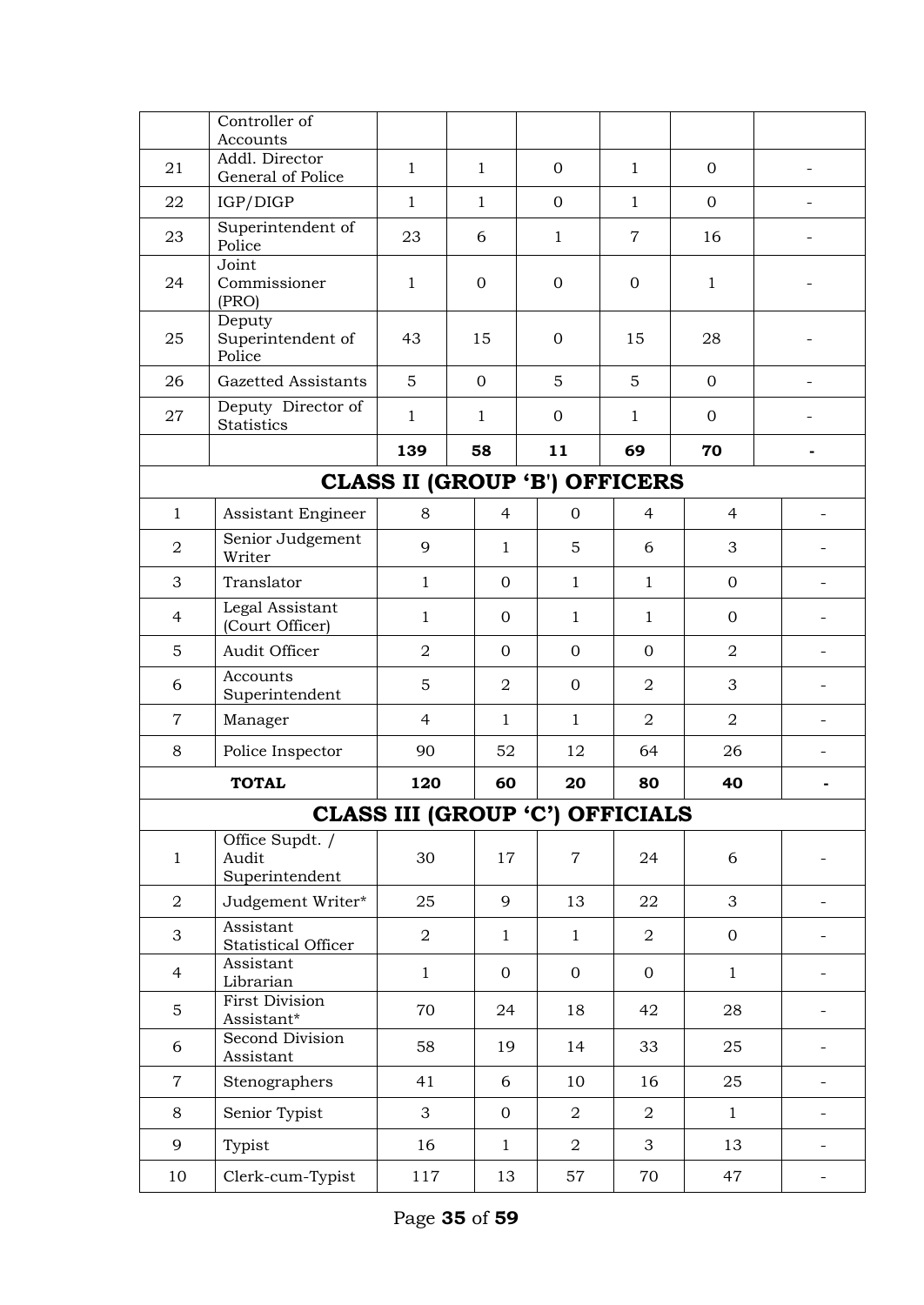| | | | | | | | |
|---|---|---|---|---|---|---|---|
| | Controller of Accounts | | | | | | |
| 21 | Addl. Director General of Police | 1 | 1 | 0 | 1 | 0 | - |
| 22 | IGP/DIGP | 1 | 1 | 0 | 1 | 0 | - |
| 23 | Superintendent of Police | 23 | 6 | 1 | 7 | 16 | - |
| 24 | Joint Commissioner (PRO) | 1 | 0 | 0 | 0 | 1 | - |
| 25 | Deputy Superintendent of Police | 43 | 15 | 0 | 15 | 28 | - |
| 26 | Gazetted Assistants | 5 | 0 | 5 | 5 | 0 | - |
| 27 | Deputy Director of Statistics | 1 | 1 | 0 | 1 | 0 | - |
| | | **139** | **58** | **11** | **69** | **70** | **-** |

## CLASS II (GROUP 'B') OFFICERS

| | | | | | | | |
|---|---|---|---|---|---|---|---|
| 1 | Assistant Engineer | 8 | 4 | 0 | 4 | 4 | - |
| 2 | Senior Judgement Writer | 9 | 1 | 5 | 6 | 3 | - |
| 3 | Translator | 1 | 0 | 1 | 1 | 0 | - |
| 4 | Legal Assistant (Court Officer) | 1 | 0 | 1 | 1 | 0 | - |
| 5 | Audit Officer | 2 | 0 | 0 | 0 | 2 | - |
| 6 | Accounts Superintendent | 5 | 2 | 0 | 2 | 3 | - |
| 7 | Manager | 4 | 1 | 1 | 2 | 2 | - |
| 8 | Police Inspector | 90 | 52 | 12 | 64 | 26 | - |
| | **TOTAL** | **120** | **60** | **20** | **80** | **40** | **-** |

## CLASS III (GROUP 'C') OFFICIALS

| | | | | | | | |
|---|---|---|---|---|---|---|---|
| 1 | Office Supdt. / Audit Superintendent | 30 | 17 | 7 | 24 | 6 | - |
| 2 | Judgement Writer* | 25 | 9 | 13 | 22 | 3 | - |
| 3 | Assistant Statistical Officer | 2 | 1 | 1 | 2 | 0 | - |
| 4 | Assistant Librarian | 1 | 0 | 0 | 0 | 1 | - |
| 5 | First Division Assistant* | 70 | 24 | 18 | 42 | 28 | - |
| 6 | Second Division Assistant | 58 | 19 | 14 | 33 | 25 | - |
| 7 | Stenographers | 41 | 6 | 10 | 16 | 25 | - |
| 8 | Senior Typist | 3 | 0 | 2 | 2 | 1 | - |
| 9 | Typist | 16 | 1 | 2 | 3 | 13 | - |
| 10 | Clerk-cum-Typist | 117 | 13 | 57 | 70 | 47 | - |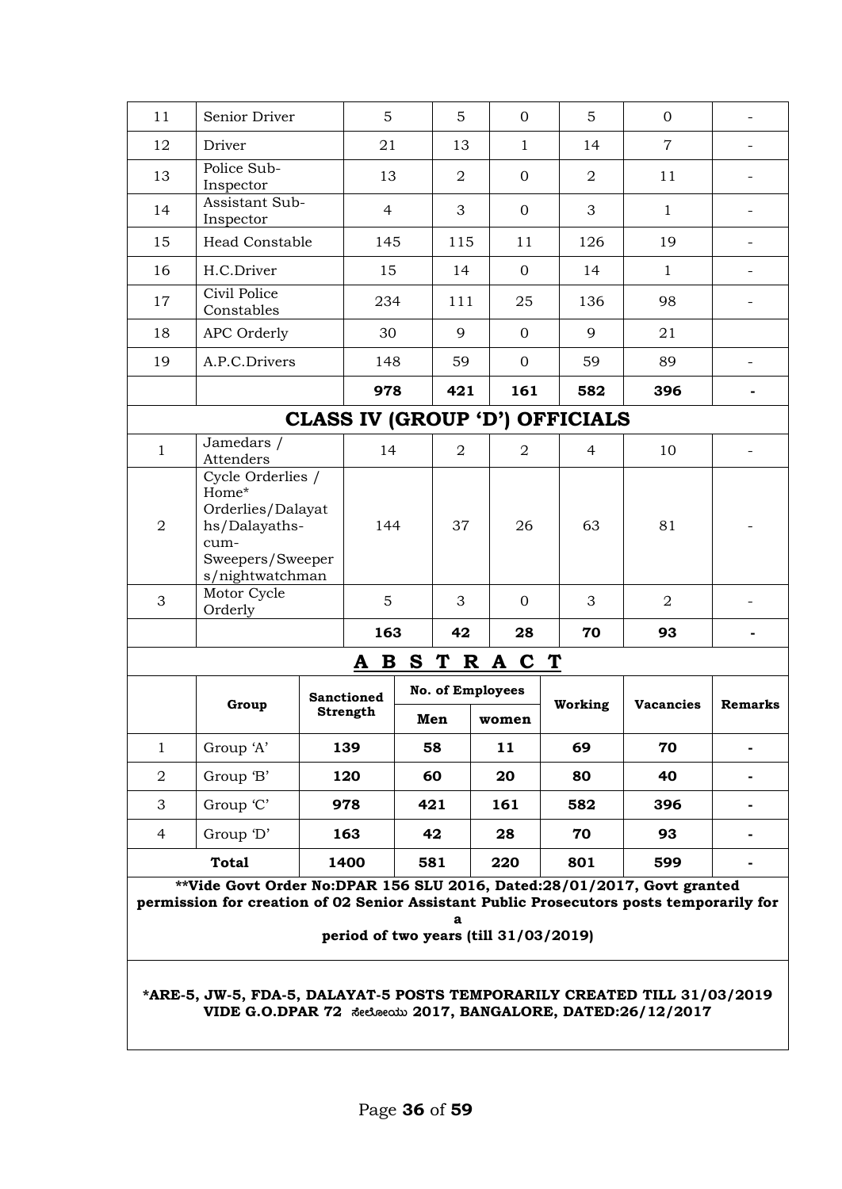| 11 | Senior Driver | 5 | 5 | 0 | 5 | 0 | - |
|---|---|---|---|---|---|---|---|
| 12 | Driver | 21 | 13 | 1 | 14 | 7 | - |
| 13 | Police Sub-Inspector | 13 | 2 | 0 | 2 | 11 | - |
| 14 | Assistant Sub-Inspector | 4 | 3 | 0 | 3 | 1 | - |
| 15 | Head Constable | 145 | 115 | 11 | 126 | 19 | - |
| 16 | H.C.Driver | 15 | 14 | 0 | 14 | 1 | - |
| 17 | Civil Police Constables | 234 | 111 | 25 | 136 | 98 | - |
| 18 | APC Orderly | 30 | 9 | 0 | 9 | 21 | |
| 19 | A.P.C.Drivers | 148 | 59 | 0 | 59 | 89 | - |
| | | **978** | **421** | **161** | **582** | **396** | **-** |

## CLASS IV (GROUP 'D') OFFICIALS

| 1 | Jamedars / Attenders | 14 | 2 | 2 | 4 | 10 | - |
|---|---|---|---|---|---|---|---|
| 2 | Cycle Orderlies / Home* Orderlies/Dalayaths/Dalayaths-cum-Sweepers/Sweepers/nightwatchman | 144 | 37 | 26 | 63 | 81 | - |
| 3 | Motor Cycle Orderly | 5 | 3 | 0 | 3 | 2 | - |
| | | **163** | **42** | **28** | **70** | **93** | **-** |

## A B S T R A C T

| | Group | Sanctioned Strength | No. of Employees | | Working | Vacancies | Remarks |
|---|---|---|---|---|---|---|---|
| | | | Men | women | | | |
| 1 | Group 'A' | **139** | **58** | **11** | **69** | **70** | **-** |
| 2 | Group 'B' | **120** | **60** | **20** | **80** | **40** | **-** |
| 3 | Group 'C' | **978** | **421** | **161** | **582** | **396** | **-** |
| 4 | Group 'D' | **163** | **42** | **28** | **70** | **93** | **-** |
| **Total** | | **1400** | **581** | **220** | **801** | **599** | **-** |

**\*\*Vide Govt Order No:DPAR 156 SLU 2016, Dated:28/01/2017, Govt granted permission for creation of 02 Senior Assistant Public Prosecutors posts temporarily for a period of two years (till 31/03/2019)**

**\*ARE-5, JW-5, FDA-5, DALAYAT-5 POSTS TEMPORARILY CREATED TILL 31/03/2019 VIDE G.O.DPAR 72 ಸೇಲೋಯು 2017, BANGALORE, DATED:26/12/2017**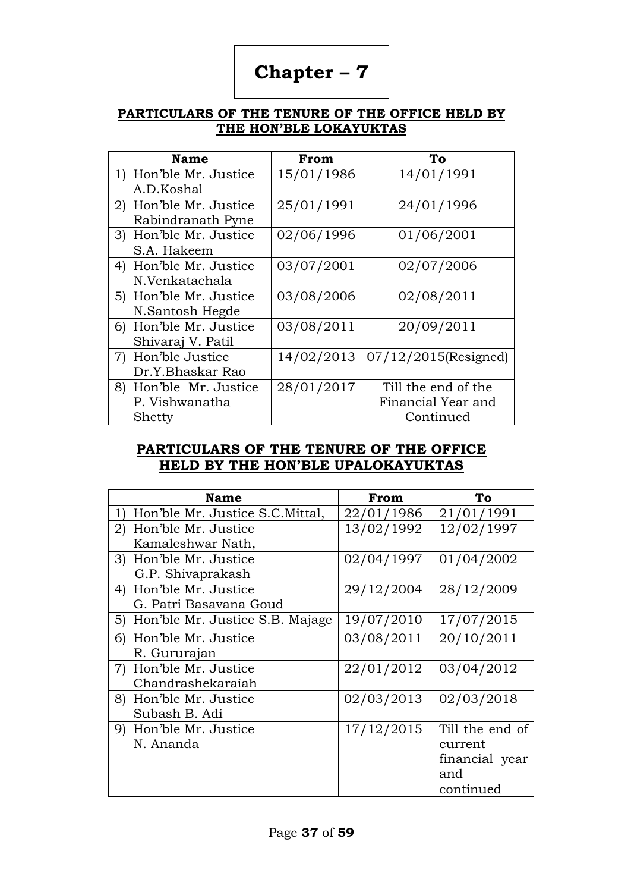# Chapter – 7

**PARTICULARS OF THE TENURE OF THE OFFICE HELD BY THE HON'BLE LOKAYUKTAS**

| Name | From | To |
|---|---|---|
| 1) Hon'ble Mr. Justice A.D.Koshal | 15/01/1986 | 14/01/1991 |
| 2) Hon'ble Mr. Justice Rabindranath Pyne | 25/01/1991 | 24/01/1996 |
| 3) Hon'ble Mr. Justice S.A. Hakeem | 02/06/1996 | 01/06/2001 |
| 4) Hon'ble Mr. Justice N.Venkatachala | 03/07/2001 | 02/07/2006 |
| 5) Hon'ble Mr. Justice N.Santosh Hegde | 03/08/2006 | 02/08/2011 |
| 6) Hon'ble Mr. Justice Shivaraj V. Patil | 03/08/2011 | 20/09/2011 |
| 7) Hon'ble Justice Dr.Y.Bhaskar Rao | 14/02/2013 | 07/12/2015(Resigned) |
| 8) Hon'ble Mr. Justice P. Vishwanatha Shetty | 28/01/2017 | Till the end of the Financial Year and Continued |

**PARTICULARS OF THE TENURE OF THE OFFICE HELD BY THE HON'BLE UPALOKAYUKTAS**

| Name | From | To |
|---|---|---|
| 1) Hon'ble Mr. Justice S.C.Mittal, | 22/01/1986 | 21/01/1991 |
| 2) Hon'ble Mr. Justice Kamaleshwar Nath, | 13/02/1992 | 12/02/1997 |
| 3) Hon'ble Mr. Justice G.P. Shivaprakash | 02/04/1997 | 01/04/2002 |
| 4) Hon'ble Mr. Justice G. Patri Basavana Goud | 29/12/2004 | 28/12/2009 |
| 5) Hon'ble Mr. Justice S.B. Majage | 19/07/2010 | 17/07/2015 |
| 6) Hon'ble Mr. Justice R. Gururajan | 03/08/2011 | 20/10/2011 |
| 7) Hon'ble Mr. Justice Chandrashekaraiah | 22/01/2012 | 03/04/2012 |
| 8) Hon'ble Mr. Justice Subash B. Adi | 02/03/2013 | 02/03/2018 |
| 9) Hon'ble Mr. Justice N. Ananda | 17/12/2015 | Till the end of current financial year and continued |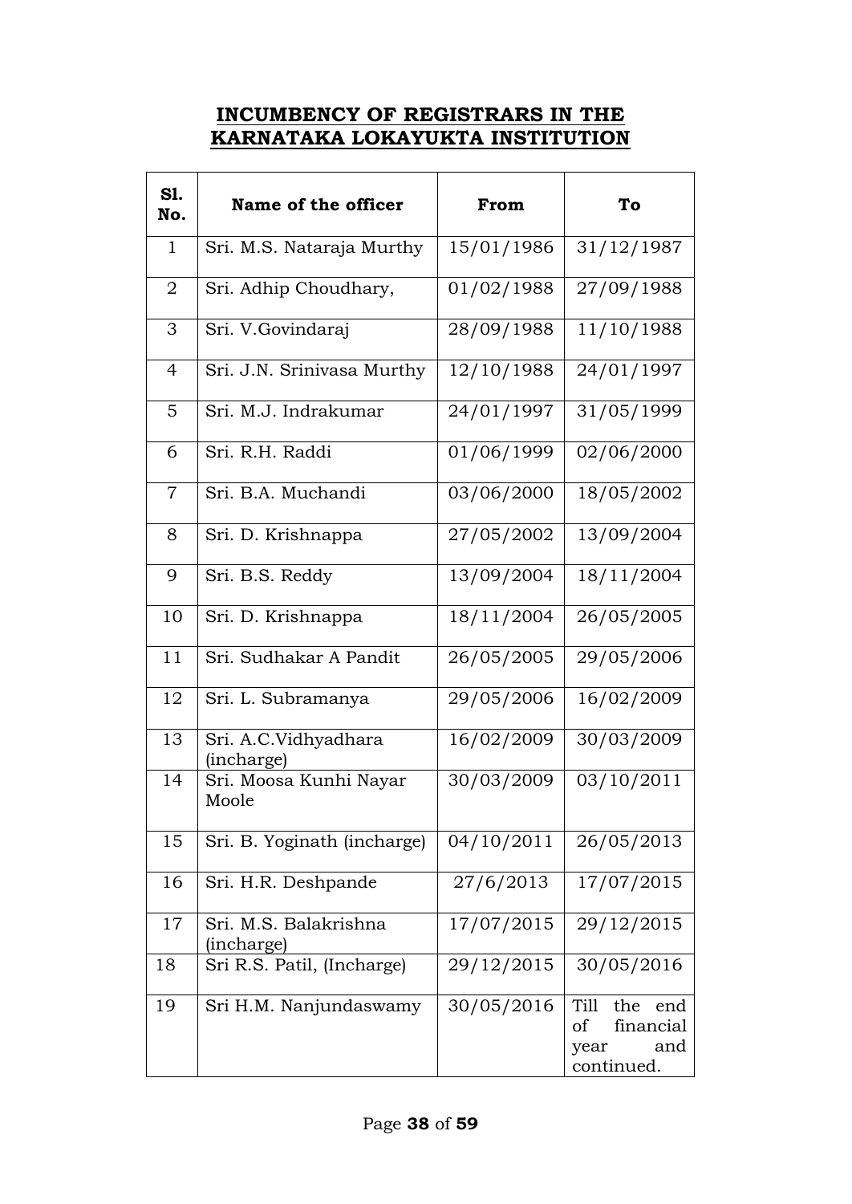## INCUMBENCY OF REGISTRARS IN THE KARNATAKA LOKAYUKTA INSTITUTION

| Sl. No. | Name of the officer | From | To |
|---|---|---|---|
| 1 | Sri. M.S. Nataraja Murthy | 15/01/1986 | 31/12/1987 |
| 2 | Sri. Adhip Choudhary, | 01/02/1988 | 27/09/1988 |
| 3 | Sri. V.Govindaraj | 28/09/1988 | 11/10/1988 |
| 4 | Sri. J.N. Srinivasa Murthy | 12/10/1988 | 24/01/1997 |
| 5 | Sri. M.J. Indrakumar | 24/01/1997 | 31/05/1999 |
| 6 | Sri. R.H. Raddi | 01/06/1999 | 02/06/2000 |
| 7 | Sri. B.A. Muchandi | 03/06/2000 | 18/05/2002 |
| 8 | Sri. D. Krishnappa | 27/05/2002 | 13/09/2004 |
| 9 | Sri. B.S. Reddy | 13/09/2004 | 18/11/2004 |
| 10 | Sri. D. Krishnappa | 18/11/2004 | 26/05/2005 |
| 11 | Sri. Sudhakar A Pandit | 26/05/2005 | 29/05/2006 |
| 12 | Sri. L. Subramanya | 29/05/2006 | 16/02/2009 |
| 13 | Sri. A.C.Vidhyadhara (incharge) | 16/02/2009 | 30/03/2009 |
| 14 | Sri. Moosa Kunhi Nayar Moole | 30/03/2009 | 03/10/2011 |
| 15 | Sri. B. Yoginath (incharge) | 04/10/2011 | 26/05/2013 |
| 16 | Sri. H.R. Deshpande | 27/6/2013 | 17/07/2015 |
| 17 | Sri. M.S. Balakrishna (incharge) | 17/07/2015 | 29/12/2015 |
| 18 | Sri R.S. Patil, (Incharge) | 29/12/2015 | 30/05/2016 |
| 19 | Sri H.M. Nanjundaswamy | 30/05/2016 | Till the end of financial year and continued. |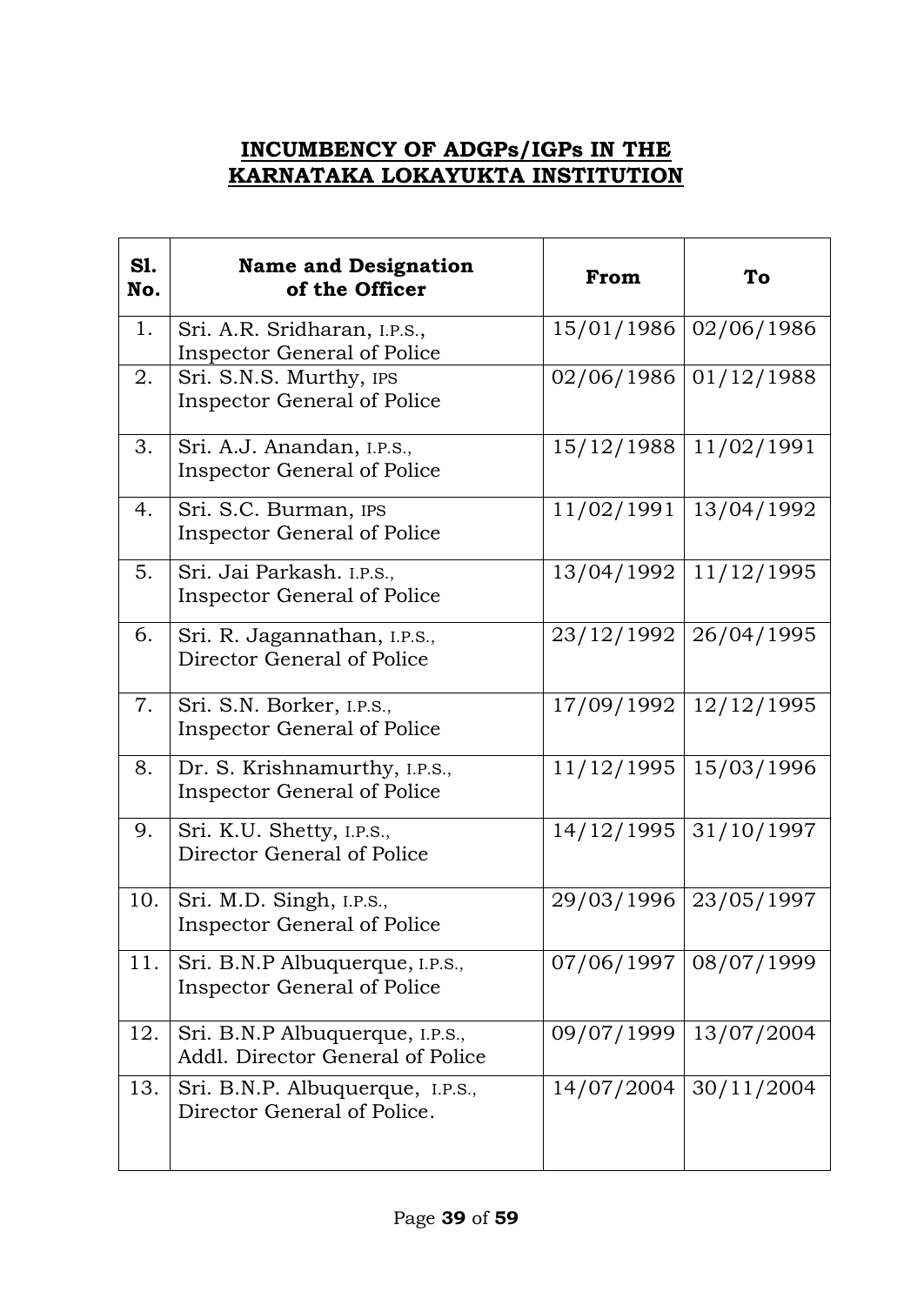**INCUMBENCY OF ADGPs/IGPs IN THE KARNATAKA LOKAYUKTA INSTITUTION**

| Sl. No. | Name and Designation of the Officer | From | To |
|---|---|---|---|
| 1. | Sri. A.R. Sridharan, I.P.S., Inspector General of Police | 15/01/1986 | 02/06/1986 |
| 2. | Sri. S.N.S. Murthy, IPS Inspector General of Police | 02/06/1986 | 01/12/1988 |
| 3. | Sri. A.J. Anandan, I.P.S., Inspector General of Police | 15/12/1988 | 11/02/1991 |
| 4. | Sri. S.C. Burman, IPS Inspector General of Police | 11/02/1991 | 13/04/1992 |
| 5. | Sri. Jai Parkash. I.P.S., Inspector General of Police | 13/04/1992 | 11/12/1995 |
| 6. | Sri. R. Jagannathan, I.P.S., Director General of Police | 23/12/1992 | 26/04/1995 |
| 7. | Sri. S.N. Borker, I.P.S., Inspector General of Police | 17/09/1992 | 12/12/1995 |
| 8. | Dr. S. Krishnamurthy, I.P.S., Inspector General of Police | 11/12/1995 | 15/03/1996 |
| 9. | Sri. K.U. Shetty, I.P.S., Director General of Police | 14/12/1995 | 31/10/1997 |
| 10. | Sri. M.D. Singh, I.P.S., Inspector General of Police | 29/03/1996 | 23/05/1997 |
| 11. | Sri. B.N.P Albuquerque, I.P.S., Inspector General of Police | 07/06/1997 | 08/07/1999 |
| 12. | Sri. B.N.P Albuquerque, I.P.S., Addl. Director General of Police | 09/07/1999 | 13/07/2004 |
| 13. | Sri. B.N.P. Albuquerque, I.P.S., Director General of Police. | 14/07/2004 | 30/11/2004 |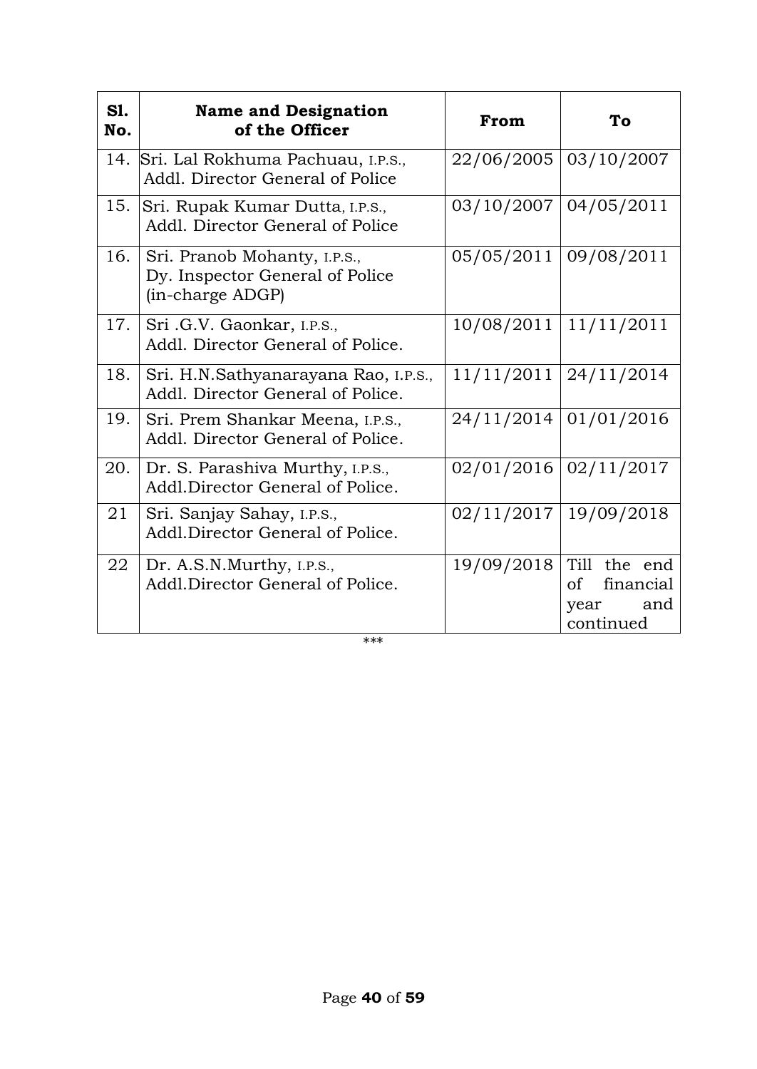| Sl. No. | Name and Designation of the Officer | From | To |
|---|---|---|---|
| 14. | Sri. Lal Rokhuma Pachuau, I.P.S., Addl. Director General of Police | 22/06/2005 | 03/10/2007 |
| 15. | Sri. Rupak Kumar Dutta, I.P.S., Addl. Director General of Police | 03/10/2007 | 04/05/2011 |
| 16. | Sri. Pranob Mohanty, I.P.S., Dy. Inspector General of Police (in-charge ADGP) | 05/05/2011 | 09/08/2011 |
| 17. | Sri .G.V. Gaonkar, I.P.S., Addl. Director General of Police. | 10/08/2011 | 11/11/2011 |
| 18. | Sri. H.N.Sathyanarayana Rao, I.P.S., Addl. Director General of Police. | 11/11/2011 | 24/11/2014 |
| 19. | Sri. Prem Shankar Meena, I.P.S., Addl. Director General of Police. | 24/11/2014 | 01/01/2016 |
| 20. | Dr. S. Parashiva Murthy, I.P.S., Addl.Director General of Police. | 02/01/2016 | 02/11/2017 |
| 21 | Sri. Sanjay Sahay, I.P.S., Addl.Director General of Police. | 02/11/2017 | 19/09/2018 |
| 22 | Dr. A.S.N.Murthy, I.P.S., Addl.Director General of Police. | 19/09/2018 | Till the end of financial year and continued |

***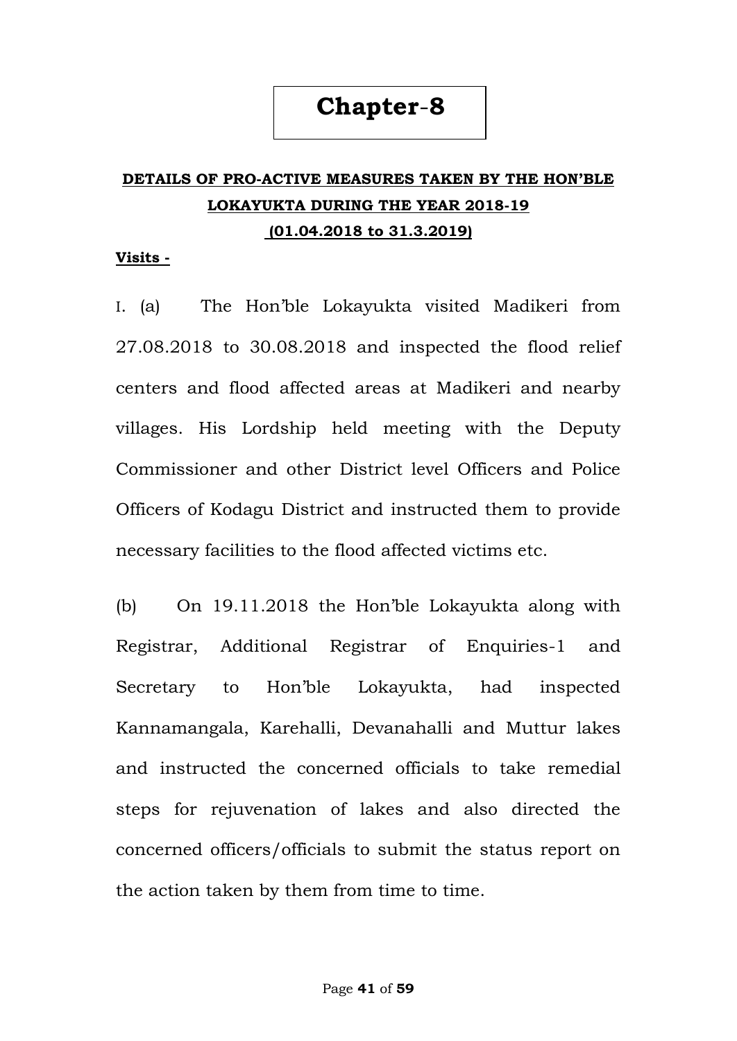# Chapter-8

## DETAILS OF PRO-ACTIVE MEASURES TAKEN BY THE HON'BLE LOKAYUKTA DURING THE YEAR 2018-19 (01.04.2018 to 31.3.2019)

**Visits -**

I. (a) The Hon'ble Lokayukta visited Madikeri from 27.08.2018 to 30.08.2018 and inspected the flood relief centers and flood affected areas at Madikeri and nearby villages. His Lordship held meeting with the Deputy Commissioner and other District level Officers and Police Officers of Kodagu District and instructed them to provide necessary facilities to the flood affected victims etc.

(b) On 19.11.2018 the Hon'ble Lokayukta along with Registrar, Additional Registrar of Enquiries-1 and Secretary to Hon'ble Lokayukta, had inspected Kannamangala, Karehalli, Devanahalli and Muttur lakes and instructed the concerned officials to take remedial steps for rejuvenation of lakes and also directed the concerned officers/officials to submit the status report on the action taken by them from time to time.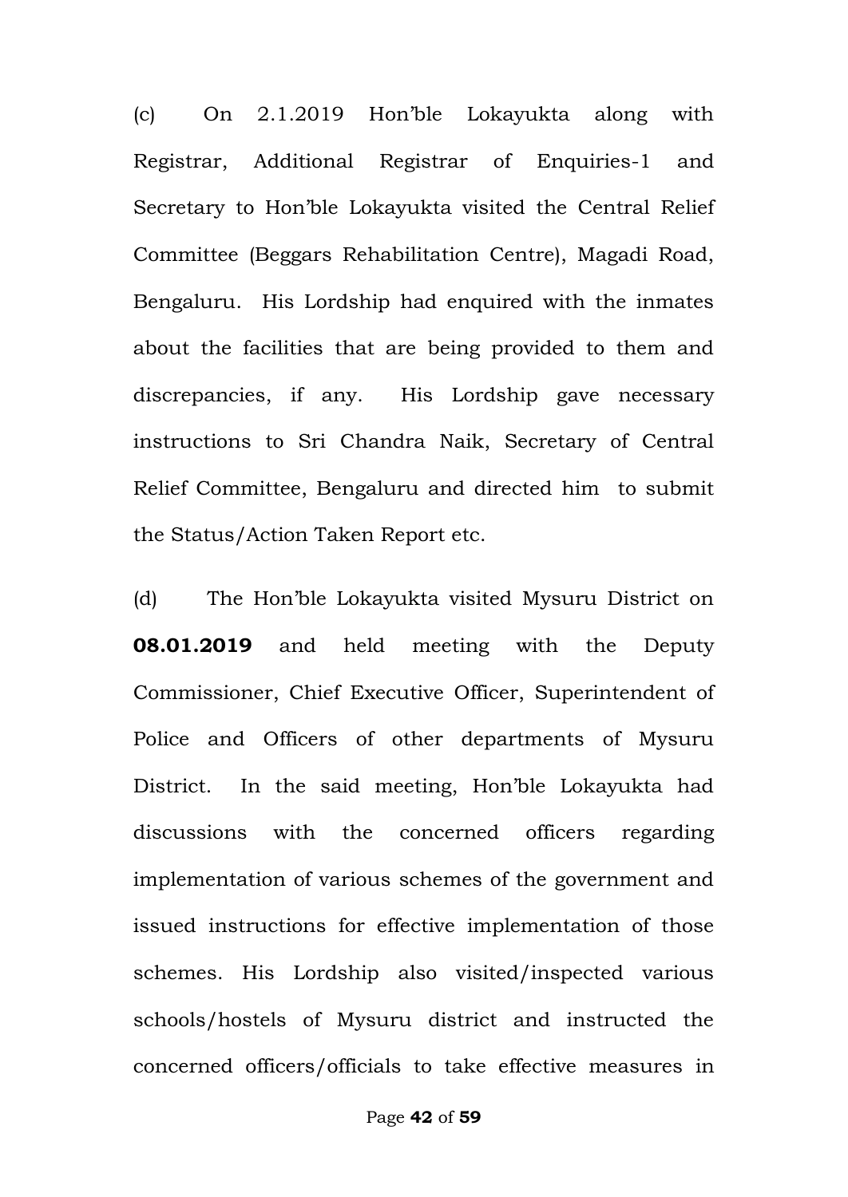(c) On 2.1.2019 Hon'ble Lokayukta along with Registrar, Additional Registrar of Enquiries-1 and Secretary to Hon'ble Lokayukta visited the Central Relief Committee (Beggars Rehabilitation Centre), Magadi Road, Bengaluru. His Lordship had enquired with the inmates about the facilities that are being provided to them and discrepancies, if any. His Lordship gave necessary instructions to Sri Chandra Naik, Secretary of Central Relief Committee, Bengaluru and directed him to submit the Status/Action Taken Report etc.

(d) The Hon'ble Lokayukta visited Mysuru District on **08.01.2019** and held meeting with the Deputy Commissioner, Chief Executive Officer, Superintendent of Police and Officers of other departments of Mysuru District. In the said meeting, Hon'ble Lokayukta had discussions with the concerned officers regarding implementation of various schemes of the government and issued instructions for effective implementation of those schemes. His Lordship also visited/inspected various schools/hostels of Mysuru district and instructed the concerned officers/officials to take effective measures in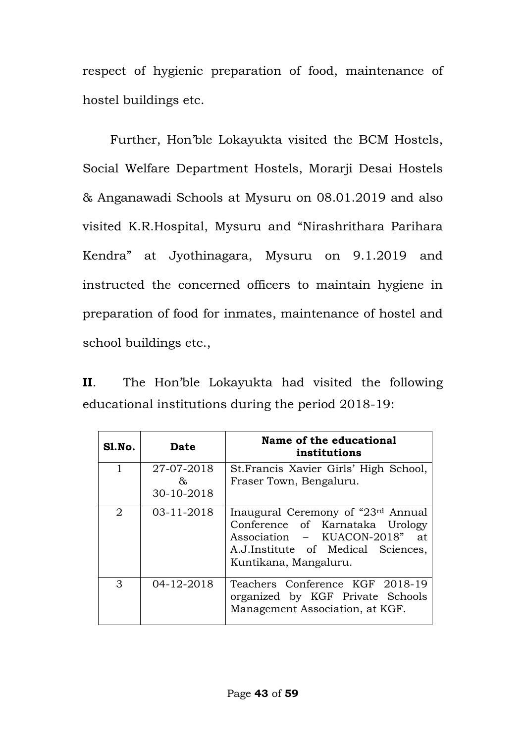respect of hygienic preparation of food, maintenance of hostel buildings etc.

Further, Hon'ble Lokayukta visited the BCM Hostels, Social Welfare Department Hostels, Morarji Desai Hostels & Anganawadi Schools at Mysuru on 08.01.2019 and also visited K.R.Hospital, Mysuru and "Nirashrithara Parihara Kendra" at Jyothinagara, Mysuru on 9.1.2019 and instructed the concerned officers to maintain hygiene in preparation of food for inmates, maintenance of hostel and school buildings etc.,

**II**. The Hon'ble Lokayukta had visited the following educational institutions during the period 2018-19:

| Sl.No. | Date | Name of the educational institutions |
|---|---|---|
| 1 | 27-07-2018 & 30-10-2018 | St.Francis Xavier Girls' High School, Fraser Town, Bengaluru. |
| 2 | 03-11-2018 | Inaugural Ceremony of "23rd Annual Conference of Karnataka Urology Association – KUACON-2018" at A.J.Institute of Medical Sciences, Kuntikana, Mangaluru. |
| 3 | 04-12-2018 | Teachers Conference KGF 2018-19 organized by KGF Private Schools Management Association, at KGF. |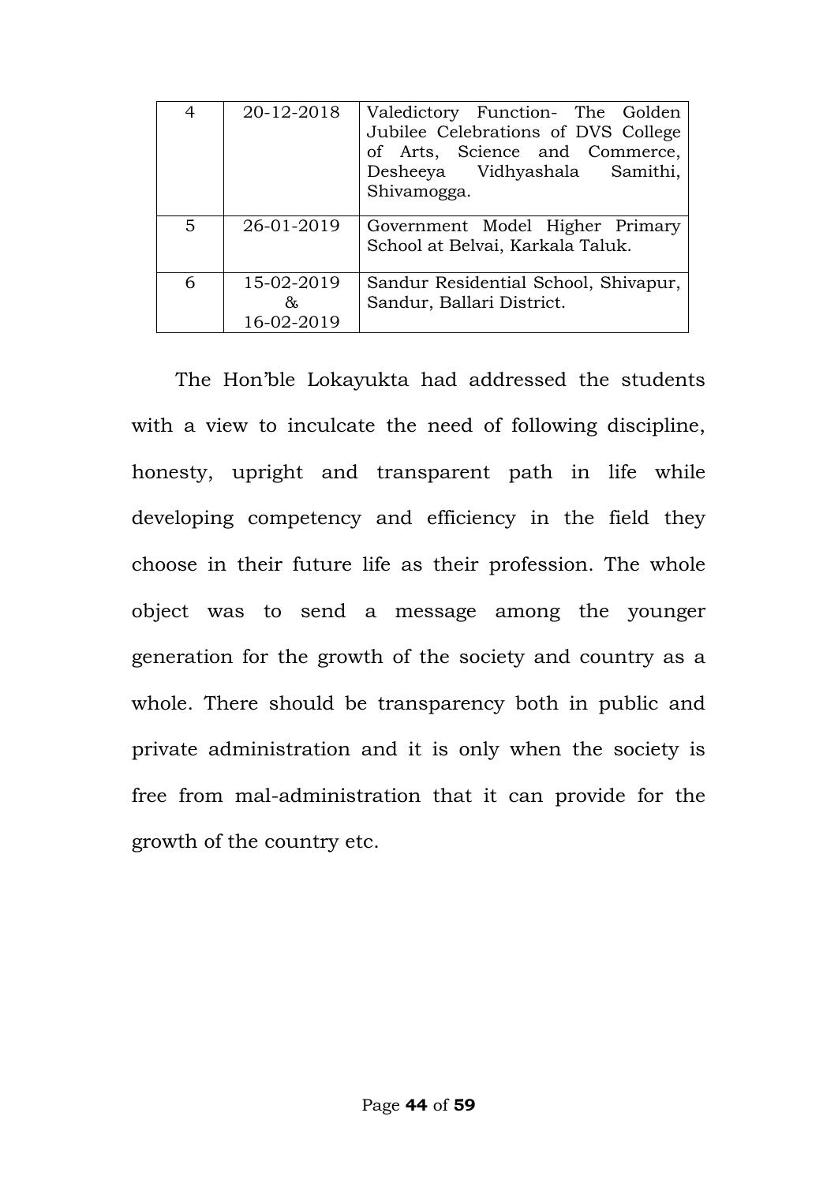| 4 | 20-12-2018 | Valedictory Function- The Golden Jubilee Celebrations of DVS College of Arts, Science and Commerce, Desheeya Vidhyashala Samithi, Shivamogga. |
|---|---|---|
| 5 | 26-01-2019 | Government Model Higher Primary School at Belvai, Karkala Taluk. |
| 6 | 15-02-2019 & 16-02-2019 | Sandur Residential School, Shivapur, Sandur, Ballari District. |

The Hon'ble Lokayukta had addressed the students with a view to inculcate the need of following discipline, honesty, upright and transparent path in life while developing competency and efficiency in the field they choose in their future life as their profession. The whole object was to send a message among the younger generation for the growth of the society and country as a whole. There should be transparency both in public and private administration and it is only when the society is free from mal-administration that it can provide for the growth of the country etc.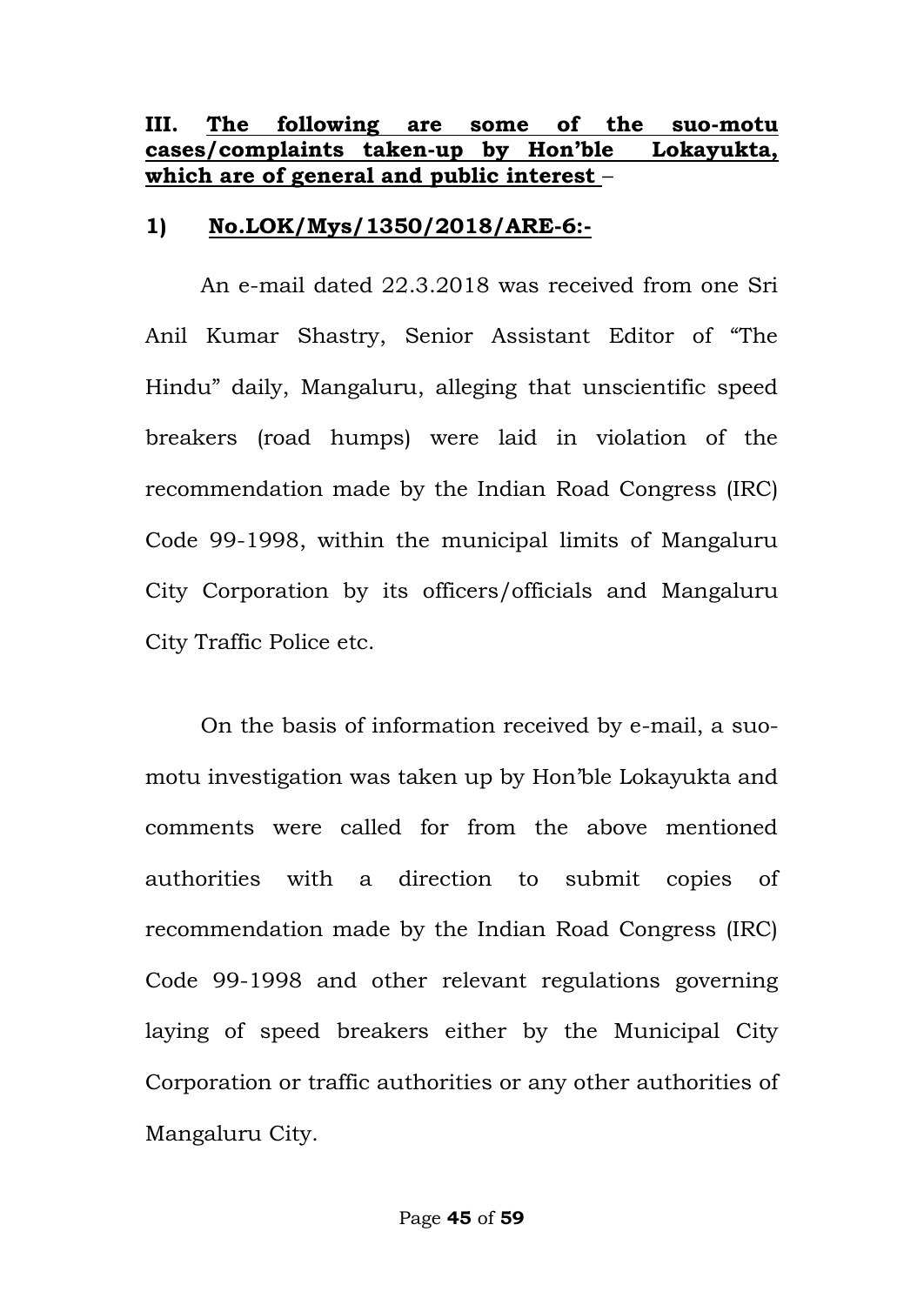**III. <u>The following are some of the suo-motu cases/complaints taken-up by Hon'ble Lokayukta, which are of general and public interest</u> –**

**1) <u>No.LOK/Mys/1350/2018/ARE-6:-</u>**

An e-mail dated 22.3.2018 was received from one Sri Anil Kumar Shastry, Senior Assistant Editor of "The Hindu" daily, Mangaluru, alleging that unscientific speed breakers (road humps) were laid in violation of the recommendation made by the Indian Road Congress (IRC) Code 99-1998, within the municipal limits of Mangaluru City Corporation by its officers/officials and Mangaluru City Traffic Police etc.

On the basis of information received by e-mail, a suo-motu investigation was taken up by Hon'ble Lokayukta and comments were called for from the above mentioned authorities with a direction to submit copies of recommendation made by the Indian Road Congress (IRC) Code 99-1998 and other relevant regulations governing laying of speed breakers either by the Municipal City Corporation or traffic authorities or any other authorities of Mangaluru City.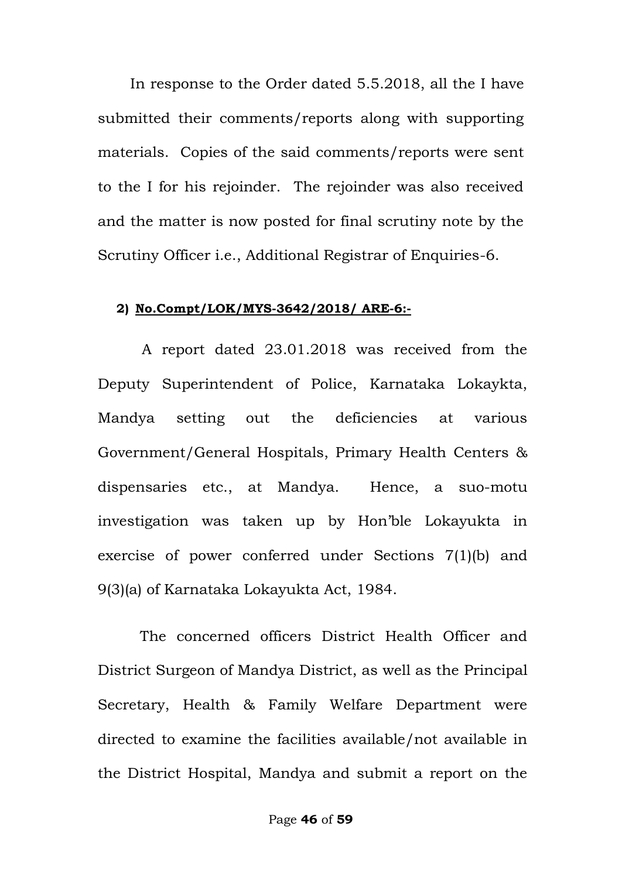In response to the Order dated 5.5.2018, all the I have submitted their comments/reports along with supporting materials. Copies of the said comments/reports were sent to the I for his rejoinder. The rejoinder was also received and the matter is now posted for final scrutiny note by the Scrutiny Officer i.e., Additional Registrar of Enquiries-6.

**2) No.Compt/LOK/MYS-3642/2018/ ARE-6:-**

A report dated 23.01.2018 was received from the Deputy Superintendent of Police, Karnataka Lokaykta, Mandya setting out the deficiencies at various Government/General Hospitals, Primary Health Centers & dispensaries etc., at Mandya. Hence, a suo-motu investigation was taken up by Hon'ble Lokayukta in exercise of power conferred under Sections 7(1)(b) and 9(3)(a) of Karnataka Lokayukta Act, 1984.

The concerned officers District Health Officer and District Surgeon of Mandya District, as well as the Principal Secretary, Health & Family Welfare Department were directed to examine the facilities available/not available in the District Hospital, Mandya and submit a report on the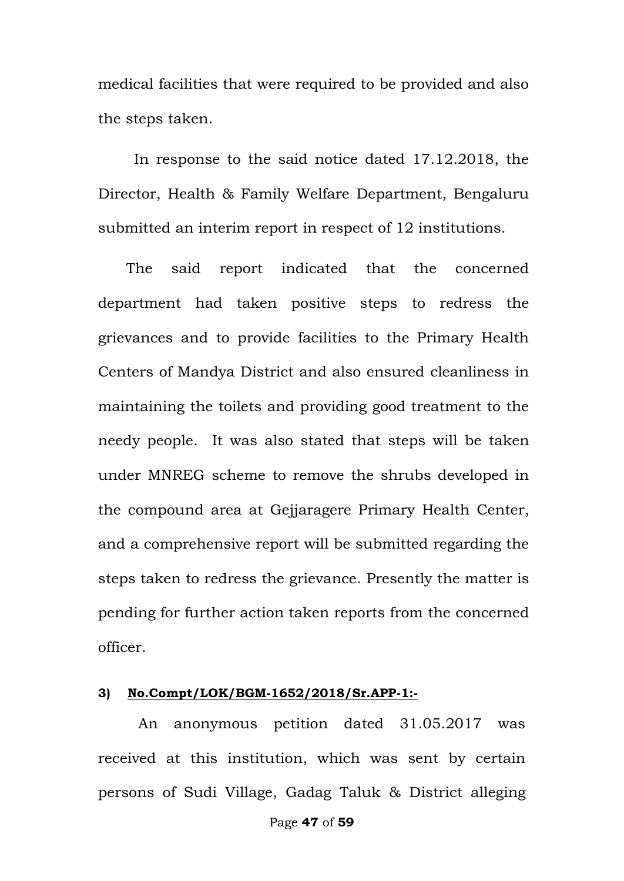medical facilities that were required to be provided and also the steps taken.

In response to the said notice dated 17.12.2018, the Director, Health & Family Welfare Department, Bengaluru submitted an interim report in respect of 12 institutions.

The said report indicated that the concerned department had taken positive steps to redress the grievances and to provide facilities to the Primary Health Centers of Mandya District and also ensured cleanliness in maintaining the toilets and providing good treatment to the needy people. It was also stated that steps will be taken under MNREG scheme to remove the shrubs developed in the compound area at Gejjaragere Primary Health Center, and a comprehensive report will be submitted regarding the steps taken to redress the grievance. Presently the matter is pending for further action taken reports from the concerned officer.

**3) <u>No.Compt/LOK/BGM-1652/2018/Sr.APP-1:-</u>**

An anonymous petition dated 31.05.2017 was received at this institution, which was sent by certain persons of Sudi Village, Gadag Taluk & District alleging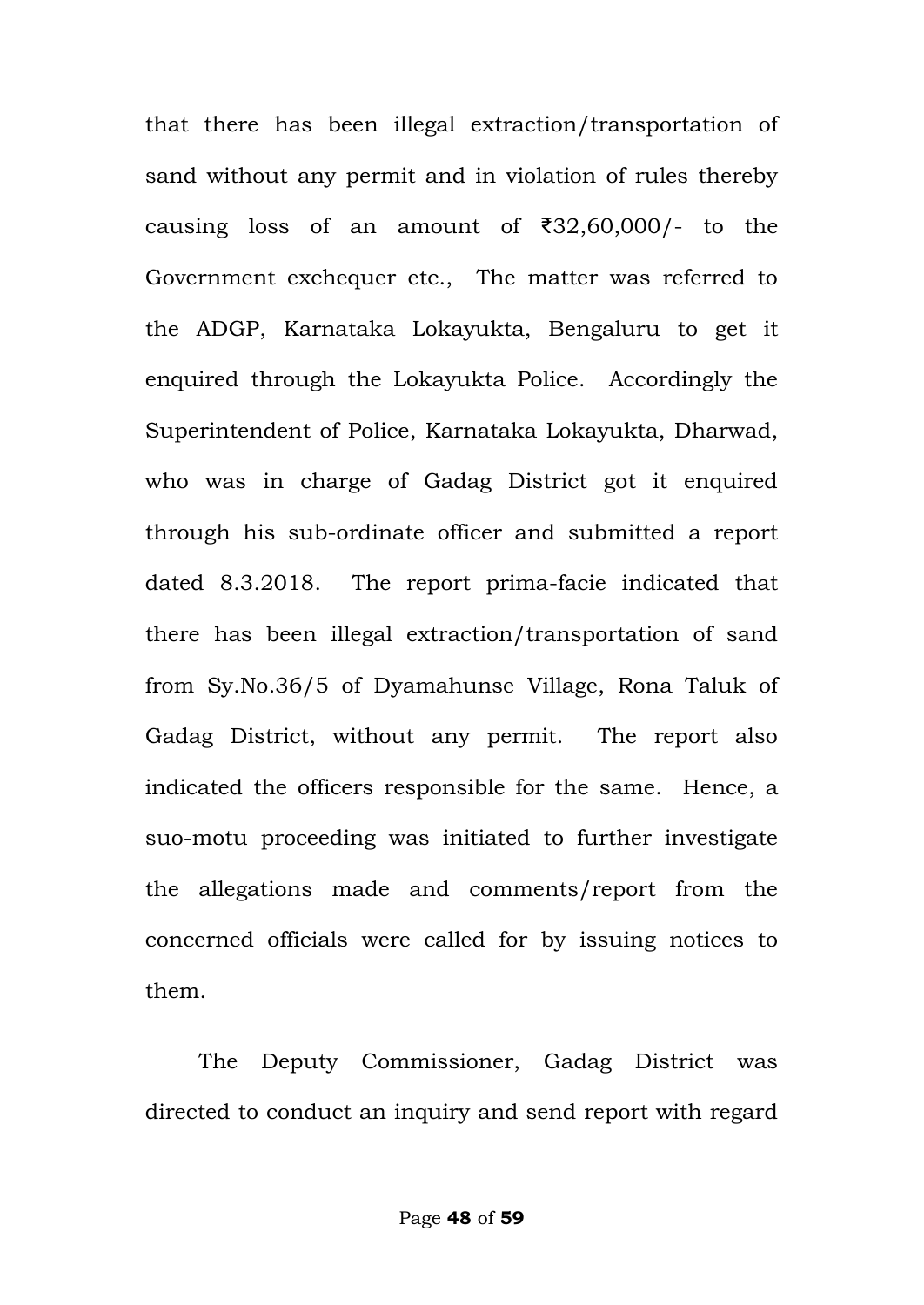that there has been illegal extraction/transportation of sand without any permit and in violation of rules thereby causing loss of an amount of ₹32,60,000/- to the Government exchequer etc., The matter was referred to the ADGP, Karnataka Lokayukta, Bengaluru to get it enquired through the Lokayukta Police. Accordingly the Superintendent of Police, Karnataka Lokayukta, Dharwad, who was in charge of Gadag District got it enquired through his sub-ordinate officer and submitted a report dated 8.3.2018. The report prima-facie indicated that there has been illegal extraction/transportation of sand from Sy.No.36/5 of Dyamahunse Village, Rona Taluk of Gadag District, without any permit. The report also indicated the officers responsible for the same. Hence, a suo-motu proceeding was initiated to further investigate the allegations made and comments/report from the concerned officials were called for by issuing notices to them.

The Deputy Commissioner, Gadag District was directed to conduct an inquiry and send report with regard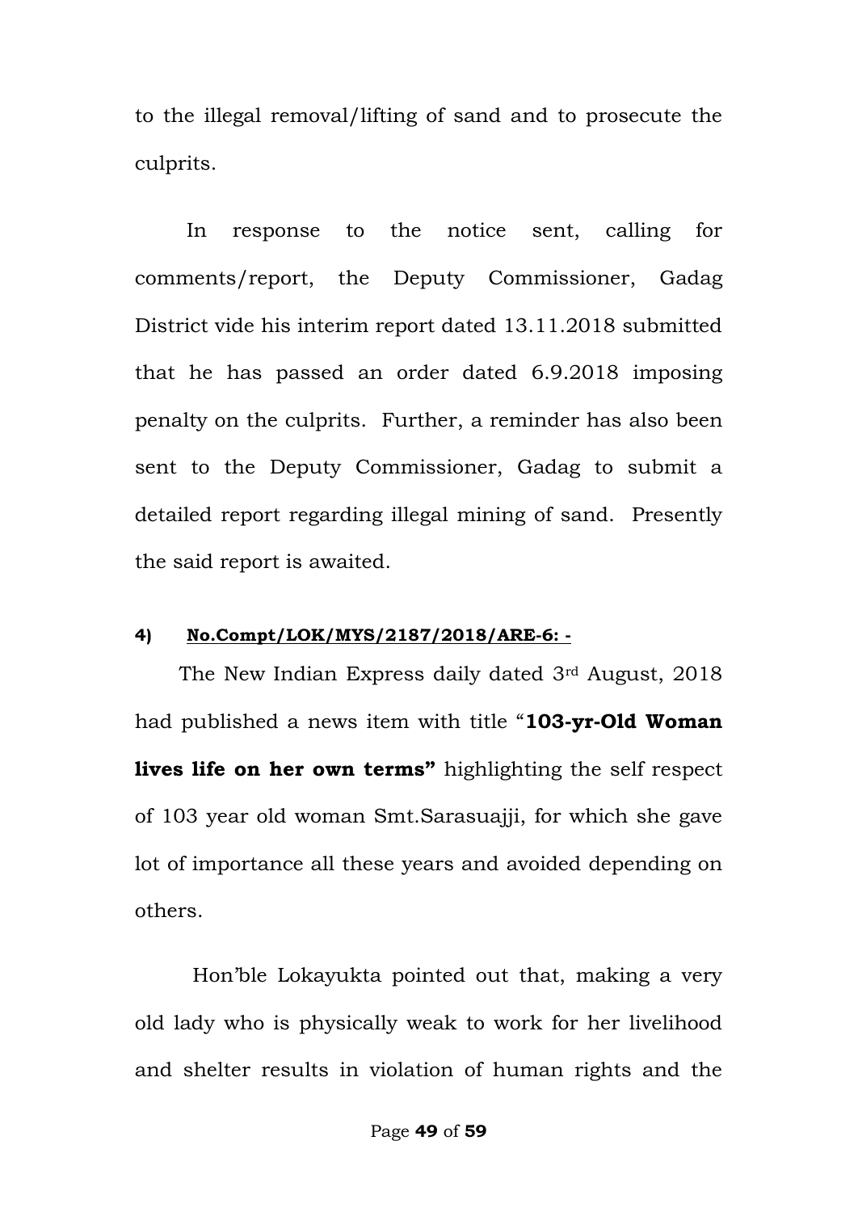to the illegal removal/lifting of sand and to prosecute the culprits.

In response to the notice sent, calling for comments/report, the Deputy Commissioner, Gadag District vide his interim report dated 13.11.2018 submitted that he has passed an order dated 6.9.2018 imposing penalty on the culprits. Further, a reminder has also been sent to the Deputy Commissioner, Gadag to submit a detailed report regarding illegal mining of sand. Presently the said report is awaited.

**4) <u>No.Compt/LOK/MYS/2187/2018/ARE-6: -</u>**

The New Indian Express daily dated 3rd August, 2018 had published a news item with title "**103-yr-Old Woman lives life on her own terms"** highlighting the self respect of 103 year old woman Smt.Sarasuajji, for which she gave lot of importance all these years and avoided depending on others.

Hon'ble Lokayukta pointed out that, making a very old lady who is physically weak to work for her livelihood and shelter results in violation of human rights and the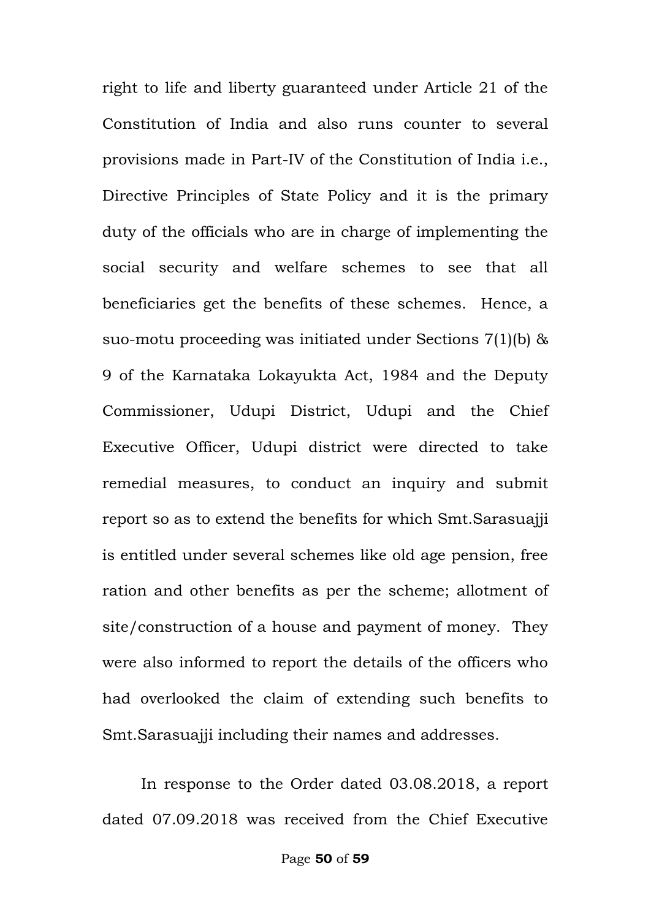right to life and liberty guaranteed under Article 21 of the Constitution of India and also runs counter to several provisions made in Part-IV of the Constitution of India i.e., Directive Principles of State Policy and it is the primary duty of the officials who are in charge of implementing the social security and welfare schemes to see that all beneficiaries get the benefits of these schemes. Hence, a suo-motu proceeding was initiated under Sections 7(1)(b) & 9 of the Karnataka Lokayukta Act, 1984 and the Deputy Commissioner, Udupi District, Udupi and the Chief Executive Officer, Udupi district were directed to take remedial measures, to conduct an inquiry and submit report so as to extend the benefits for which Smt.Sarasuajji is entitled under several schemes like old age pension, free ration and other benefits as per the scheme; allotment of site/construction of a house and payment of money. They were also informed to report the details of the officers who had overlooked the claim of extending such benefits to Smt.Sarasuajji including their names and addresses.

In response to the Order dated 03.08.2018, a report dated 07.09.2018 was received from the Chief Executive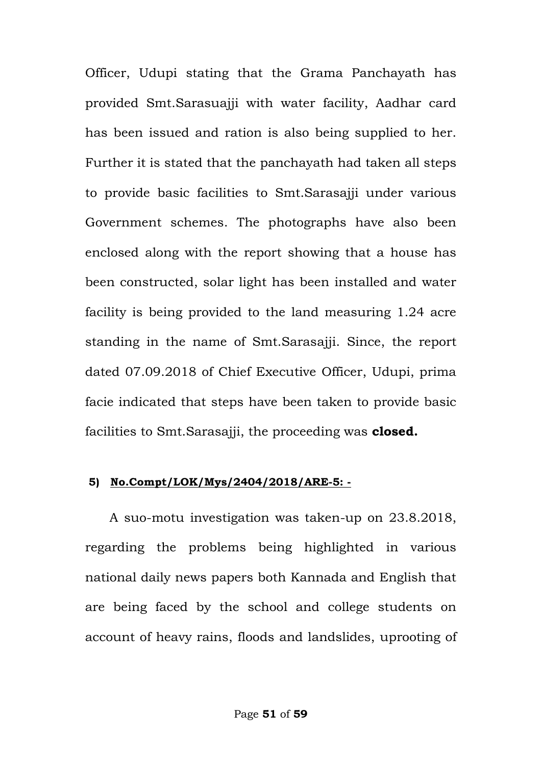Officer, Udupi stating that the Grama Panchayath has provided Smt.Sarasuajji with water facility, Aadhar card has been issued and ration is also being supplied to her. Further it is stated that the panchayath had taken all steps to provide basic facilities to Smt.Sarasajji under various Government schemes. The photographs have also been enclosed along with the report showing that a house has been constructed, solar light has been installed and water facility is being provided to the land measuring 1.24 acre standing in the name of Smt.Sarasajji. Since, the report dated 07.09.2018 of Chief Executive Officer, Udupi, prima facie indicated that steps have been taken to provide basic facilities to Smt.Sarasajji, the proceeding was **closed.**

**5) <u>No.Compt/LOK/Mys/2404/2018/ARE-5: -</u>**

A suo-motu investigation was taken-up on 23.8.2018, regarding the problems being highlighted in various national daily news papers both Kannada and English that are being faced by the school and college students on account of heavy rains, floods and landslides, uprooting of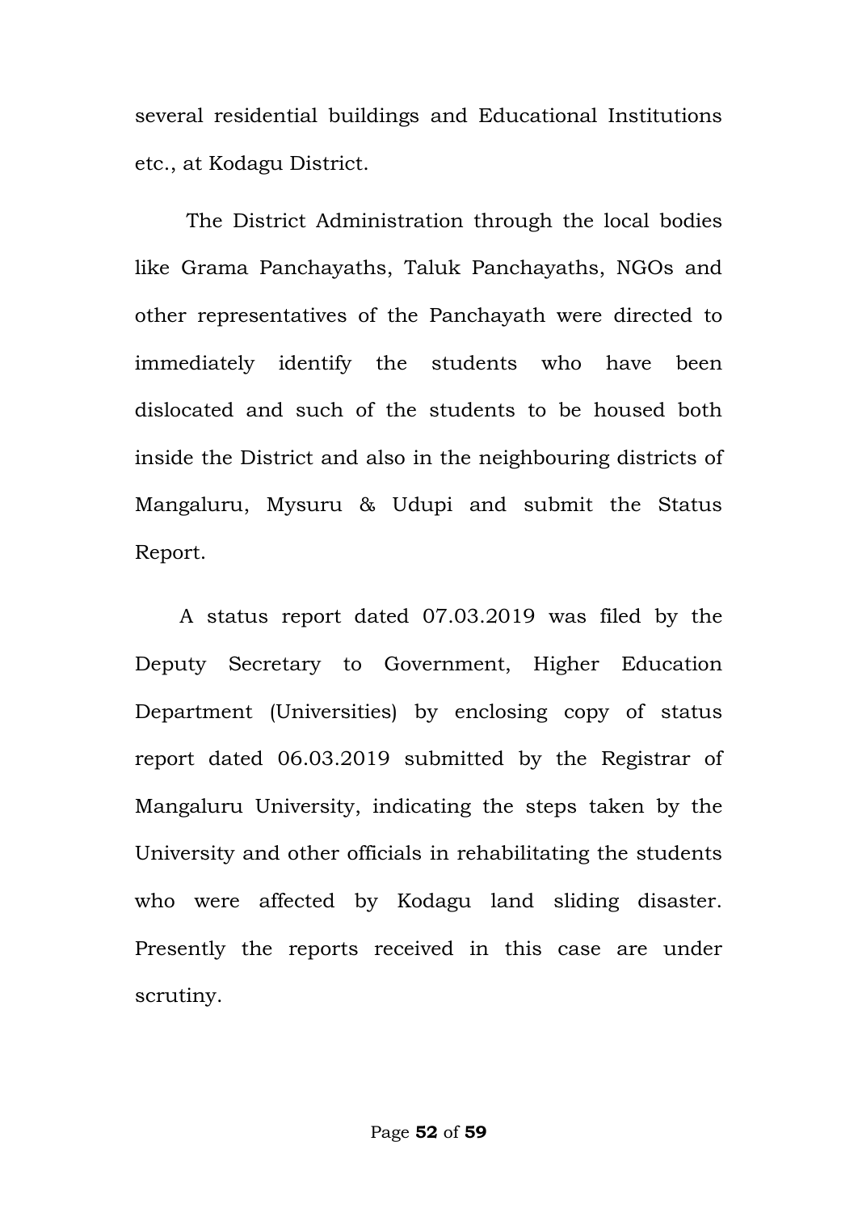several residential buildings and Educational Institutions etc., at Kodagu District.

The District Administration through the local bodies like Grama Panchayaths, Taluk Panchayaths, NGOs and other representatives of the Panchayath were directed to immediately identify the students who have been dislocated and such of the students to be housed both inside the District and also in the neighbouring districts of Mangaluru, Mysuru & Udupi and submit the Status Report.

A status report dated 07.03.2019 was filed by the Deputy Secretary to Government, Higher Education Department (Universities) by enclosing copy of status report dated 06.03.2019 submitted by the Registrar of Mangaluru University, indicating the steps taken by the University and other officials in rehabilitating the students who were affected by Kodagu land sliding disaster. Presently the reports received in this case are under scrutiny.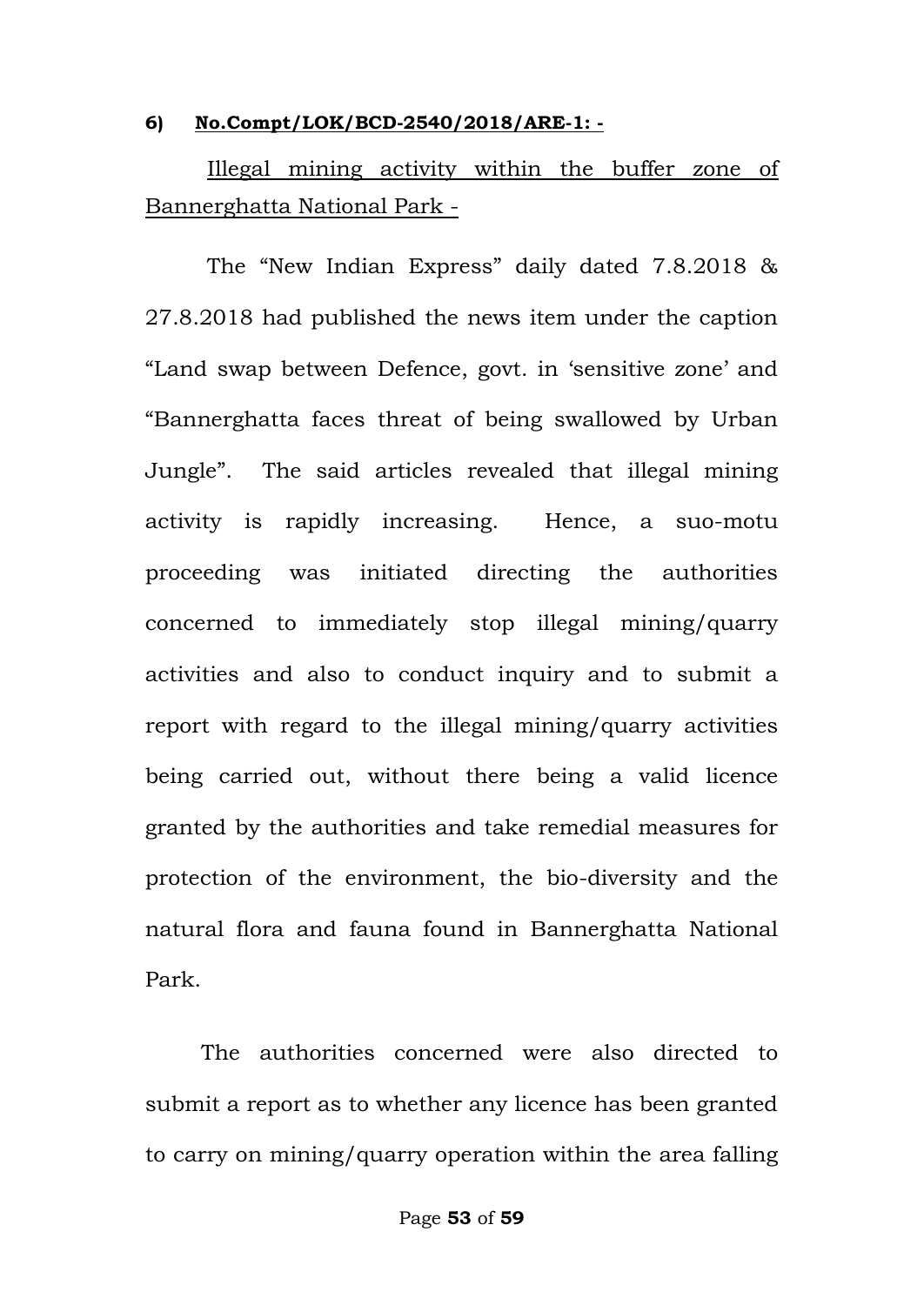**6) No.Compt/LOK/BCD-2540/2018/ARE-1: -**

Illegal mining activity within the buffer zone of Bannerghatta National Park -

The "New Indian Express" daily dated 7.8.2018 & 27.8.2018 had published the news item under the caption "Land swap between Defence, govt. in 'sensitive zone' and "Bannerghatta faces threat of being swallowed by Urban Jungle". The said articles revealed that illegal mining activity is rapidly increasing. Hence, a suo-motu proceeding was initiated directing the authorities concerned to immediately stop illegal mining/quarry activities and also to conduct inquiry and to submit a report with regard to the illegal mining/quarry activities being carried out, without there being a valid licence granted by the authorities and take remedial measures for protection of the environment, the bio-diversity and the natural flora and fauna found in Bannerghatta National Park.

The authorities concerned were also directed to submit a report as to whether any licence has been granted to carry on mining/quarry operation within the area falling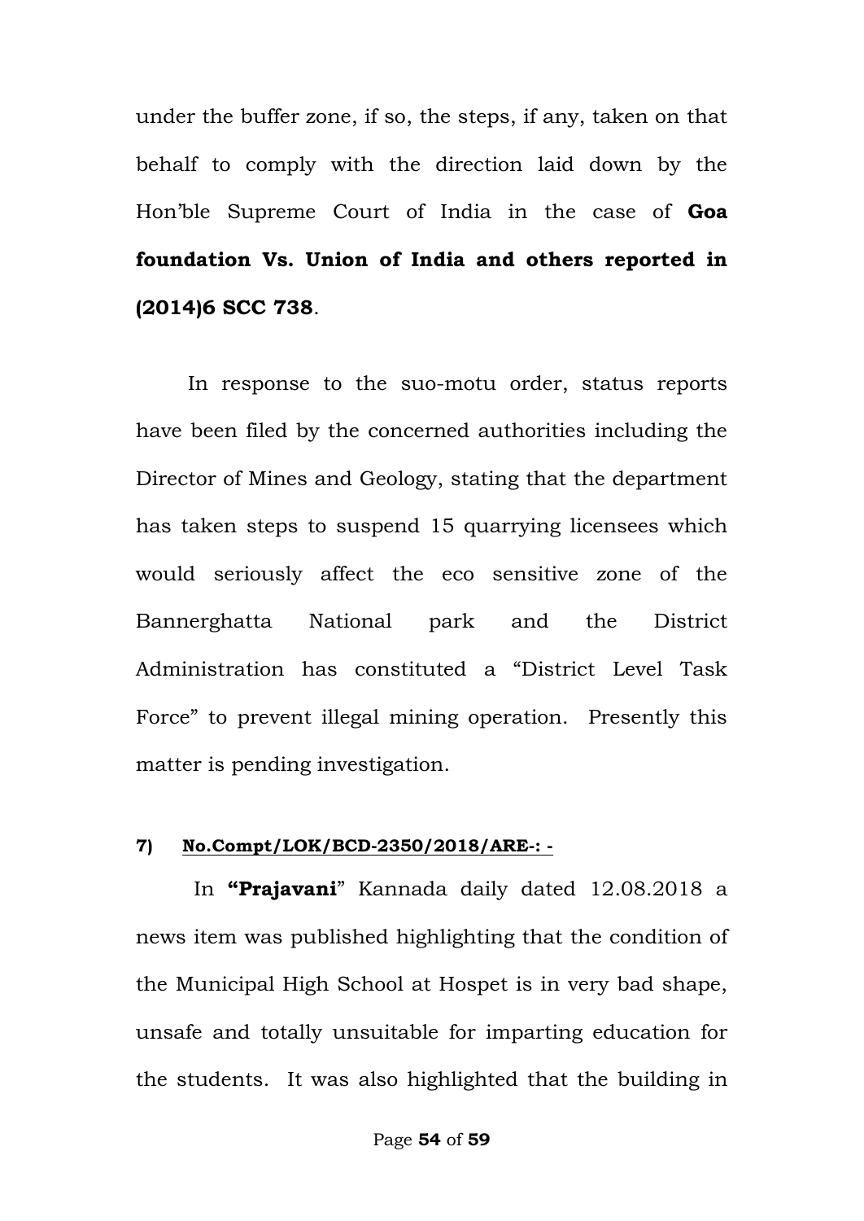under the buffer zone, if so, the steps, if any, taken on that behalf to comply with the direction laid down by the Hon'ble Supreme Court of India in the case of **Goa foundation Vs. Union of India and others reported in (2014)6 SCC 738**.

In response to the suo-motu order, status reports have been filed by the concerned authorities including the Director of Mines and Geology, stating that the department has taken steps to suspend 15 quarrying licensees which would seriously affect the eco sensitive zone of the Bannerghatta National park and the District Administration has constituted a "District Level Task Force" to prevent illegal mining operation. Presently this matter is pending investigation.

**7) No.Compt/LOK/BCD-2350/2018/ARE-: -**

In **"Prajavani**" Kannada daily dated 12.08.2018 a news item was published highlighting that the condition of the Municipal High School at Hospet is in very bad shape, unsafe and totally unsuitable for imparting education for the students. It was also highlighted that the building in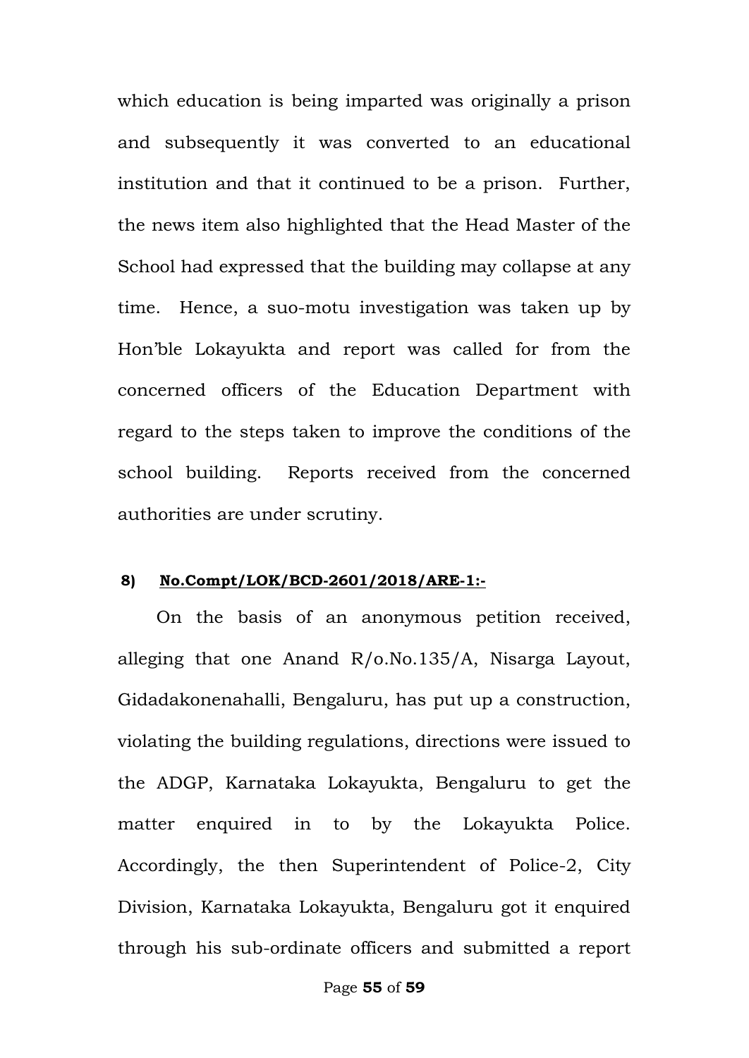which education is being imparted was originally a prison and subsequently it was converted to an educational institution and that it continued to be a prison. Further, the news item also highlighted that the Head Master of the School had expressed that the building may collapse at any time. Hence, a suo-motu investigation was taken up by Hon'ble Lokayukta and report was called for from the concerned officers of the Education Department with regard to the steps taken to improve the conditions of the school building. Reports received from the concerned authorities are under scrutiny.

**8) No.Compt/LOK/BCD-2601/2018/ARE-1:-**

On the basis of an anonymous petition received, alleging that one Anand R/o.No.135/A, Nisarga Layout, Gidadakonenahalli, Bengaluru, has put up a construction, violating the building regulations, directions were issued to the ADGP, Karnataka Lokayukta, Bengaluru to get the matter enquired in to by the Lokayukta Police. Accordingly, the then Superintendent of Police-2, City Division, Karnataka Lokayukta, Bengaluru got it enquired through his sub-ordinate officers and submitted a report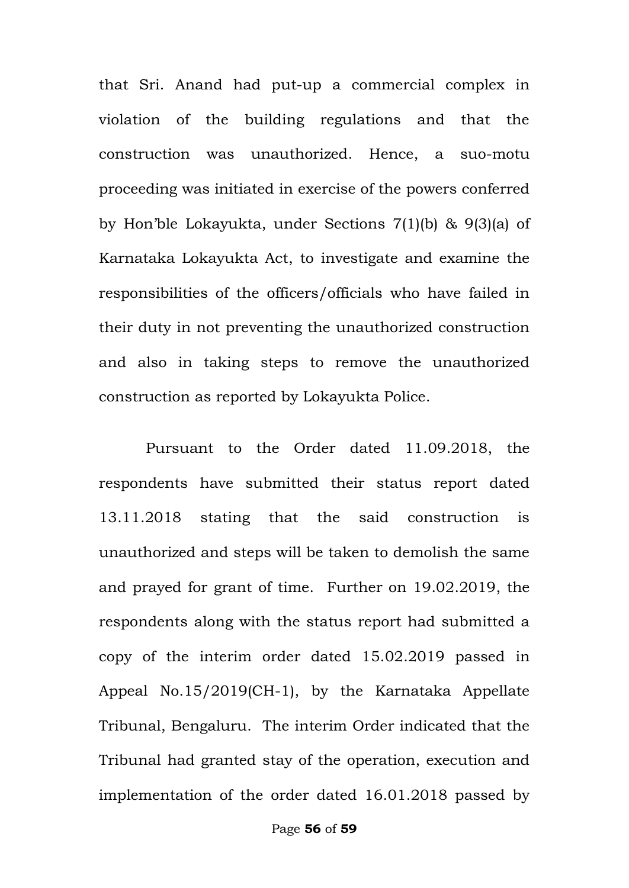that Sri. Anand had put-up a commercial complex in violation of the building regulations and that the construction was unauthorized. Hence, a suo-motu proceeding was initiated in exercise of the powers conferred by Hon'ble Lokayukta, under Sections 7(1)(b) & 9(3)(a) of Karnataka Lokayukta Act, to investigate and examine the responsibilities of the officers/officials who have failed in their duty in not preventing the unauthorized construction and also in taking steps to remove the unauthorized construction as reported by Lokayukta Police.

Pursuant to the Order dated 11.09.2018, the respondents have submitted their status report dated 13.11.2018 stating that the said construction is unauthorized and steps will be taken to demolish the same and prayed for grant of time. Further on 19.02.2019, the respondents along with the status report had submitted a copy of the interim order dated 15.02.2019 passed in Appeal No.15/2019(CH-1), by the Karnataka Appellate Tribunal, Bengaluru. The interim Order indicated that the Tribunal had granted stay of the operation, execution and implementation of the order dated 16.01.2018 passed by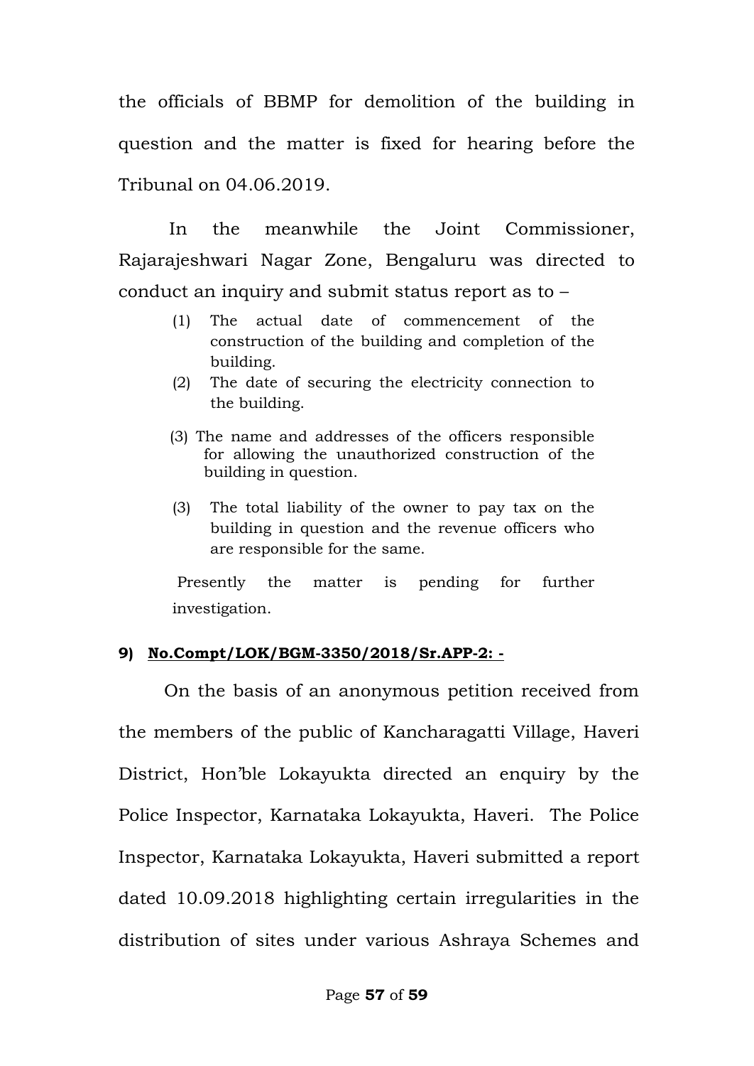the officials of BBMP for demolition of the building in question and the matter is fixed for hearing before the Tribunal on 04.06.2019.

In the meanwhile the Joint Commissioner, Rajarajeshwari Nagar Zone, Bengaluru was directed to conduct an inquiry and submit status report as to –

(1) The actual date of commencement of the construction of the building and completion of the building.

(2) The date of securing the electricity connection to the building.

(3) The name and addresses of the officers responsible for allowing the unauthorized construction of the building in question.

(3) The total liability of the owner to pay tax on the building in question and the revenue officers who are responsible for the same.

Presently the matter is pending for further investigation.

**9) <u>No.Compt/LOK/BGM-3350/2018/Sr.APP-2: -</u>**

On the basis of an anonymous petition received from the members of the public of Kancharagatti Village, Haveri District, Hon'ble Lokayukta directed an enquiry by the Police Inspector, Karnataka Lokayukta, Haveri. The Police Inspector, Karnataka Lokayukta, Haveri submitted a report dated 10.09.2018 highlighting certain irregularities in the distribution of sites under various Ashraya Schemes and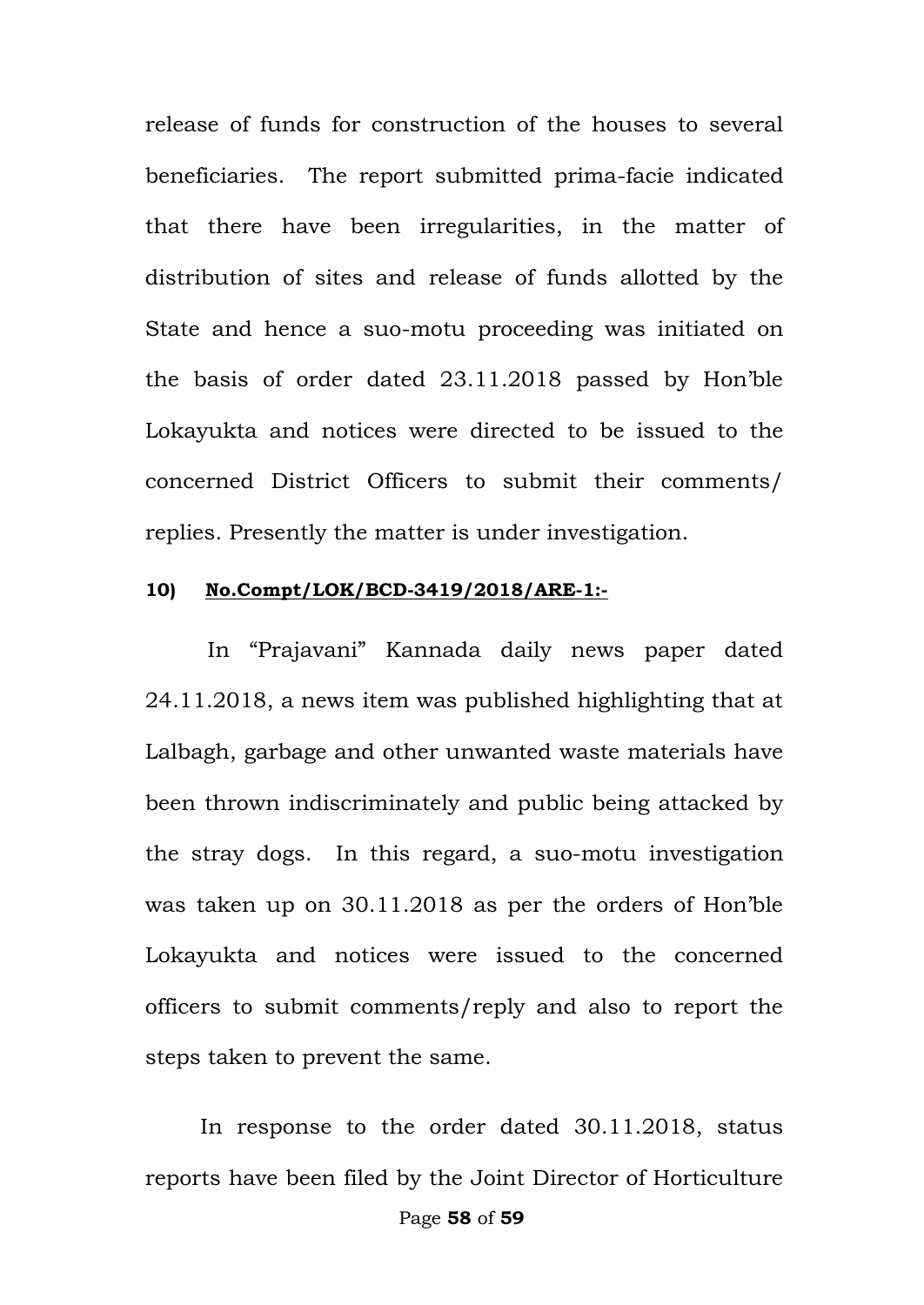release of funds for construction of the houses to several beneficiaries. The report submitted prima-facie indicated that there have been irregularities, in the matter of distribution of sites and release of funds allotted by the State and hence a suo-motu proceeding was initiated on the basis of order dated 23.11.2018 passed by Hon'ble Lokayukta and notices were directed to be issued to the concerned District Officers to submit their comments/ replies. Presently the matter is under investigation.

**10) No.Compt/LOK/BCD-3419/2018/ARE-1:-**

In "Prajavani" Kannada daily news paper dated 24.11.2018, a news item was published highlighting that at Lalbagh, garbage and other unwanted waste materials have been thrown indiscriminately and public being attacked by the stray dogs. In this regard, a suo-motu investigation was taken up on 30.11.2018 as per the orders of Hon'ble Lokayukta and notices were issued to the concerned officers to submit comments/reply and also to report the steps taken to prevent the same.

In response to the order dated 30.11.2018, status reports have been filed by the Joint Director of Horticulture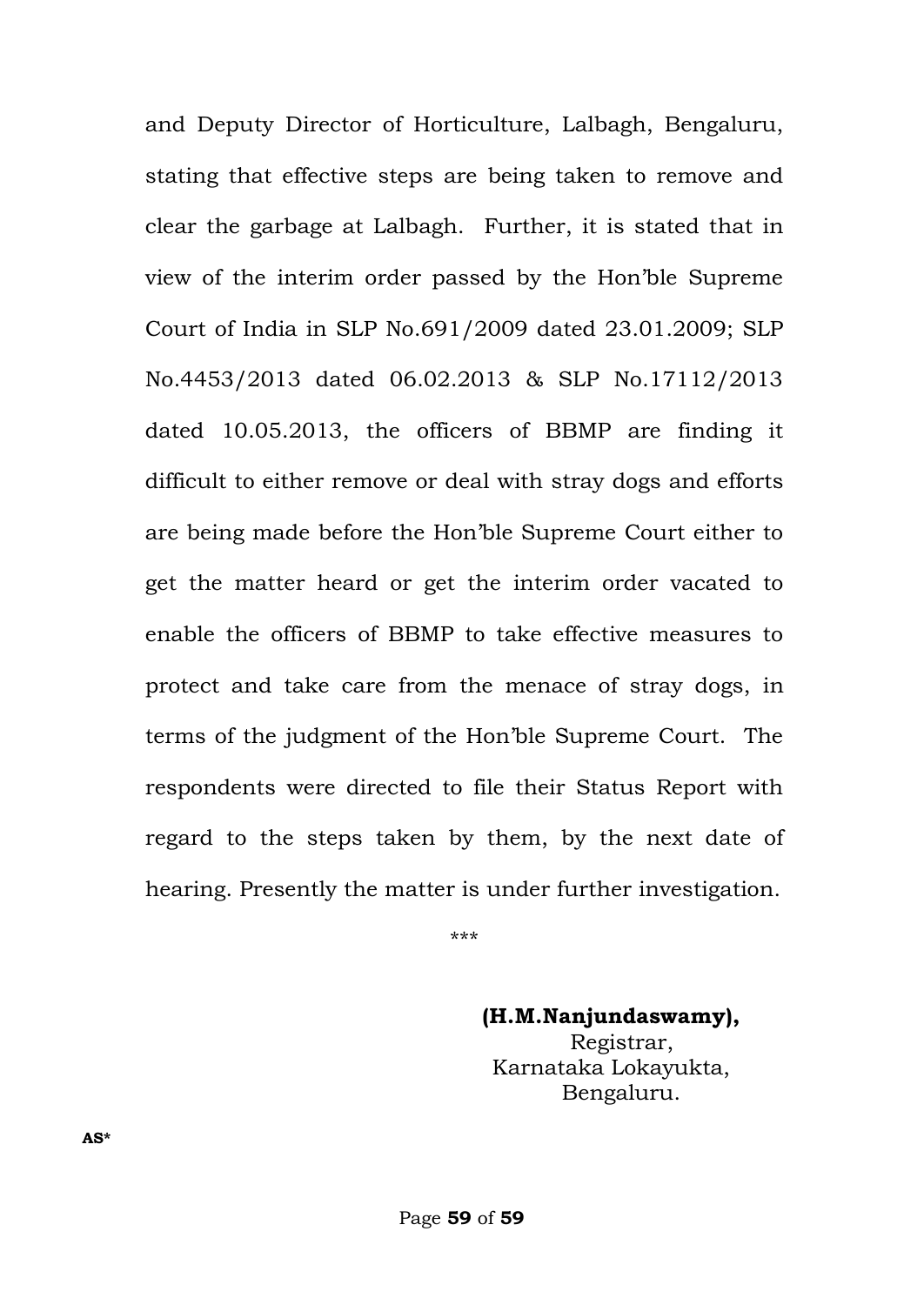and Deputy Director of Horticulture, Lalbagh, Bengaluru, stating that effective steps are being taken to remove and clear the garbage at Lalbagh. Further, it is stated that in view of the interim order passed by the Hon'ble Supreme Court of India in SLP No.691/2009 dated 23.01.2009; SLP No.4453/2013 dated 06.02.2013 & SLP No.17112/2013 dated 10.05.2013, the officers of BBMP are finding it difficult to either remove or deal with stray dogs and efforts are being made before the Hon'ble Supreme Court either to get the matter heard or get the interim order vacated to enable the officers of BBMP to take effective measures to protect and take care from the menace of stray dogs, in terms of the judgment of the Hon'ble Supreme Court. The respondents were directed to file their Status Report with regard to the steps taken by them, by the next date of hearing. Presently the matter is under further investigation.

***

**(H.M.Nanjundaswamy),**
Registrar,
Karnataka Lokayukta,
Bengaluru.

**AS***